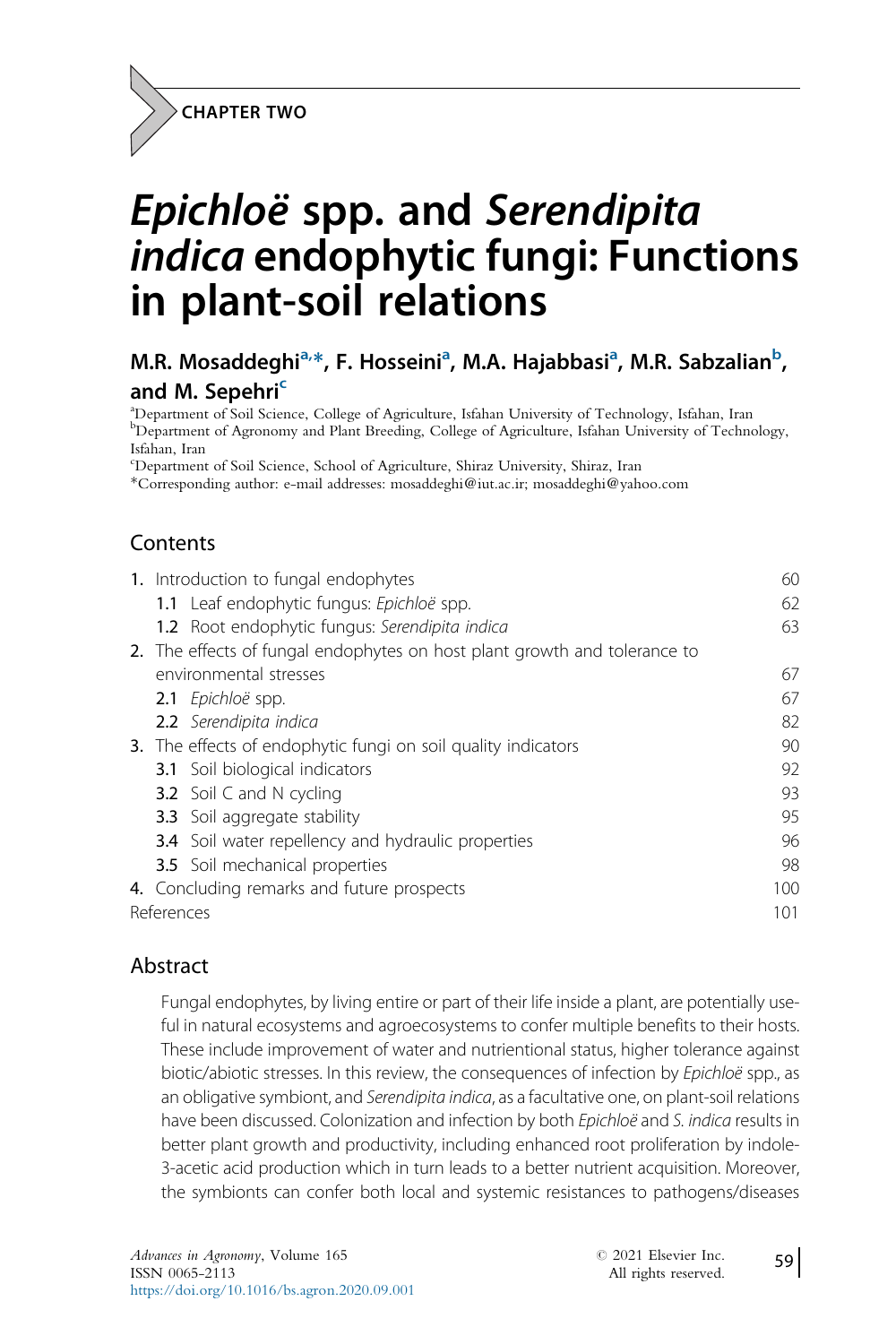CHAPTER TWO

# *Epichloë* spp. and *Serendipita indica* endophytic fungi: Functions in plant-soil relations

**M.R. Mosaddeghi[a,*], F. Hosseini[a], M.A. Hajabbasi[a], M.R. Sabzalian[b], and M. Sepehri[c]**

[a]Department of Soil Science, College of Agriculture, Isfahan University of Technology, Isfahan, Iran
[b]Department of Agronomy and Plant Breeding, College of Agriculture, Isfahan University of Technology, Isfahan, Iran
[c]Department of Soil Science, School of Agriculture, Shiraz University, Shiraz, Iran
*Corresponding author: e-mail addresses: mosaddeghi@iut.ac.ir; mosaddeghi@yahoo.com

## Contents

1. Introduction to fungal endophytes — 60
   - 1.1 Leaf endophytic fungus: *Epichloë* spp. — 62
   - 1.2 Root endophytic fungus: *Serendipita indica* — 63
2. The effects of fungal endophytes on host plant growth and tolerance to environmental stresses — 67
   - 2.1 *Epichloë* spp. — 67
   - 2.2 *Serendipita indica* — 82
3. The effects of endophytic fungi on soil quality indicators — 90
   - 3.1 Soil biological indicators — 92
   - 3.2 Soil C and N cycling — 93
   - 3.3 Soil aggregate stability — 95
   - 3.4 Soil water repellency and hydraulic properties — 96
   - 3.5 Soil mechanical properties — 98
4. Concluding remarks and future prospects — 100

References — 101

## Abstract

Fungal endophytes, by living entire or part of their life inside a plant, are potentially useful in natural ecosystems and agroecosystems to confer multiple benefits to their hosts. These include improvement of water and nutrientional status, higher tolerance against biotic/abiotic stresses. In this review, the consequences of infection by *Epichloë* spp., as an obligative symbiont, and *Serendipita indica*, as a facultative one, on plant-soil relations have been discussed. Colonization and infection by both *Epichloë* and *S. indica* results in better plant growth and productivity, including enhanced root proliferation by indole-3-acetic acid production which in turn leads to a better nutrient acquisition. Moreover, the symbionts can confer both local and systemic resistances to pathogens/diseases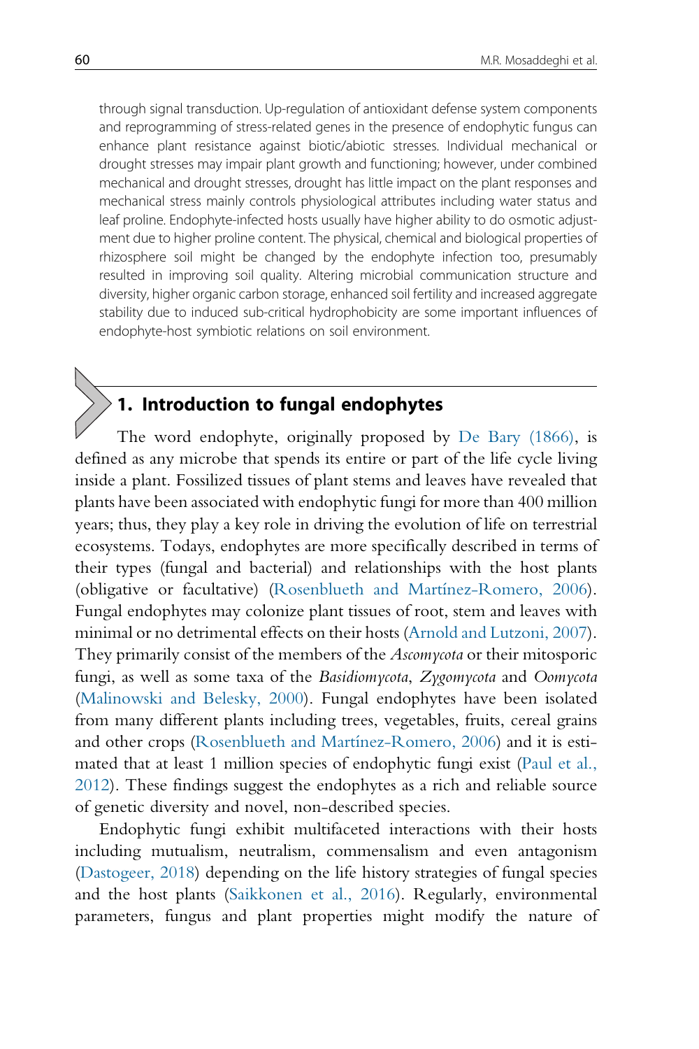through signal transduction. Up-regulation of antioxidant defense system components and reprogramming of stress-related genes in the presence of endophytic fungus can enhance plant resistance against biotic/abiotic stresses. Individual mechanical or drought stresses may impair plant growth and functioning; however, under combined mechanical and drought stresses, drought has little impact on the plant responses and mechanical stress mainly controls physiological attributes including water status and leaf proline. Endophyte-infected hosts usually have higher ability to do osmotic adjustment due to higher proline content. The physical, chemical and biological properties of rhizosphere soil might be changed by the endophyte infection too, presumably resulted in improving soil quality. Altering microbial communication structure and diversity, higher organic carbon storage, enhanced soil fertility and increased aggregate stability due to induced sub-critical hydrophobicity are some important influences of endophyte-host symbiotic relations on soil environment.

## 1. Introduction to fungal endophytes

The word endophyte, originally proposed by De Bary (1866), is defined as any microbe that spends its entire or part of the life cycle living inside a plant. Fossilized tissues of plant stems and leaves have revealed that plants have been associated with endophytic fungi for more than 400 million years; thus, they play a key role in driving the evolution of life on terrestrial ecosystems. Todays, endophytes are more specifically described in terms of their types (fungal and bacterial) and relationships with the host plants (obligative or facultative) (Rosenblueth and Martínez-Romero, 2006). Fungal endophytes may colonize plant tissues of root, stem and leaves with minimal or no detrimental effects on their hosts (Arnold and Lutzoni, 2007). They primarily consist of the members of the *Ascomycota* or their mitosporic fungi, as well as some taxa of the *Basidiomycota*, *Zygomycota* and *Oomycota* (Malinowski and Belesky, 2000). Fungal endophytes have been isolated from many different plants including trees, vegetables, fruits, cereal grains and other crops (Rosenblueth and Martínez-Romero, 2006) and it is estimated that at least 1 million species of endophytic fungi exist (Paul et al., 2012). These findings suggest the endophytes as a rich and reliable source of genetic diversity and novel, non-described species.

Endophytic fungi exhibit multifaceted interactions with their hosts including mutualism, neutralism, commensalism and even antagonism (Dastogeer, 2018) depending on the life history strategies of fungal species and the host plants (Saikkonen et al., 2016). Regularly, environmental parameters, fungus and plant properties might modify the nature of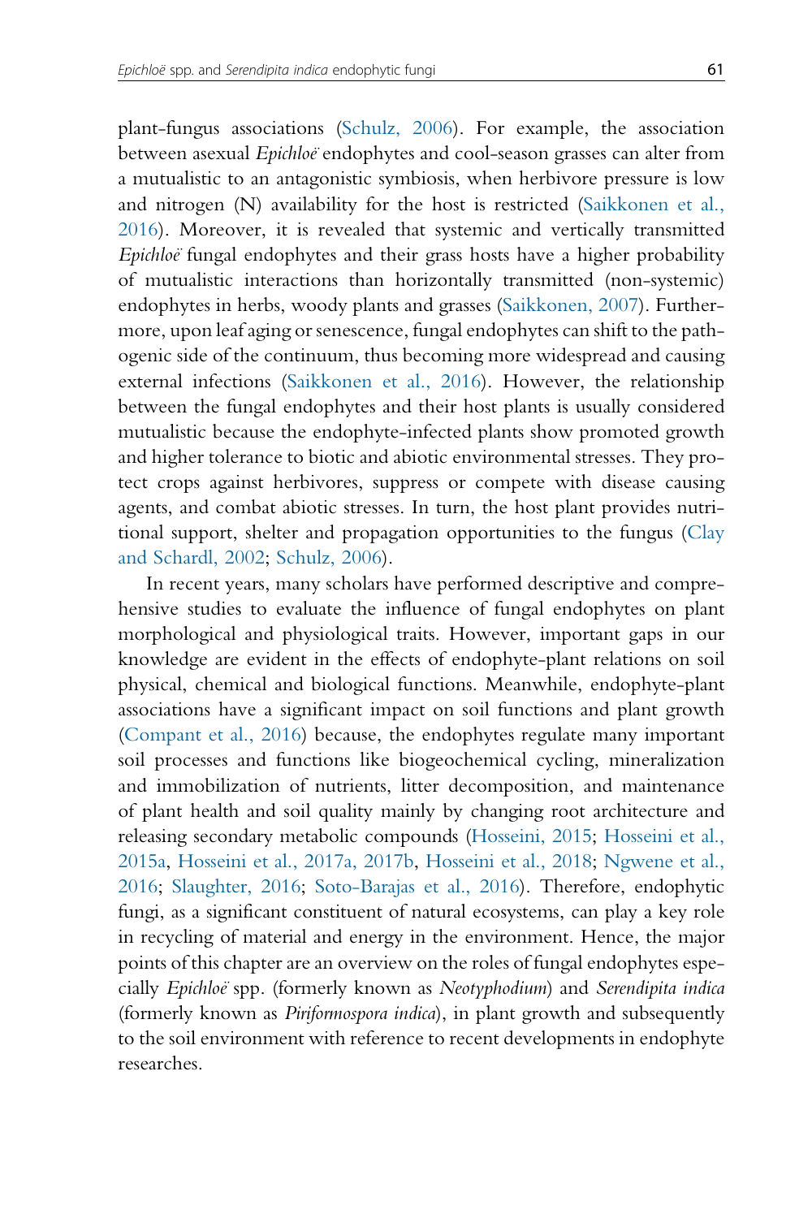plant-fungus associations (Schulz, 2006). For example, the association between asexual *Epichloë* endophytes and cool-season grasses can alter from a mutualistic to an antagonistic symbiosis, when herbivore pressure is low and nitrogen (N) availability for the host is restricted (Saikkonen et al., 2016). Moreover, it is revealed that systemic and vertically transmitted *Epichloë* fungal endophytes and their grass hosts have a higher probability of mutualistic interactions than horizontally transmitted (non-systemic) endophytes in herbs, woody plants and grasses (Saikkonen, 2007). Furthermore, upon leaf aging or senescence, fungal endophytes can shift to the pathogenic side of the continuum, thus becoming more widespread and causing external infections (Saikkonen et al., 2016). However, the relationship between the fungal endophytes and their host plants is usually considered mutualistic because the endophyte-infected plants show promoted growth and higher tolerance to biotic and abiotic environmental stresses. They protect crops against herbivores, suppress or compete with disease causing agents, and combat abiotic stresses. In turn, the host plant provides nutritional support, shelter and propagation opportunities to the fungus (Clay and Schardl, 2002; Schulz, 2006).

In recent years, many scholars have performed descriptive and comprehensive studies to evaluate the influence of fungal endophytes on plant morphological and physiological traits. However, important gaps in our knowledge are evident in the effects of endophyte-plant relations on soil physical, chemical and biological functions. Meanwhile, endophyte-plant associations have a significant impact on soil functions and plant growth (Compant et al., 2016) because, the endophytes regulate many important soil processes and functions like biogeochemical cycling, mineralization and immobilization of nutrients, litter decomposition, and maintenance of plant health and soil quality mainly by changing root architecture and releasing secondary metabolic compounds (Hosseini, 2015; Hosseini et al., 2015a, Hosseini et al., 2017a, 2017b, Hosseini et al., 2018; Ngwene et al., 2016; Slaughter, 2016; Soto-Barajas et al., 2016). Therefore, endophytic fungi, as a significant constituent of natural ecosystems, can play a key role in recycling of material and energy in the environment. Hence, the major points of this chapter are an overview on the roles of fungal endophytes especially *Epichloë* spp. (formerly known as *Neotyphodium*) and *Serendipita indica* (formerly known as *Piriformospora indica*), in plant growth and subsequently to the soil environment with reference to recent developments in endophyte researches.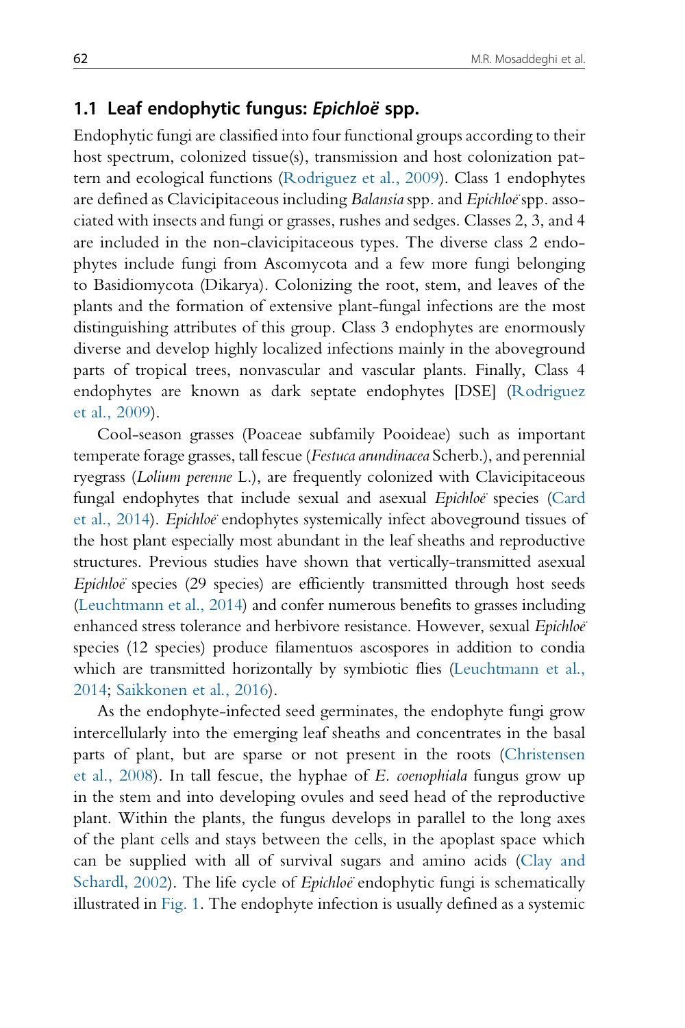## 1.1 Leaf endophytic fungus: *Epichloë* spp.

Endophytic fungi are classified into four functional groups according to their host spectrum, colonized tissue(s), transmission and host colonization pattern and ecological functions (Rodriguez et al., 2009). Class 1 endophytes are defined as Clavicipitaceous including *Balansia* spp. and *Epichloë* spp. associated with insects and fungi or grasses, rushes and sedges. Classes 2, 3, and 4 are included in the non-clavicipitaceous types. The diverse class 2 endophytes include fungi from Ascomycota and a few more fungi belonging to Basidiomycota (Dikarya). Colonizing the root, stem, and leaves of the plants and the formation of extensive plant-fungal infections are the most distinguishing attributes of this group. Class 3 endophytes are enormously diverse and develop highly localized infections mainly in the aboveground parts of tropical trees, nonvascular and vascular plants. Finally, Class 4 endophytes are known as dark septate endophytes [DSE] (Rodriguez et al., 2009).

Cool-season grasses (Poaceae subfamily Pooideae) such as important temperate forage grasses, tall fescue (*Festuca arundinacea* Scherb.), and perennial ryegrass (*Lolium perenne* L.), are frequently colonized with Clavicipitaceous fungal endophytes that include sexual and asexual *Epichloë* species (Card et al., 2014). *Epichloë* endophytes systemically infect aboveground tissues of the host plant especially most abundant in the leaf sheaths and reproductive structures. Previous studies have shown that vertically-transmitted asexual *Epichloë* species (29 species) are efficiently transmitted through host seeds (Leuchtmann et al., 2014) and confer numerous benefits to grasses including enhanced stress tolerance and herbivore resistance. However, sexual *Epichloë* species (12 species) produce filamentuos ascospores in addition to condia which are transmitted horizontally by symbiotic flies (Leuchtmann et al., 2014; Saikkonen et al., 2016).

As the endophyte-infected seed germinates, the endophyte fungi grow intercellularly into the emerging leaf sheaths and concentrates in the basal parts of plant, but are sparse or not present in the roots (Christensen et al., 2008). In tall fescue, the hyphae of *E. coenophiala* fungus grow up in the stem and into developing ovules and seed head of the reproductive plant. Within the plants, the fungus develops in parallel to the long axes of the plant cells and stays between the cells, in the apoplast space which can be supplied with all of survival sugars and amino acids (Clay and Schardl, 2002). The life cycle of *Epichloë* endophytic fungi is schematically illustrated in Fig. 1. The endophyte infection is usually defined as a systemic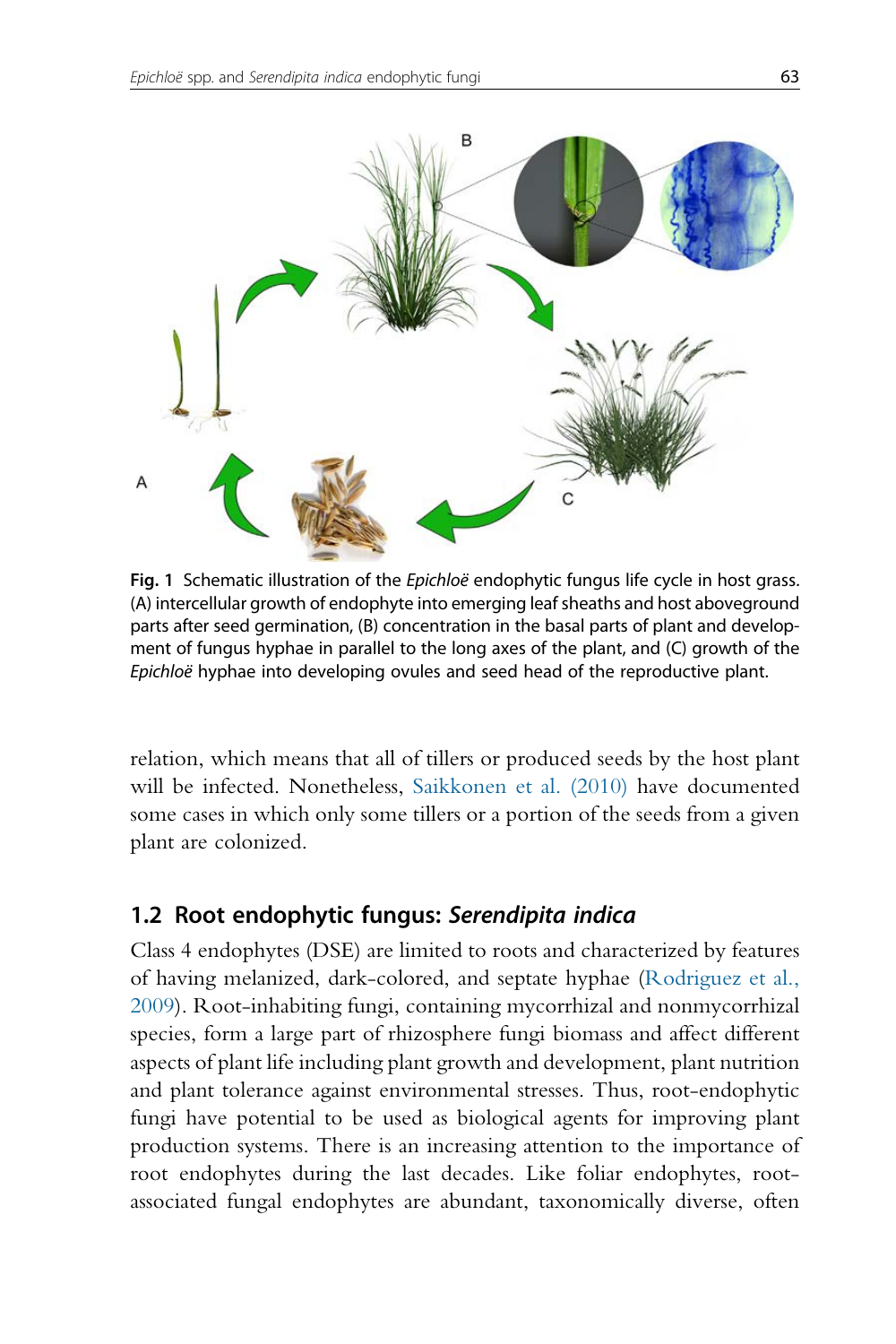Fig. 1 Schematic illustration of the *Epichloë* endophytic fungus life cycle in host grass. (A) intercellular growth of endophyte into emerging leaf sheaths and host aboveground parts after seed germination, (B) concentration in the basal parts of plant and development of fungus hyphae in parallel to the long axes of the plant, and (C) growth of the *Epichloë* hyphae into developing ovules and seed head of the reproductive plant.

relation, which means that all of tillers or produced seeds by the host plant will be infected. Nonetheless, Saikkonen et al. (2010) have documented some cases in which only some tillers or a portion of the seeds from a given plant are colonized.

## 1.2 Root endophytic fungus: *Serendipita indica*

Class 4 endophytes (DSE) are limited to roots and characterized by features of having melanized, dark-colored, and septate hyphae (Rodriguez et al., 2009). Root-inhabiting fungi, containing mycorrhizal and nonmycorrhizal species, form a large part of rhizosphere fungi biomass and affect different aspects of plant life including plant growth and development, plant nutrition and plant tolerance against environmental stresses. Thus, root-endophytic fungi have potential to be used as biological agents for improving plant production systems. There is an increasing attention to the importance of root endophytes during the last decades. Like foliar endophytes, root-associated fungal endophytes are abundant, taxonomically diverse, often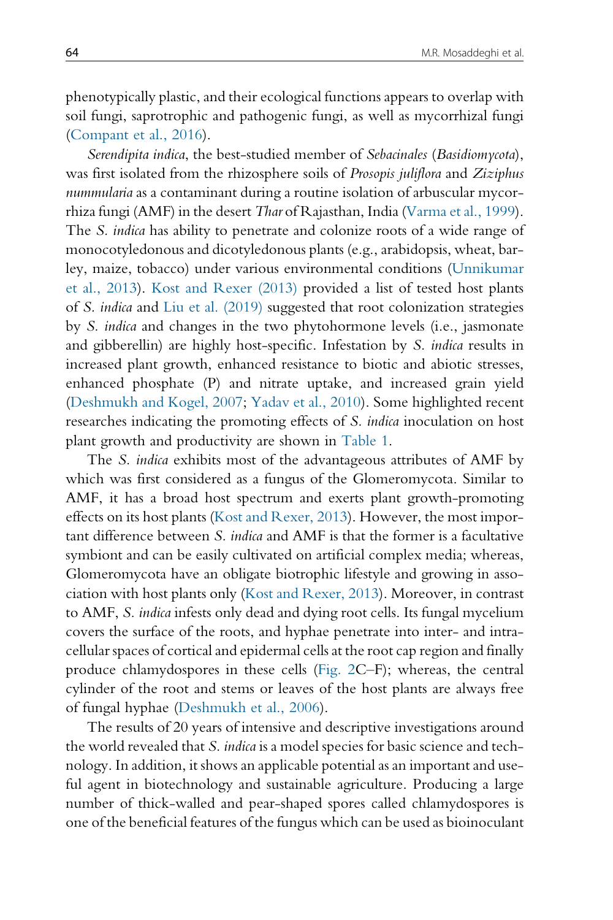phenotypically plastic, and their ecological functions appears to overlap with soil fungi, saprotrophic and pathogenic fungi, as well as mycorrhizal fungi (Compant et al., 2016).

*Serendipita indica*, the best-studied member of *Sebacinales* (*Basidiomycota*), was first isolated from the rhizosphere soils of *Prosopis juliflora* and *Ziziphus nummularia* as a contaminant during a routine isolation of arbuscular mycorrhiza fungi (AMF) in the desert *Thar* of Rajasthan, India (Varma et al., 1999). The *S. indica* has ability to penetrate and colonize roots of a wide range of monocotyledonous and dicotyledonous plants (e.g., arabidopsis, wheat, barley, maize, tobacco) under various environmental conditions (Unnikumar et al., 2013). Kost and Rexer (2013) provided a list of tested host plants of *S. indica* and Liu et al. (2019) suggested that root colonization strategies by *S. indica* and changes in the two phytohormone levels (i.e., jasmonate and gibberellin) are highly host-specific. Infestation by *S. indica* results in increased plant growth, enhanced resistance to biotic and abiotic stresses, enhanced phosphate (P) and nitrate uptake, and increased grain yield (Deshmukh and Kogel, 2007; Yadav et al., 2010). Some highlighted recent researches indicating the promoting effects of *S. indica* inoculation on host plant growth and productivity are shown in Table 1.

The *S. indica* exhibits most of the advantageous attributes of AMF by which was first considered as a fungus of the Glomeromycota. Similar to AMF, it has a broad host spectrum and exerts plant growth-promoting effects on its host plants (Kost and Rexer, 2013). However, the most important difference between *S. indica* and AMF is that the former is a facultative symbiont and can be easily cultivated on artificial complex media; whereas, Glomeromycota have an obligate biotrophic lifestyle and growing in association with host plants only (Kost and Rexer, 2013). Moreover, in contrast to AMF, *S. indica* infests only dead and dying root cells. Its fungal mycelium covers the surface of the roots, and hyphae penetrate into inter- and intracellular spaces of cortical and epidermal cells at the root cap region and finally produce chlamydospores in these cells (Fig. 2C–F); whereas, the central cylinder of the root and stems or leaves of the host plants are always free of fungal hyphae (Deshmukh et al., 2006).

The results of 20 years of intensive and descriptive investigations around the world revealed that *S. indica* is a model species for basic science and technology. In addition, it shows an applicable potential as an important and useful agent in biotechnology and sustainable agriculture. Producing a large number of thick-walled and pear-shaped spores called chlamydospores is one of the beneficial features of the fungus which can be used as bioinoculant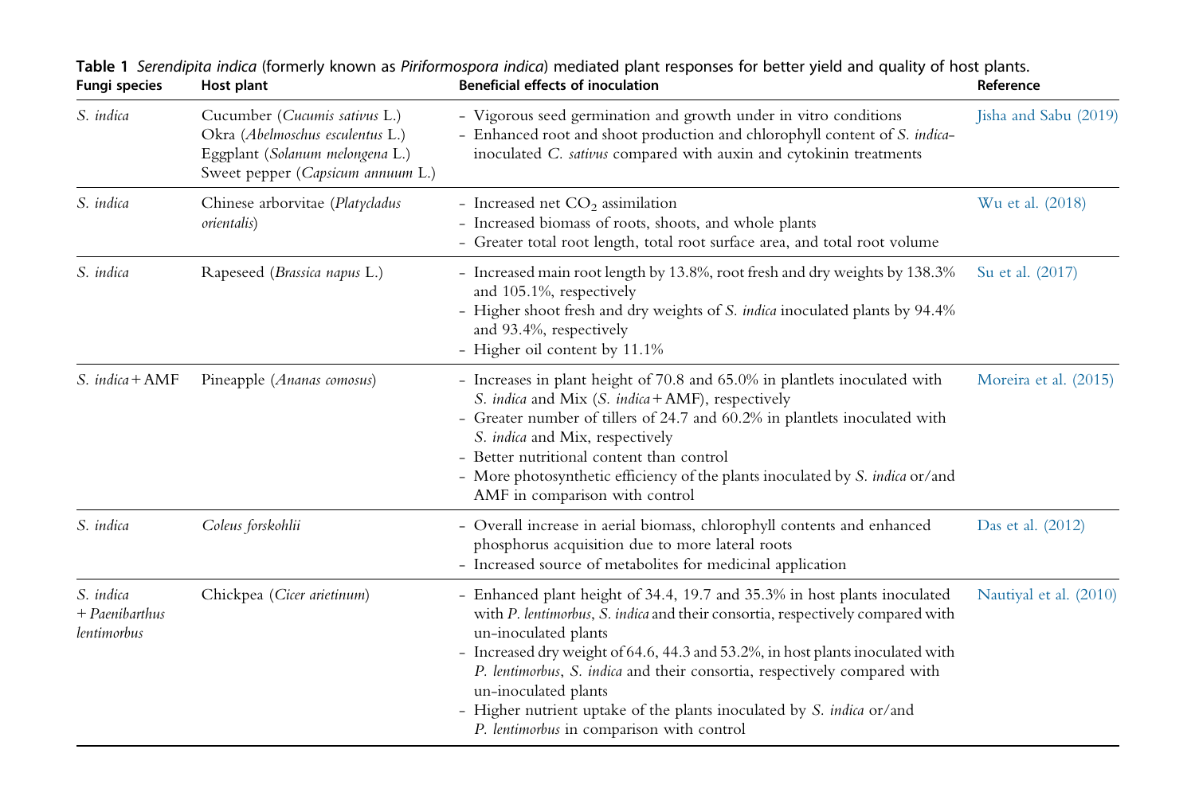**Table 1** *Serendipita indica* (formerly known as *Piriformospora indica*) mediated plant responses for better yield and quality of host plants.

| Fungi species | Host plant | Beneficial effects of inoculation | Reference |
|---|---|---|---|
| *S. indica* | Cucumber (*Cucumis sativus* L.)<br>Okra (*Abelmoschus esculentus* L.)<br>Eggplant (*Solanum melongena* L.)<br>Sweet pepper (*Capsicum annuum* L.) | - Vigorous seed germination and growth under in vitro conditions<br>- Enhanced root and shoot production and chlorophyll content of *S. indica*-inoculated *C. sativus* compared with auxin and cytokinin treatments | Jisha and Sabu (2019) |
| *S. indica* | Chinese arborvitae (*Platycladus orientalis*) | - Increased net $CO_2$ assimilation<br>- Increased biomass of roots, shoots, and whole plants<br>- Greater total root length, total root surface area, and total root volume | Wu et al. (2018) |
| *S. indica* | Rapeseed (*Brassica napus* L.) | - Increased main root length by 13.8%, root fresh and dry weights by 138.3% and 105.1%, respectively<br>- Higher shoot fresh and dry weights of *S. indica* inoculated plants by 94.4% and 93.4%, respectively<br>- Higher oil content by 11.1% | Su et al. (2017) |
| *S. indica* + AMF | Pineapple (*Ananas comosus*) | - Increases in plant height of 70.8 and 65.0% in plantlets inoculated with *S. indica* and Mix (*S. indica* + AMF), respectively<br>- Greater number of tillers of 24.7 and 60.2% in plantlets inoculated with *S. indica* and Mix, respectively<br>- Better nutritional content than control<br>- More photosynthetic efficiency of the plants inoculated by *S. indica* or/and AMF in comparison with control | Moreira et al. (2015) |
| *S. indica* | *Coleus forskohlii* | - Overall increase in aerial biomass, chlorophyll contents and enhanced phosphorus acquisition due to more lateral roots<br>- Increased source of metabolites for medicinal application | Das et al. (2012) |
| *S. indica* + *Paenibarthus lentimorbus* | Chickpea (*Cicer arietinum*) | - Enhanced plant height of 34.4, 19.7 and 35.3% in host plants inoculated with *P. lentimorbus*, *S. indica* and their consortia, respectively compared with un-inoculated plants<br>- Increased dry weight of 64.6, 44.3 and 53.2%, in host plants inoculated with *P. lentimorbus*, *S. indica* and their consortia, respectively compared with un-inoculated plants<br>- Higher nutrient uptake of the plants inoculated by *S. indica* or/and *P. lentimorbus* in comparison with control | Nautiyal et al. (2010) |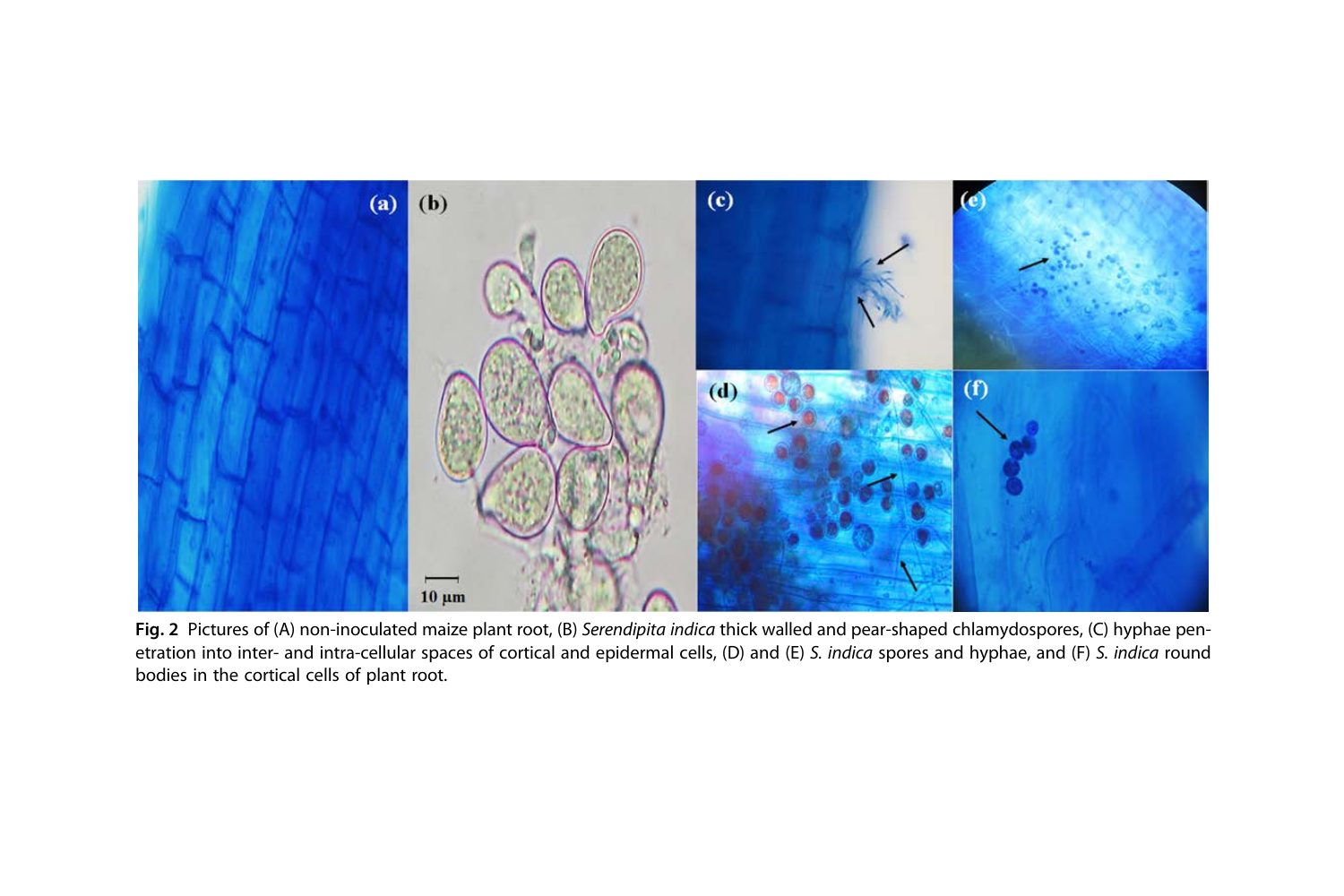**Fig. 2** Pictures of (A) non-inoculated maize plant root, (B) *Serendipita indica* thick walled and pear-shaped chlamydospores, (C) hyphae penetration into inter- and intra-cellular spaces of cortical and epidermal cells, (D) and (E) *S. indica* spores and hyphae, and (F) *S. indica* round bodies in the cortical cells of plant root.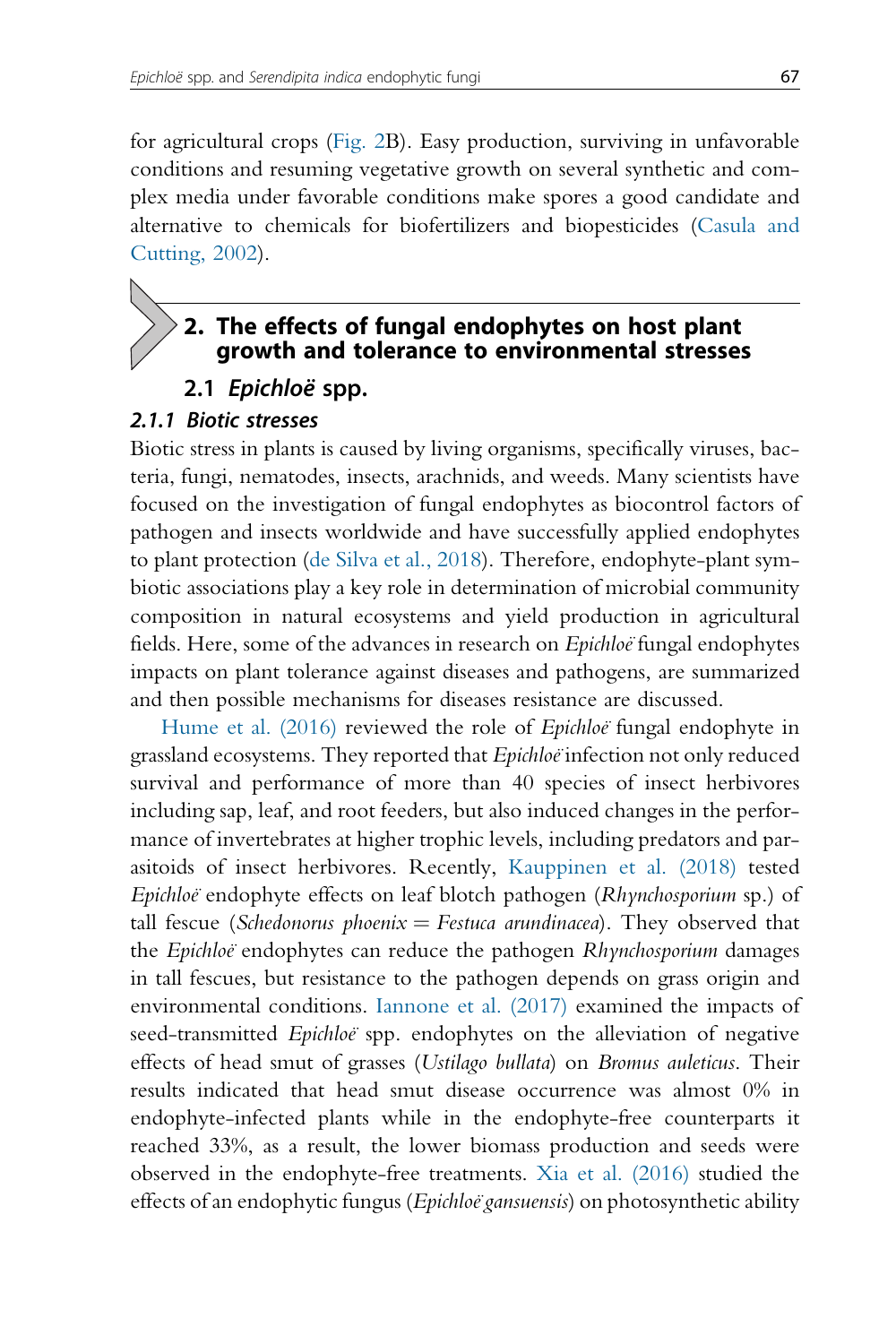for agricultural crops (Fig. 2B). Easy production, surviving in unfavorable conditions and resuming vegetative growth on several synthetic and complex media under favorable conditions make spores a good candidate and alternative to chemicals for biofertilizers and biopesticides (Casula and Cutting, 2002).

## 2. The effects of fungal endophytes on host plant growth and tolerance to environmental stresses

### 2.1 *Epichloë* spp.

#### 2.1.1 Biotic stresses

Biotic stress in plants is caused by living organisms, specifically viruses, bacteria, fungi, nematodes, insects, arachnids, and weeds. Many scientists have focused on the investigation of fungal endophytes as biocontrol factors of pathogen and insects worldwide and have successfully applied endophytes to plant protection (de Silva et al., 2018). Therefore, endophyte-plant symbiotic associations play a key role in determination of microbial community composition in natural ecosystems and yield production in agricultural fields. Here, some of the advances in research on *Epichloë* fungal endophytes impacts on plant tolerance against diseases and pathogens, are summarized and then possible mechanisms for diseases resistance are discussed.

Hume et al. (2016) reviewed the role of *Epichloë* fungal endophyte in grassland ecosystems. They reported that *Epichloë* infection not only reduced survival and performance of more than 40 species of insect herbivores including sap, leaf, and root feeders, but also induced changes in the performance of invertebrates at higher trophic levels, including predators and parasitoids of insect herbivores. Recently, Kauppinen et al. (2018) tested *Epichloë* endophyte effects on leaf blotch pathogen (*Rhynchosporium* sp.) of tall fescue (*Schedonorus phoenix* = *Festuca arundinacea*). They observed that the *Epichloë* endophytes can reduce the pathogen *Rhynchosporium* damages in tall fescues, but resistance to the pathogen depends on grass origin and environmental conditions. Iannone et al. (2017) examined the impacts of seed-transmitted *Epichloë* spp. endophytes on the alleviation of negative effects of head smut of grasses (*Ustilago bullata*) on *Bromus auleticus*. Their results indicated that head smut disease occurrence was almost 0% in endophyte-infected plants while in the endophyte-free counterparts it reached 33%, as a result, the lower biomass production and seeds were observed in the endophyte-free treatments. Xia et al. (2016) studied the effects of an endophytic fungus (*Epichloë gansuensis*) on photosynthetic ability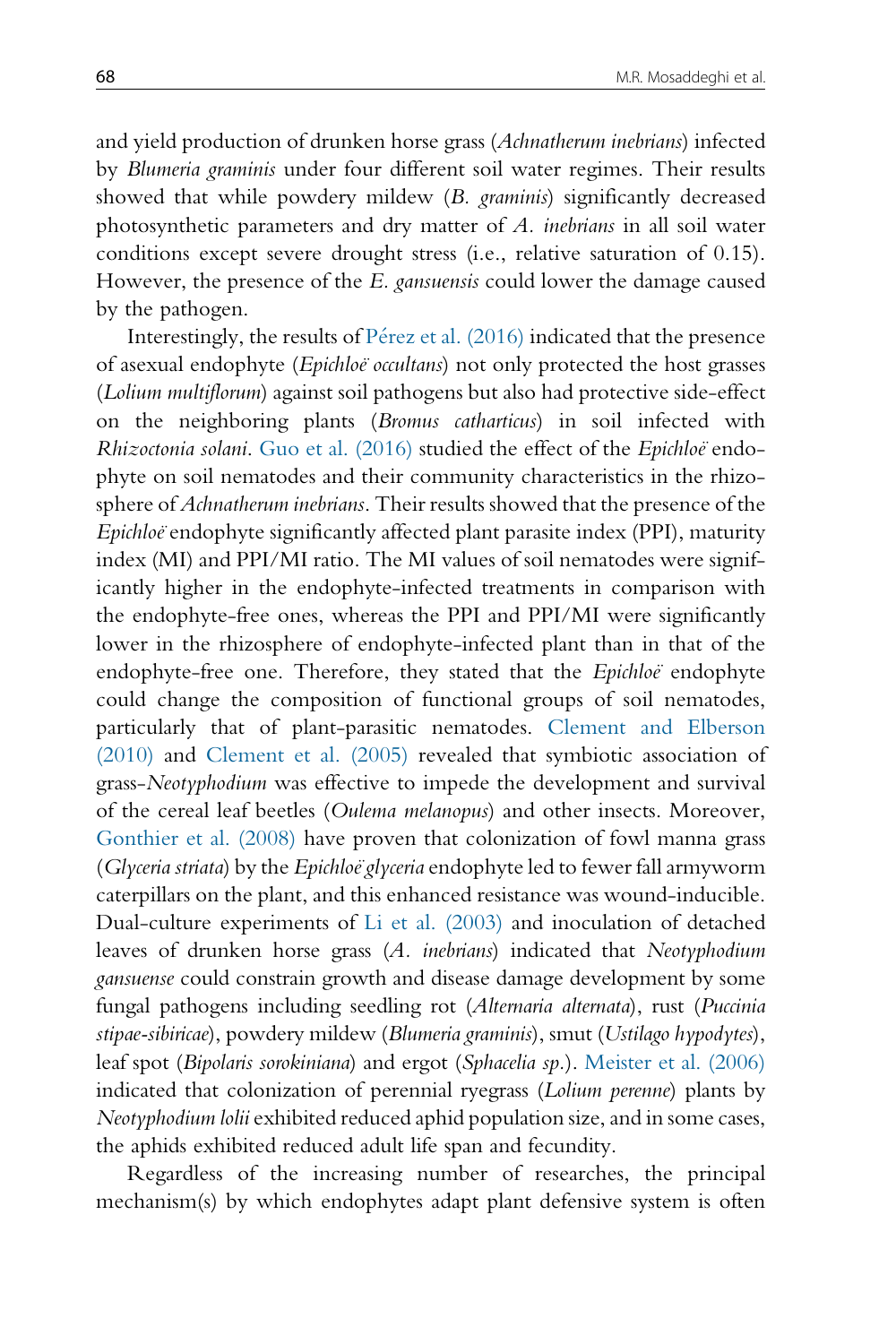and yield production of drunken horse grass (*Achnatherum inebrians*) infected by *Blumeria graminis* under four different soil water regimes. Their results showed that while powdery mildew (*B. graminis*) significantly decreased photosynthetic parameters and dry matter of *A. inebrians* in all soil water conditions except severe drought stress (i.e., relative saturation of 0.15). However, the presence of the *E. gansuensis* could lower the damage caused by the pathogen.

Interestingly, the results of Pérez et al. (2016) indicated that the presence of asexual endophyte (*Epichloë occultans*) not only protected the host grasses (*Lolium multiflorum*) against soil pathogens but also had protective side-effect on the neighboring plants (*Bromus catharticus*) in soil infected with *Rhizoctonia solani*. Guo et al. (2016) studied the effect of the *Epichloë* endophyte on soil nematodes and their community characteristics in the rhizosphere of *Achnatherum inebrians*. Their results showed that the presence of the *Epichloë* endophyte significantly affected plant parasite index (PPI), maturity index (MI) and PPI/MI ratio. The MI values of soil nematodes were significantly higher in the endophyte-infected treatments in comparison with the endophyte-free ones, whereas the PPI and PPI/MI were significantly lower in the rhizosphere of endophyte-infected plant than in that of the endophyte-free one. Therefore, they stated that the *Epichloë* endophyte could change the composition of functional groups of soil nematodes, particularly that of plant-parasitic nematodes. Clement and Elberson (2010) and Clement et al. (2005) revealed that symbiotic association of grass-*Neotyphodium* was effective to impede the development and survival of the cereal leaf beetles (*Oulema melanopus*) and other insects. Moreover, Gonthier et al. (2008) have proven that colonization of fowl manna grass (*Glyceria striata*) by the *Epichloë glyceria* endophyte led to fewer fall armyworm caterpillars on the plant, and this enhanced resistance was wound-inducible. Dual-culture experiments of Li et al. (2003) and inoculation of detached leaves of drunken horse grass (*A. inebrians*) indicated that *Neotyphodium gansuense* could constrain growth and disease damage development by some fungal pathogens including seedling rot (*Alternaria alternata*), rust (*Puccinia stipae-sibiricae*), powdery mildew (*Blumeria graminis*), smut (*Ustilago hypodytes*), leaf spot (*Bipolaris sorokiniana*) and ergot (*Sphacelia sp.*). Meister et al. (2006) indicated that colonization of perennial ryegrass (*Lolium perenne*) plants by *Neotyphodium lolii* exhibited reduced aphid population size, and in some cases, the aphids exhibited reduced adult life span and fecundity.

Regardless of the increasing number of researches, the principal mechanism(s) by which endophytes adapt plant defensive system is often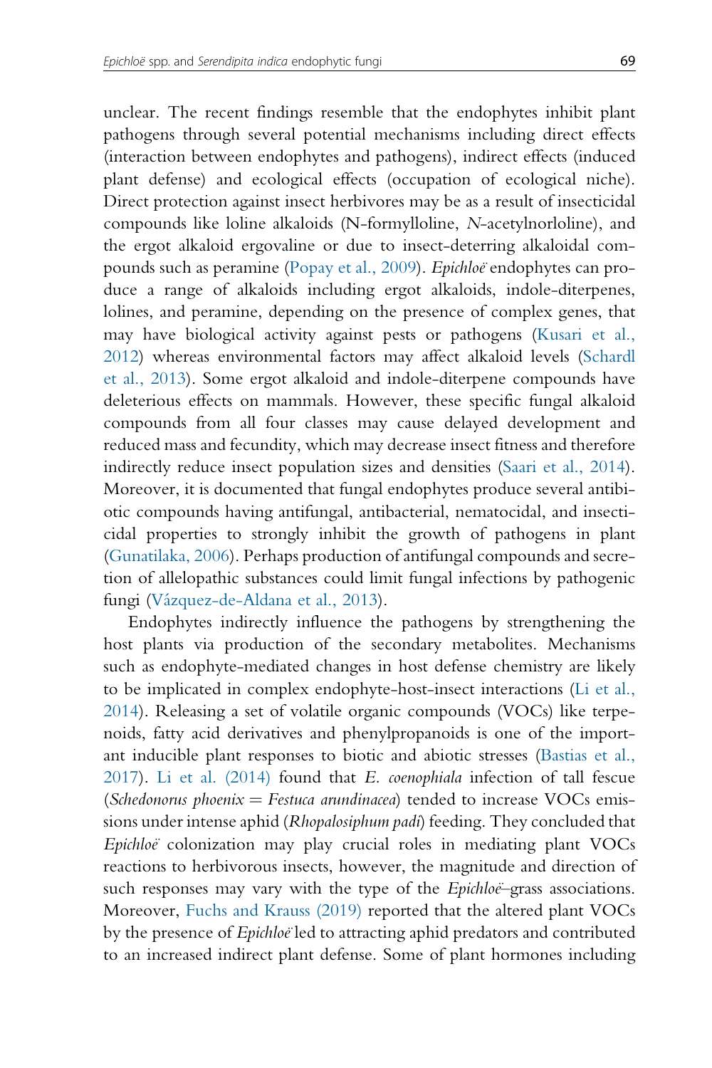unclear. The recent findings resemble that the endophytes inhibit plant pathogens through several potential mechanisms including direct effects (interaction between endophytes and pathogens), indirect effects (induced plant defense) and ecological effects (occupation of ecological niche). Direct protection against insect herbivores may be as a result of insecticidal compounds like loline alkaloids (N-formylloline, *N*-acetylnorloline), and the ergot alkaloid ergovaline or due to insect-deterring alkaloidal compounds such as peramine (Popay et al., 2009). *Epichloë* endophytes can produce a range of alkaloids including ergot alkaloids, indole-diterpenes, lolines, and peramine, depending on the presence of complex genes, that may have biological activity against pests or pathogens (Kusari et al., 2012) whereas environmental factors may affect alkaloid levels (Schardl et al., 2013). Some ergot alkaloid and indole-diterpene compounds have deleterious effects on mammals. However, these specific fungal alkaloid compounds from all four classes may cause delayed development and reduced mass and fecundity, which may decrease insect fitness and therefore indirectly reduce insect population sizes and densities (Saari et al., 2014). Moreover, it is documented that fungal endophytes produce several antibiotic compounds having antifungal, antibacterial, nematocidal, and insecticidal properties to strongly inhibit the growth of pathogens in plant (Gunatilaka, 2006). Perhaps production of antifungal compounds and secretion of allelopathic substances could limit fungal infections by pathogenic fungi (Vázquez-de-Aldana et al., 2013).

Endophytes indirectly influence the pathogens by strengthening the host plants via production of the secondary metabolites. Mechanisms such as endophyte-mediated changes in host defense chemistry are likely to be implicated in complex endophyte-host-insect interactions (Li et al., 2014). Releasing a set of volatile organic compounds (VOCs) like terpenoids, fatty acid derivatives and phenylpropanoids is one of the important inducible plant responses to biotic and abiotic stresses (Bastias et al., 2017). Li et al. (2014) found that *E. coenophiala* infection of tall fescue (*Schedonorus phoenix* = *Festuca arundinacea*) tended to increase VOCs emissions under intense aphid (*Rhopalosiphum padi*) feeding. They concluded that *Epichloë* colonization may play crucial roles in mediating plant VOCs reactions to herbivorous insects, however, the magnitude and direction of such responses may vary with the type of the *Epichloë*–grass associations. Moreover, Fuchs and Krauss (2019) reported that the altered plant VOCs by the presence of *Epichloë* led to attracting aphid predators and contributed to an increased indirect plant defense. Some of plant hormones including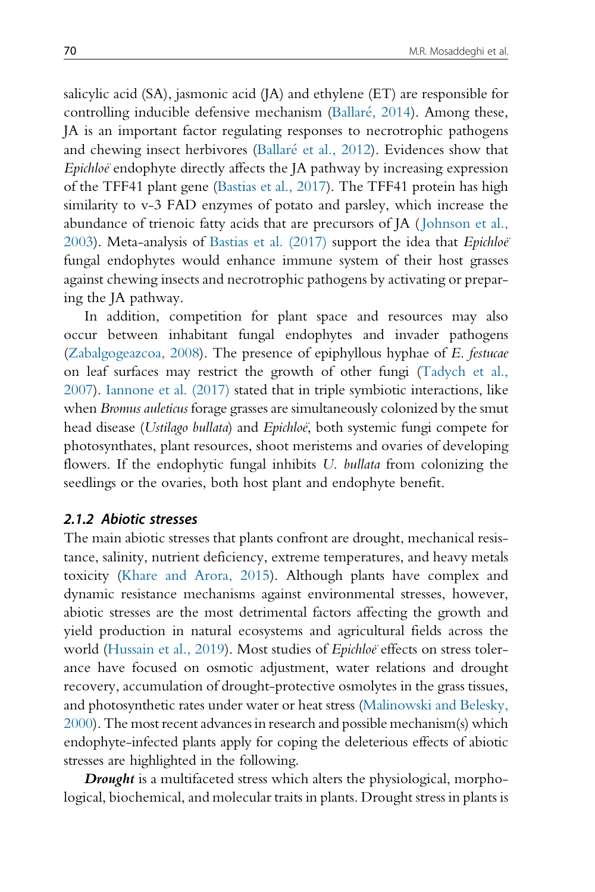salicylic acid (SA), jasmonic acid (JA) and ethylene (ET) are responsible for controlling inducible defensive mechanism (Ballaré, 2014). Among these, JA is an important factor regulating responses to necrotrophic pathogens and chewing insect herbivores (Ballaré et al., 2012). Evidences show that *Epichloë* endophyte directly affects the JA pathway by increasing expression of the TFF41 plant gene (Bastias et al., 2017). The TFF41 protein has high similarity to v-3 FAD enzymes of potato and parsley, which increase the abundance of trienoic fatty acids that are precursors of JA (Johnson et al., 2003). Meta-analysis of Bastias et al. (2017) support the idea that *Epichloë* fungal endophytes would enhance immune system of their host grasses against chewing insects and necrotrophic pathogens by activating or preparing the JA pathway.

In addition, competition for plant space and resources may also occur between inhabitant fungal endophytes and invader pathogens (Zabalgogeazcoa, 2008). The presence of epiphyllous hyphae of *E. festucae* on leaf surfaces may restrict the growth of other fungi (Tadych et al., 2007). Iannone et al. (2017) stated that in triple symbiotic interactions, like when *Bromus auleticus* forage grasses are simultaneously colonized by the smut head disease (*Ustilago bullata*) and *Epichloë*, both systemic fungi compete for photosynthates, plant resources, shoot meristems and ovaries of developing flowers. If the endophytic fungal inhibits *U. bullata* from colonizing the seedlings or the ovaries, both host plant and endophyte benefit.

### *2.1.2 Abiotic stresses*

The main abiotic stresses that plants confront are drought, mechanical resistance, salinity, nutrient deficiency, extreme temperatures, and heavy metals toxicity (Khare and Arora, 2015). Although plants have complex and dynamic resistance mechanisms against environmental stresses, however, abiotic stresses are the most detrimental factors affecting the growth and yield production in natural ecosystems and agricultural fields across the world (Hussain et al., 2019). Most studies of *Epichloë* effects on stress tolerance have focused on osmotic adjustment, water relations and drought recovery, accumulation of drought-protective osmolytes in the grass tissues, and photosynthetic rates under water or heat stress (Malinowski and Belesky, 2000). The most recent advances in research and possible mechanism(s) which endophyte-infected plants apply for coping the deleterious effects of abiotic stresses are highlighted in the following.

***Drought*** is a multifaceted stress which alters the physiological, morphological, biochemical, and molecular traits in plants. Drought stress in plants is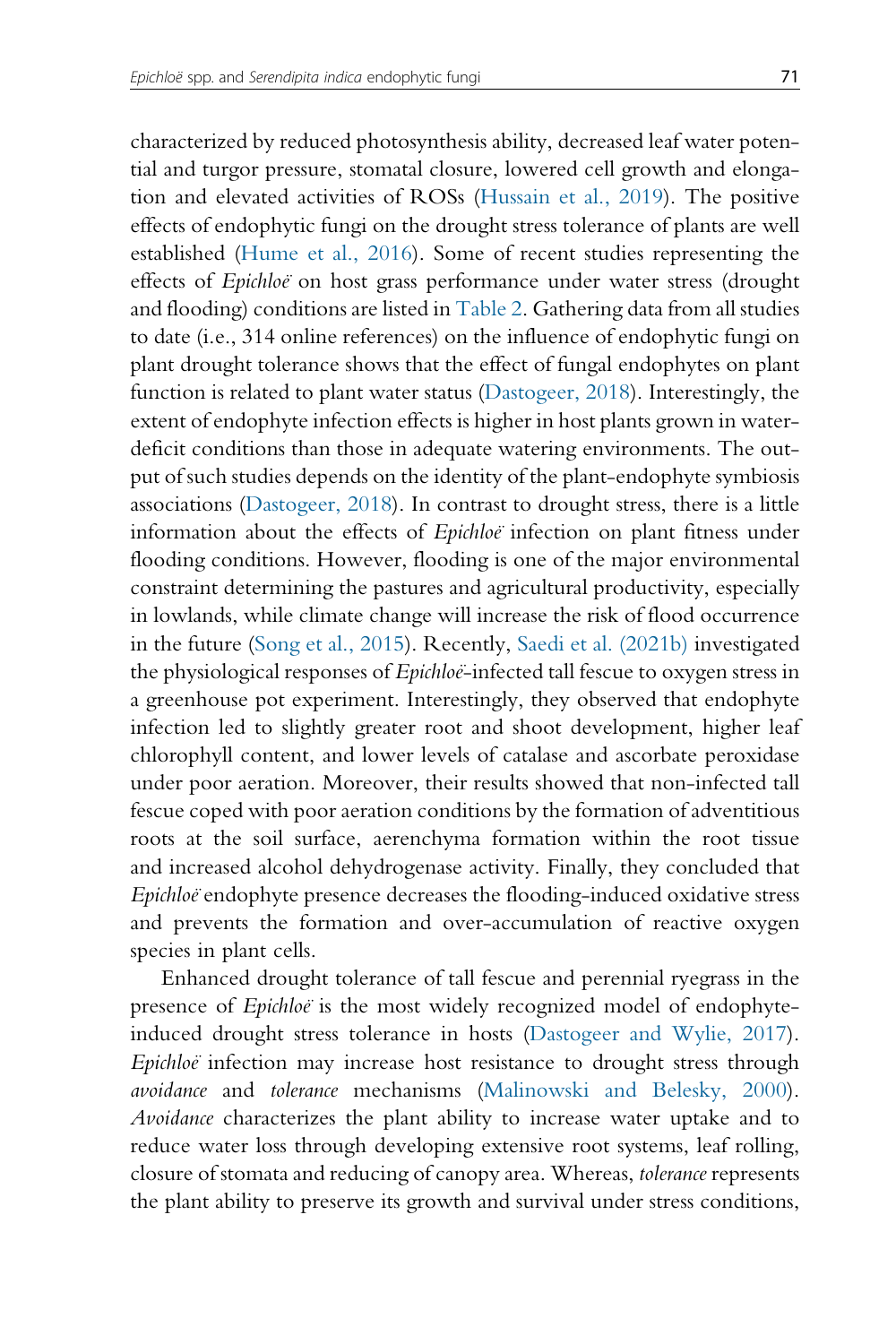characterized by reduced photosynthesis ability, decreased leaf water potential and turgor pressure, stomatal closure, lowered cell growth and elongation and elevated activities of ROSs (Hussain et al., 2019). The positive effects of endophytic fungi on the drought stress tolerance of plants are well established (Hume et al., 2016). Some of recent studies representing the effects of *Epichloë* on host grass performance under water stress (drought and flooding) conditions are listed in Table 2. Gathering data from all studies to date (i.e., 314 online references) on the influence of endophytic fungi on plant drought tolerance shows that the effect of fungal endophytes on plant function is related to plant water status (Dastogeer, 2018). Interestingly, the extent of endophyte infection effects is higher in host plants grown in water-deficit conditions than those in adequate watering environments. The output of such studies depends on the identity of the plant-endophyte symbiosis associations (Dastogeer, 2018). In contrast to drought stress, there is a little information about the effects of *Epichloë* infection on plant fitness under flooding conditions. However, flooding is one of the major environmental constraint determining the pastures and agricultural productivity, especially in lowlands, while climate change will increase the risk of flood occurrence in the future (Song et al., 2015). Recently, Saedi et al. (2021b) investigated the physiological responses of *Epichloë*-infected tall fescue to oxygen stress in a greenhouse pot experiment. Interestingly, they observed that endophyte infection led to slightly greater root and shoot development, higher leaf chlorophyll content, and lower levels of catalase and ascorbate peroxidase under poor aeration. Moreover, their results showed that non-infected tall fescue coped with poor aeration conditions by the formation of adventitious roots at the soil surface, aerenchyma formation within the root tissue and increased alcohol dehydrogenase activity. Finally, they concluded that *Epichloë* endophyte presence decreases the flooding-induced oxidative stress and prevents the formation and over-accumulation of reactive oxygen species in plant cells.

Enhanced drought tolerance of tall fescue and perennial ryegrass in the presence of *Epichloë* is the most widely recognized model of endophyte-induced drought stress tolerance in hosts (Dastogeer and Wylie, 2017). *Epichloë* infection may increase host resistance to drought stress through *avoidance* and *tolerance* mechanisms (Malinowski and Belesky, 2000). *Avoidance* characterizes the plant ability to increase water uptake and to reduce water loss through developing extensive root systems, leaf rolling, closure of stomata and reducing of canopy area. Whereas, *tolerance* represents the plant ability to preserve its growth and survival under stress conditions,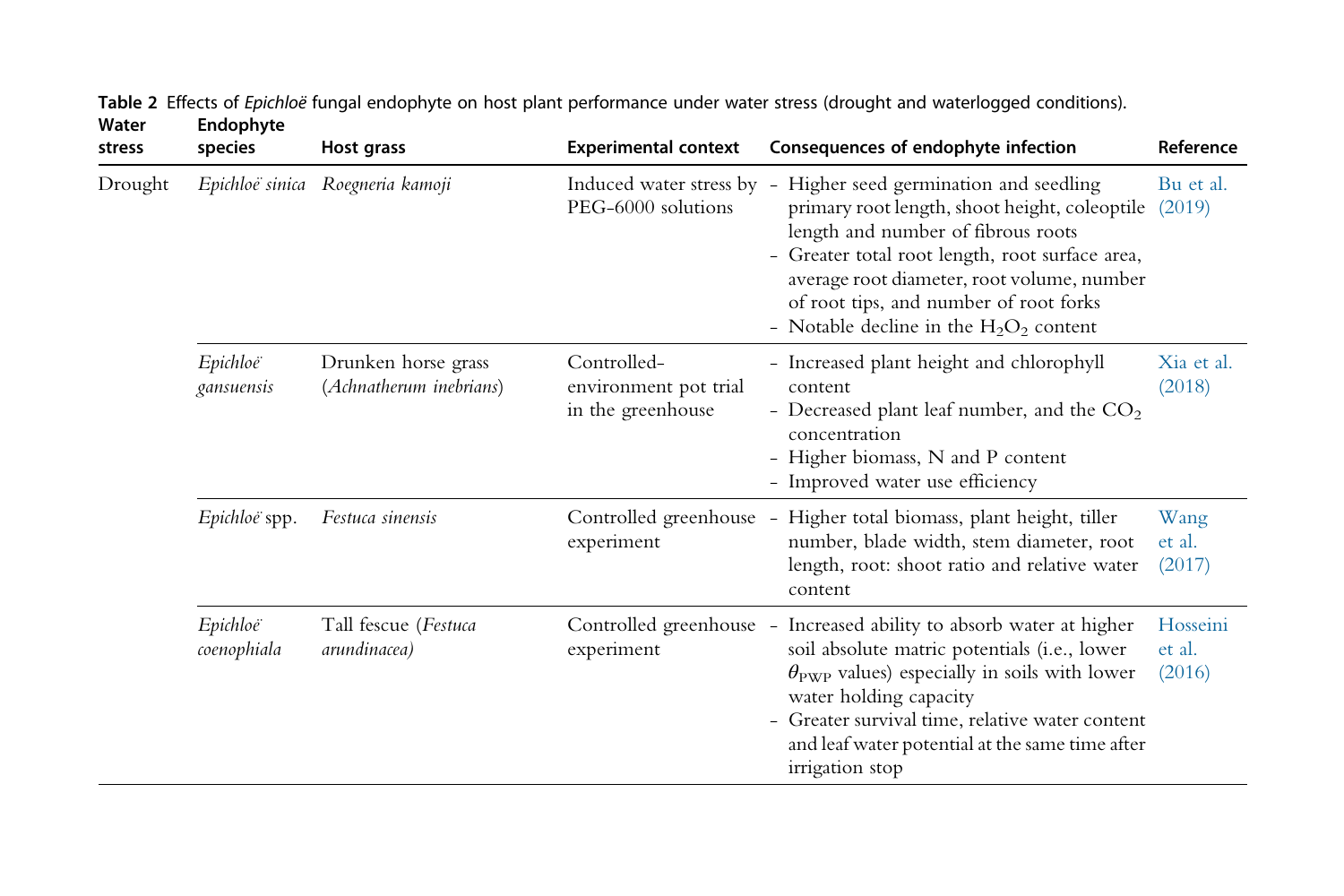**Table 2** Effects of *Epichloë* fungal endophyte on host plant performance under water stress (drought and waterlogged conditions).

| Water stress | Endophyte species | Host grass | Experimental context | Consequences of endophyte infection | Reference |
|---|---|---|---|---|---|
| Drought | *Epichloë sinica* | *Roegneria kamoji* | Induced water stress by PEG-6000 solutions | - Higher seed germination and seedling primary root length, shoot height, coleoptile length and number of fibrous roots<br>- Greater total root length, root surface area, average root diameter, root volume, number of root tips, and number of root forks<br>- Notable decline in the $H_2O_2$ content | Bu et al. (2019) |
| | *Epichloë gansuensis* | Drunken horse grass (*Achnatherum inebrians*) | Controlled-environment pot trial in the greenhouse | - Increased plant height and chlorophyll content<br>- Decreased plant leaf number, and the $CO_2$ concentration<br>- Higher biomass, N and P content<br>- Improved water use efficiency | Xia et al. (2018) |
| | *Epichloë* spp. | *Festuca sinensis* | Controlled greenhouse experiment | - Higher total biomass, plant height, tiller number, blade width, stem diameter, root length, root: shoot ratio and relative water content | Wang et al. (2017) |
| | *Epichloë coenophiala* | Tall fescue (*Festuca arundinacea)* | Controlled greenhouse experiment | - Increased ability to absorb water at higher soil absolute matric potentials (i.e., lower $\theta_{PWP}$ values) especially in soils with lower water holding capacity<br>- Greater survival time, relative water content and leaf water potential at the same time after irrigation stop | Hosseini et al. (2016) |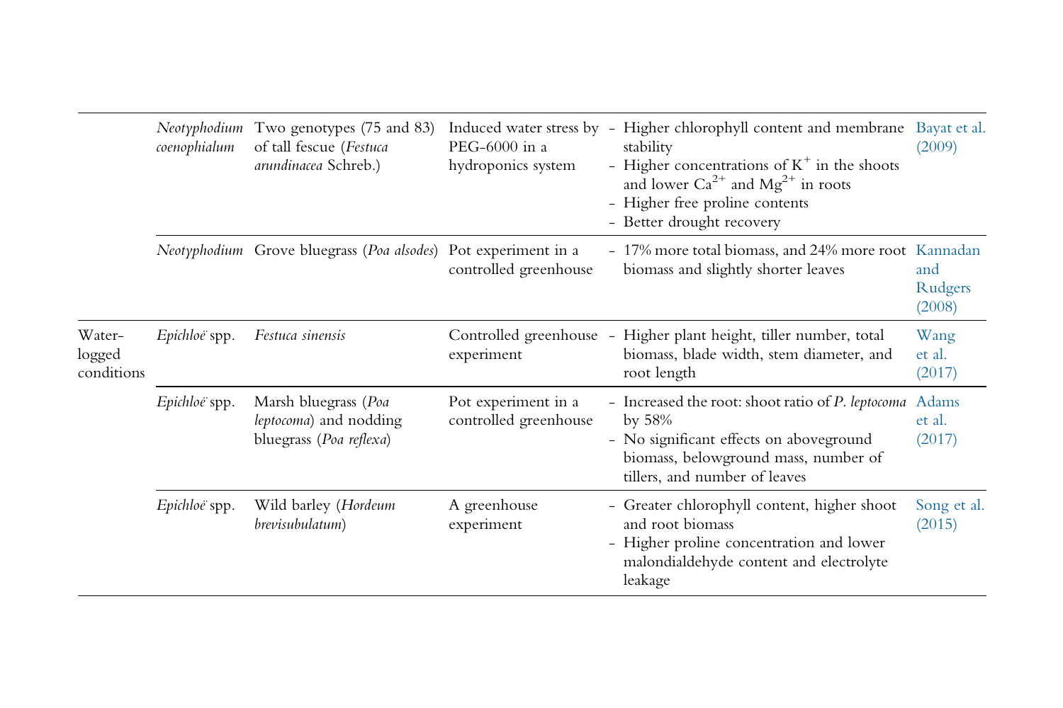| | | | | | |
|---|---|---|---|---|---|
| | *Neotyphodium coenophialum* | Two genotypes (75 and 83) of tall fescue (*Festuca arundinacea* Schreb.) | Induced water stress by PEG-6000 in a hydroponics system | - Higher chlorophyll content and membrane stability<br>- Higher concentrations of $K^+$ in the shoots and lower $Ca^{2+}$ and $Mg^{2+}$ in roots<br>- Higher free proline contents<br>- Better drought recovery | Bayat et al. (2009) |
| | *Neotyphodium* | Grove bluegrass (*Poa alsodes*) | Pot experiment in a controlled greenhouse | - 17% more total biomass, and 24% more root biomass and slightly shorter leaves | Kannadan and Rudgers (2008) |
| Water-logged conditions | *Epichloë* spp. | *Festuca sinensis* | Controlled greenhouse experiment | - Higher plant height, tiller number, total biomass, blade width, stem diameter, and root length | Wang et al. (2017) |
| | *Epichloë* spp. | Marsh bluegrass (*Poa leptocoma*) and nodding bluegrass (*Poa reflexa*) | Pot experiment in a controlled greenhouse | - Increased the root: shoot ratio of *P. leptocoma* by 58%<br>- No significant effects on aboveground biomass, belowground mass, number of tillers, and number of leaves | Adams et al. (2017) |
| | *Epichloë* spp. | Wild barley (*Hordeum brevisubulatum*) | A greenhouse experiment | - Greater chlorophyll content, higher shoot and root biomass<br>- Higher proline concentration and lower malondialdehyde content and electrolyte leakage | Song et al. (2015) |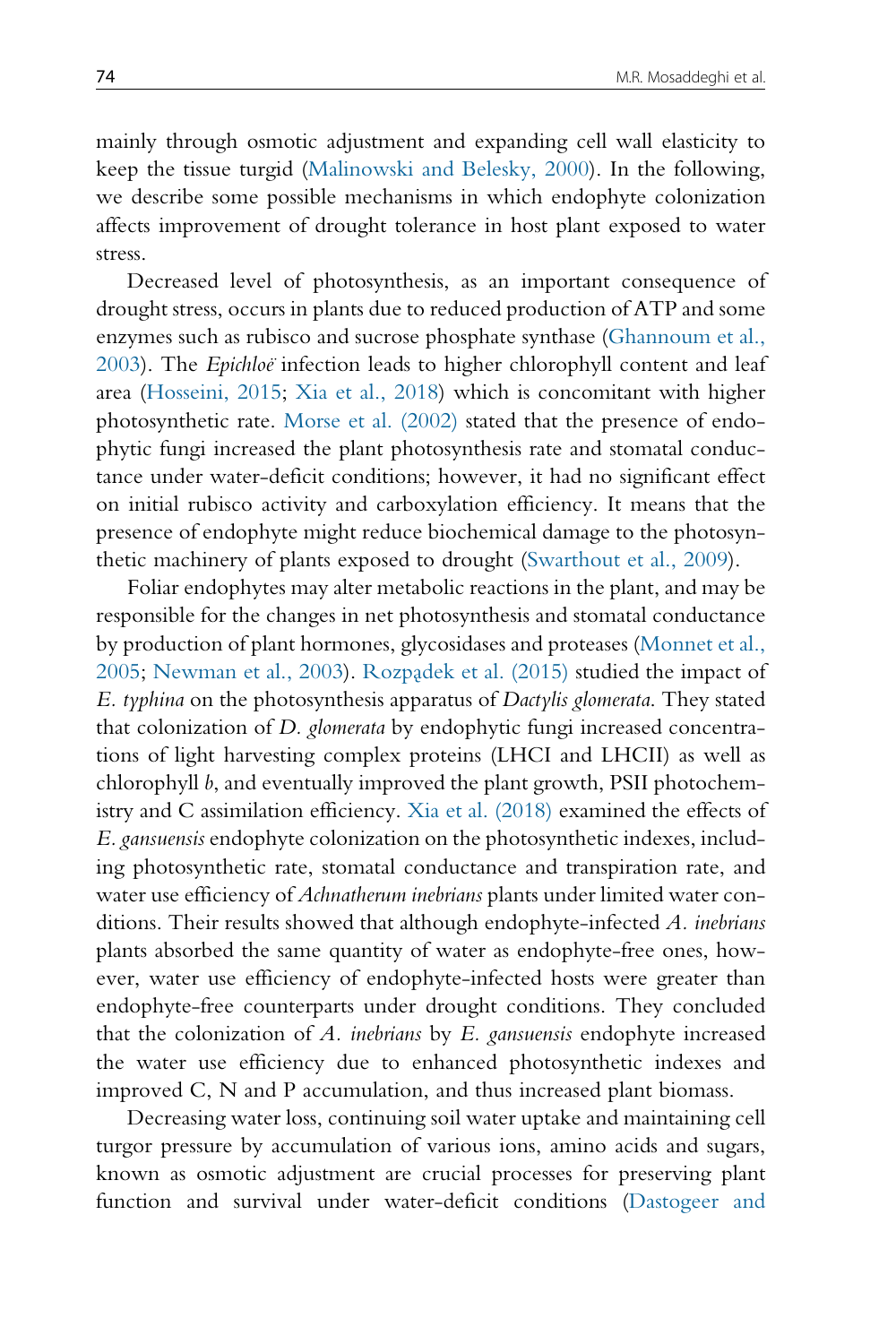mainly through osmotic adjustment and expanding cell wall elasticity to keep the tissue turgid (Malinowski and Belesky, 2000). In the following, we describe some possible mechanisms in which endophyte colonization affects improvement of drought tolerance in host plant exposed to water stress.

Decreased level of photosynthesis, as an important consequence of drought stress, occurs in plants due to reduced production of ATP and some enzymes such as rubisco and sucrose phosphate synthase (Ghannoum et al., 2003). The *Epichloë* infection leads to higher chlorophyll content and leaf area (Hosseini, 2015; Xia et al., 2018) which is concomitant with higher photosynthetic rate. Morse et al. (2002) stated that the presence of endophytic fungi increased the plant photosynthesis rate and stomatal conductance under water-deficit conditions; however, it had no significant effect on initial rubisco activity and carboxylation efficiency. It means that the presence of endophyte might reduce biochemical damage to the photosynthetic machinery of plants exposed to drought (Swarthout et al., 2009).

Foliar endophytes may alter metabolic reactions in the plant, and may be responsible for the changes in net photosynthesis and stomatal conductance by production of plant hormones, glycosidases and proteases (Monnet et al., 2005; Newman et al., 2003). Rozpądek et al. (2015) studied the impact of *E. typhina* on the photosynthesis apparatus of *Dactylis glomerata*. They stated that colonization of *D. glomerata* by endophytic fungi increased concentrations of light harvesting complex proteins (LHCI and LHCII) as well as chlorophyll *b*, and eventually improved the plant growth, PSII photochemistry and C assimilation efficiency. Xia et al. (2018) examined the effects of *E. gansuensis* endophyte colonization on the photosynthetic indexes, including photosynthetic rate, stomatal conductance and transpiration rate, and water use efficiency of *Achnatherum inebrians* plants under limited water conditions. Their results showed that although endophyte-infected *A. inebrians* plants absorbed the same quantity of water as endophyte-free ones, however, water use efficiency of endophyte-infected hosts were greater than endophyte-free counterparts under drought conditions. They concluded that the colonization of *A. inebrians* by *E. gansuensis* endophyte increased the water use efficiency due to enhanced photosynthetic indexes and improved C, N and P accumulation, and thus increased plant biomass.

Decreasing water loss, continuing soil water uptake and maintaining cell turgor pressure by accumulation of various ions, amino acids and sugars, known as osmotic adjustment are crucial processes for preserving plant function and survival under water-deficit conditions (Dastogeer and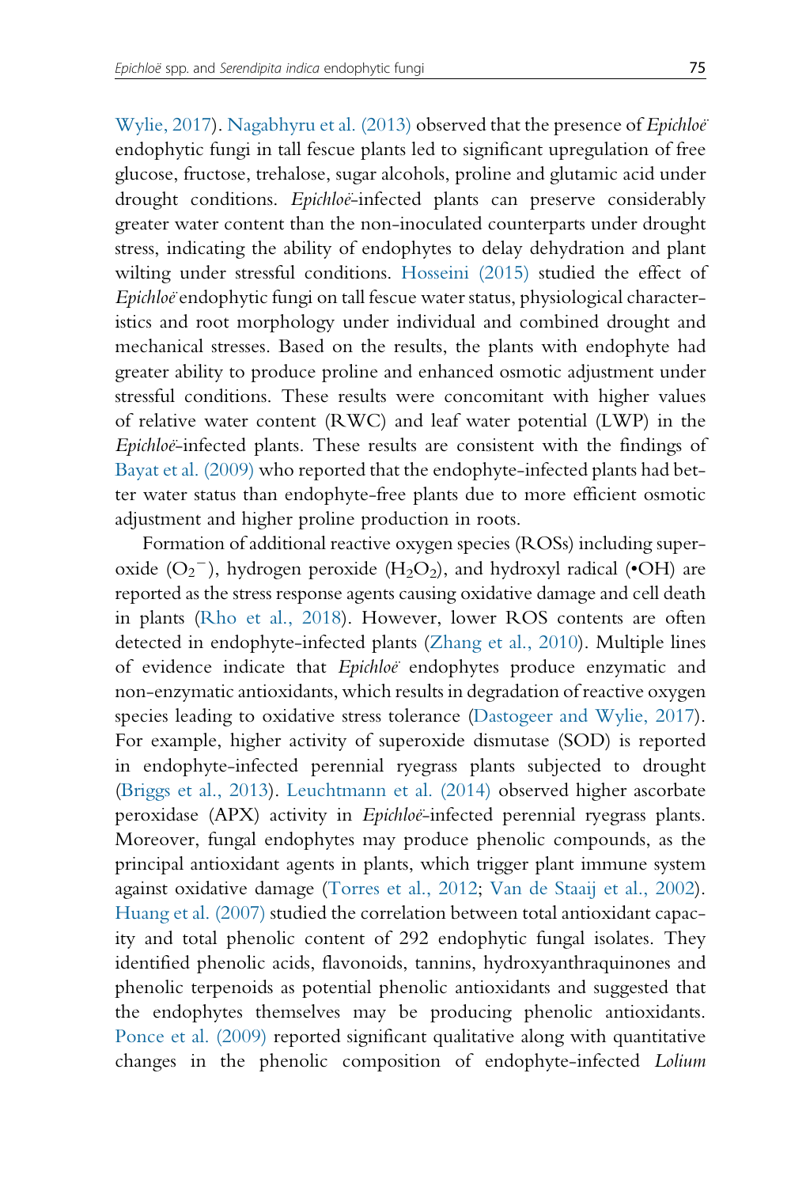Wylie, 2017). Nagabhyru et al. (2013) observed that the presence of *Epichloë* endophytic fungi in tall fescue plants led to significant upregulation of free glucose, fructose, trehalose, sugar alcohols, proline and glutamic acid under drought conditions. *Epichloë*-infected plants can preserve considerably greater water content than the non-inoculated counterparts under drought stress, indicating the ability of endophytes to delay dehydration and plant wilting under stressful conditions. Hosseini (2015) studied the effect of *Epichloë* endophytic fungi on tall fescue water status, physiological characteristics and root morphology under individual and combined drought and mechanical stresses. Based on the results, the plants with endophyte had greater ability to produce proline and enhanced osmotic adjustment under stressful conditions. These results were concomitant with higher values of relative water content (RWC) and leaf water potential (LWP) in the *Epichloë*-infected plants. These results are consistent with the findings of Bayat et al. (2009) who reported that the endophyte-infected plants had better water status than endophyte-free plants due to more efficient osmotic adjustment and higher proline production in roots.

Formation of additional reactive oxygen species (ROSs) including superoxide ($O_2^-$), hydrogen peroxide ($H_2O_2$), and hydroxyl radical (•OH) are reported as the stress response agents causing oxidative damage and cell death in plants (Rho et al., 2018). However, lower ROS contents are often detected in endophyte-infected plants (Zhang et al., 2010). Multiple lines of evidence indicate that *Epichloë* endophytes produce enzymatic and non-enzymatic antioxidants, which results in degradation of reactive oxygen species leading to oxidative stress tolerance (Dastogeer and Wylie, 2017). For example, higher activity of superoxide dismutase (SOD) is reported in endophyte-infected perennial ryegrass plants subjected to drought (Briggs et al., 2013). Leuchtmann et al. (2014) observed higher ascorbate peroxidase (APX) activity in *Epichloë*-infected perennial ryegrass plants. Moreover, fungal endophytes may produce phenolic compounds, as the principal antioxidant agents in plants, which trigger plant immune system against oxidative damage (Torres et al., 2012; Van de Staaij et al., 2002). Huang et al. (2007) studied the correlation between total antioxidant capacity and total phenolic content of 292 endophytic fungal isolates. They identified phenolic acids, flavonoids, tannins, hydroxyanthraquinones and phenolic terpenoids as potential phenolic antioxidants and suggested that the endophytes themselves may be producing phenolic antioxidants. Ponce et al. (2009) reported significant qualitative along with quantitative changes in the phenolic composition of endophyte-infected *Lolium*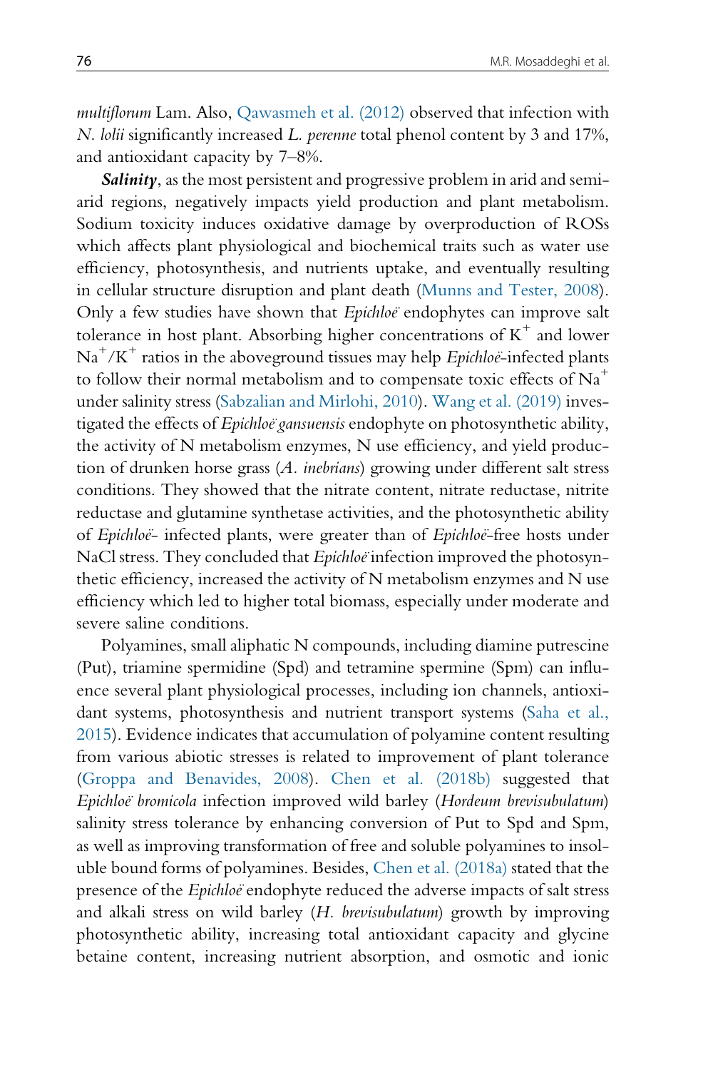*multiflorum* Lam. Also, Qawasmeh et al. (2012) observed that infection with *N. lolii* significantly increased *L. perenne* total phenol content by 3 and 17%, and antioxidant capacity by 7–8%.

***Salinity***, as the most persistent and progressive problem in arid and semi-arid regions, negatively impacts yield production and plant metabolism. Sodium toxicity induces oxidative damage by overproduction of ROSs which affects plant physiological and biochemical traits such as water use efficiency, photosynthesis, and nutrients uptake, and eventually resulting in cellular structure disruption and plant death (Munns and Tester, 2008). Only a few studies have shown that *Epichloë* endophytes can improve salt tolerance in host plant. Absorbing higher concentrations of $K^+$ and lower $Na^+/K^+$ ratios in the aboveground tissues may help *Epichloë*-infected plants to follow their normal metabolism and to compensate toxic effects of $Na^+$ under salinity stress (Sabzalian and Mirlohi, 2010). Wang et al. (2019) investigated the effects of *Epichloë gansuensis* endophyte on photosynthetic ability, the activity of N metabolism enzymes, N use efficiency, and yield production of drunken horse grass (*A. inebrians*) growing under different salt stress conditions. They showed that the nitrate content, nitrate reductase, nitrite reductase and glutamine synthetase activities, and the photosynthetic ability of *Epichloë*- infected plants, were greater than of *Epichloë*-free hosts under NaCl stress. They concluded that *Epichloë* infection improved the photosynthetic efficiency, increased the activity of N metabolism enzymes and N use efficiency which led to higher total biomass, especially under moderate and severe saline conditions.

Polyamines, small aliphatic N compounds, including diamine putrescine (Put), triamine spermidine (Spd) and tetramine spermine (Spm) can influence several plant physiological processes, including ion channels, antioxidant systems, photosynthesis and nutrient transport systems (Saha et al., 2015). Evidence indicates that accumulation of polyamine content resulting from various abiotic stresses is related to improvement of plant tolerance (Groppa and Benavides, 2008). Chen et al. (2018b) suggested that *Epichloë bromicola* infection improved wild barley (*Hordeum brevisubulatum*) salinity stress tolerance by enhancing conversion of Put to Spd and Spm, as well as improving transformation of free and soluble polyamines to insoluble bound forms of polyamines. Besides, Chen et al. (2018a) stated that the presence of the *Epichloë* endophyte reduced the adverse impacts of salt stress and alkali stress on wild barley (*H. brevisubulatum*) growth by improving photosynthetic ability, increasing total antioxidant capacity and glycine betaine content, increasing nutrient absorption, and osmotic and ionic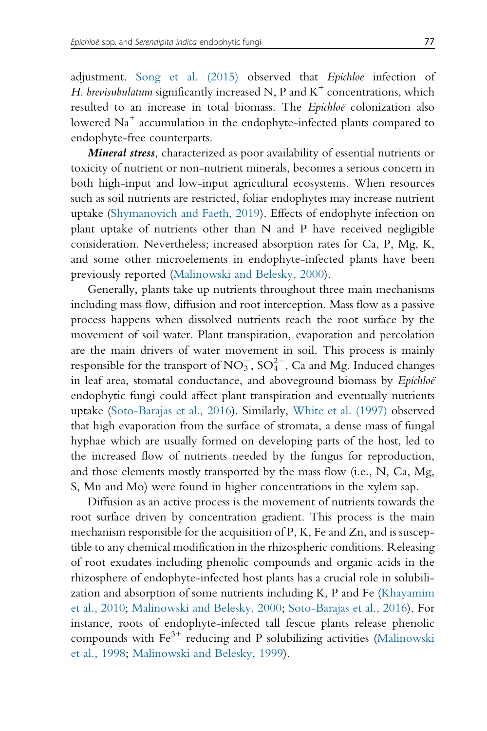adjustment. Song et al. (2015) observed that *Epichloë* infection of *H. brevisubulatum* significantly increased N, P and $K^+$ concentrations, which resulted to an increase in total biomass. The *Epichloë* colonization also lowered $Na^+$ accumulation in the endophyte-infected plants compared to endophyte-free counterparts.

***Mineral stress***, characterized as poor availability of essential nutrients or toxicity of nutrient or non-nutrient minerals, becomes a serious concern in both high-input and low-input agricultural ecosystems. When resources such as soil nutrients are restricted, foliar endophytes may increase nutrient uptake (Shymanovich and Faeth, 2019). Effects of endophyte infection on plant uptake of nutrients other than N and P have received negligible consideration. Nevertheless; increased absorption rates for Ca, P, Mg, K, and some other microelements in endophyte-infected plants have been previously reported (Malinowski and Belesky, 2000).

Generally, plants take up nutrients throughout three main mechanisms including mass flow, diffusion and root interception. Mass flow as a passive process happens when dissolved nutrients reach the root surface by the movement of soil water. Plant transpiration, evaporation and percolation are the main drivers of water movement in soil. This process is mainly responsible for the transport of $NO_3^-$, $SO_4^{2-}$, Ca and Mg. Induced changes in leaf area, stomatal conductance, and aboveground biomass by *Epichloë* endophytic fungi could affect plant transpiration and eventually nutrients uptake (Soto-Barajas et al., 2016). Similarly, White et al. (1997) observed that high evaporation from the surface of stromata, a dense mass of fungal hyphae which are usually formed on developing parts of the host, led to the increased flow of nutrients needed by the fungus for reproduction, and those elements mostly transported by the mass flow (i.e., N, Ca, Mg, S, Mn and Mo) were found in higher concentrations in the xylem sap.

Diffusion as an active process is the movement of nutrients towards the root surface driven by concentration gradient. This process is the main mechanism responsible for the acquisition of P, K, Fe and Zn, and is susceptible to any chemical modification in the rhizospheric conditions. Releasing of root exudates including phenolic compounds and organic acids in the rhizosphere of endophyte-infected host plants has a crucial role in solubilization and absorption of some nutrients including K, P and Fe (Khayamim et al., 2010; Malinowski and Belesky, 2000; Soto-Barajas et al., 2016). For instance, roots of endophyte-infected tall fescue plants release phenolic compounds with $Fe^{3+}$ reducing and P solubilizing activities (Malinowski et al., 1998; Malinowski and Belesky, 1999).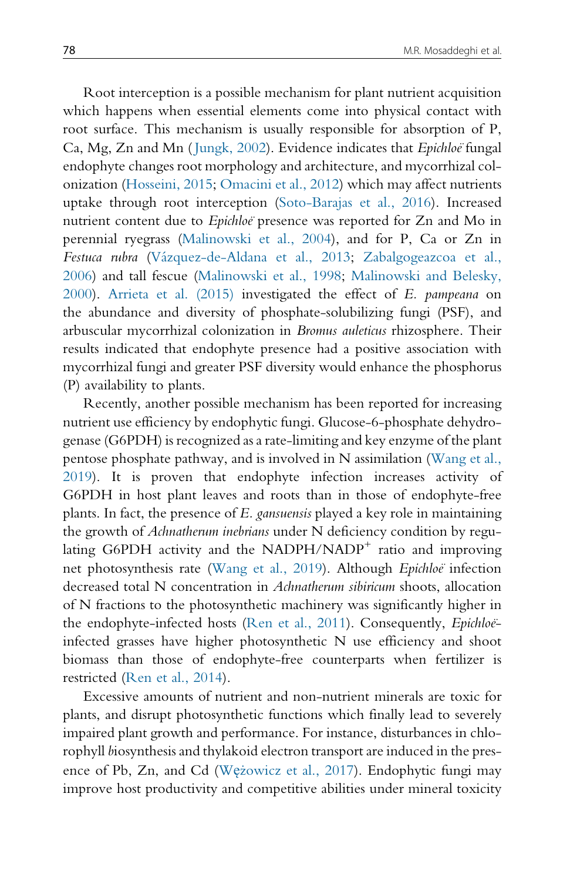Root interception is a possible mechanism for plant nutrient acquisition which happens when essential elements come into physical contact with root surface. This mechanism is usually responsible for absorption of P, Ca, Mg, Zn and Mn (Jungk, 2002). Evidence indicates that *Epichloë* fungal endophyte changes root morphology and architecture, and mycorrhizal colonization (Hosseini, 2015; Omacini et al., 2012) which may affect nutrients uptake through root interception (Soto-Barajas et al., 2016). Increased nutrient content due to *Epichloë* presence was reported for Zn and Mo in perennial ryegrass (Malinowski et al., 2004), and for P, Ca or Zn in *Festuca rubra* (Vázquez-de-Aldana et al., 2013; Zabalgogeazcoa et al., 2006) and tall fescue (Malinowski et al., 1998; Malinowski and Belesky, 2000). Arrieta et al. (2015) investigated the effect of *E. pampeana* on the abundance and diversity of phosphate-solubilizing fungi (PSF), and arbuscular mycorrhizal colonization in *Bromus auleticus* rhizosphere. Their results indicated that endophyte presence had a positive association with mycorrhizal fungi and greater PSF diversity would enhance the phosphorus (P) availability to plants.

Recently, another possible mechanism has been reported for increasing nutrient use efficiency by endophytic fungi. Glucose-6-phosphate dehydrogenase (G6PDH) is recognized as a rate-limiting and key enzyme of the plant pentose phosphate pathway, and is involved in N assimilation (Wang et al., 2019). It is proven that endophyte infection increases activity of G6PDH in host plant leaves and roots than in those of endophyte-free plants. In fact, the presence of *E. gansuensis* played a key role in maintaining the growth of *Achnatherum inebrians* under N deficiency condition by regulating G6PDH activity and the NADPH/NADP$^+$ ratio and improving net photosynthesis rate (Wang et al., 2019). Although *Epichloë* infection decreased total N concentration in *Achnatherum sibiricum* shoots, allocation of N fractions to the photosynthetic machinery was significantly higher in the endophyte-infected hosts (Ren et al., 2011). Consequently, *Epichloë*-infected grasses have higher photosynthetic N use efficiency and shoot biomass than those of endophyte-free counterparts when fertilizer is restricted (Ren et al., 2014).

Excessive amounts of nutrient and non-nutrient minerals are toxic for plants, and disrupt photosynthetic functions which finally lead to severely impaired plant growth and performance. For instance, disturbances in chlorophyll *b*iosynthesis and thylakoid electron transport are induced in the presence of Pb, Zn, and Cd (Wężowicz et al., 2017). Endophytic fungi may improve host productivity and competitive abilities under mineral toxicity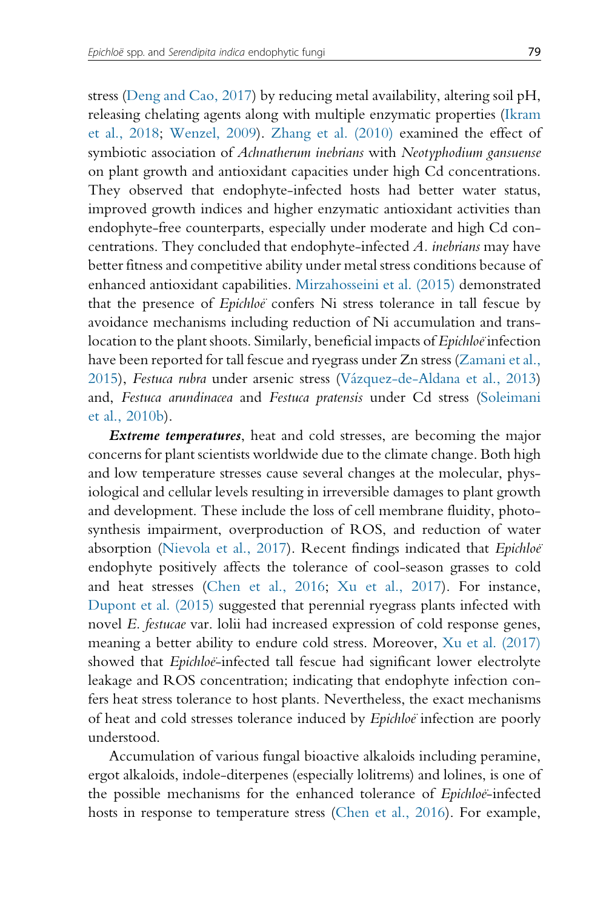stress (Deng and Cao, 2017) by reducing metal availability, altering soil pH, releasing chelating agents along with multiple enzymatic properties (Ikram et al., 2018; Wenzel, 2009). Zhang et al. (2010) examined the effect of symbiotic association of *Achnatherum inebrians* with *Neotyphodium gansuense* on plant growth and antioxidant capacities under high Cd concentrations. They observed that endophyte-infected hosts had better water status, improved growth indices and higher enzymatic antioxidant activities than endophyte-free counterparts, especially under moderate and high Cd concentrations. They concluded that endophyte-infected *A. inebrians* may have better fitness and competitive ability under metal stress conditions because of enhanced antioxidant capabilities. Mirzahosseini et al. (2015) demonstrated that the presence of *Epichloë* confers Ni stress tolerance in tall fescue by avoidance mechanisms including reduction of Ni accumulation and translocation to the plant shoots. Similarly, beneficial impacts of *Epichloë* infection have been reported for tall fescue and ryegrass under Zn stress (Zamani et al., 2015), *Festuca rubra* under arsenic stress (Vázquez-de-Aldana et al., 2013) and, *Festuca arundinacea* and *Festuca pratensis* under Cd stress (Soleimani et al., 2010b).

***Extreme temperatures***, heat and cold stresses, are becoming the major concerns for plant scientists worldwide due to the climate change. Both high and low temperature stresses cause several changes at the molecular, physiological and cellular levels resulting in irreversible damages to plant growth and development. These include the loss of cell membrane fluidity, photosynthesis impairment, overproduction of ROS, and reduction of water absorption (Nievola et al., 2017). Recent findings indicated that *Epichloë* endophyte positively affects the tolerance of cool-season grasses to cold and heat stresses (Chen et al., 2016; Xu et al., 2017). For instance, Dupont et al. (2015) suggested that perennial ryegrass plants infected with novel *E. festucae* var. lolii had increased expression of cold response genes, meaning a better ability to endure cold stress. Moreover, Xu et al. (2017) showed that *Epichloë*-infected tall fescue had significant lower electrolyte leakage and ROS concentration; indicating that endophyte infection confers heat stress tolerance to host plants. Nevertheless, the exact mechanisms of heat and cold stresses tolerance induced by *Epichloë* infection are poorly understood.

Accumulation of various fungal bioactive alkaloids including peramine, ergot alkaloids, indole-diterpenes (especially lolitrems) and lolines, is one of the possible mechanisms for the enhanced tolerance of *Epichloë*-infected hosts in response to temperature stress (Chen et al., 2016). For example,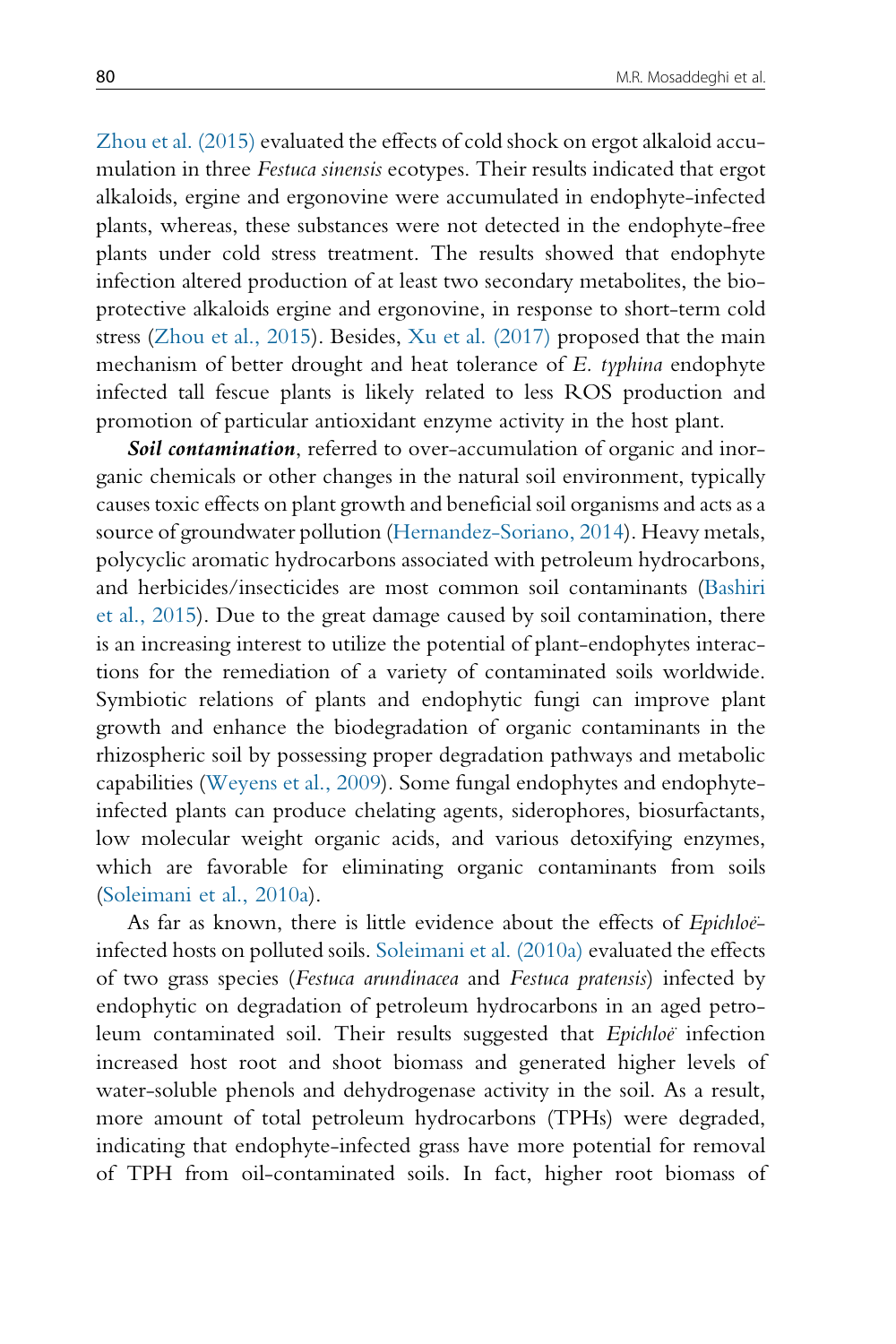Zhou et al. (2015) evaluated the effects of cold shock on ergot alkaloid accumulation in three *Festuca sinensis* ecotypes. Their results indicated that ergot alkaloids, ergine and ergonovine were accumulated in endophyte-infected plants, whereas, these substances were not detected in the endophyte-free plants under cold stress treatment. The results showed that endophyte infection altered production of at least two secondary metabolites, the bio-protective alkaloids ergine and ergonovine, in response to short-term cold stress (Zhou et al., 2015). Besides, Xu et al. (2017) proposed that the main mechanism of better drought and heat tolerance of *E. typhina* endophyte infected tall fescue plants is likely related to less ROS production and promotion of particular antioxidant enzyme activity in the host plant.

***Soil contamination***, referred to over-accumulation of organic and inorganic chemicals or other changes in the natural soil environment, typically causes toxic effects on plant growth and beneficial soil organisms and acts as a source of groundwater pollution (Hernandez-Soriano, 2014). Heavy metals, polycyclic aromatic hydrocarbons associated with petroleum hydrocarbons, and herbicides/insecticides are most common soil contaminants (Bashiri et al., 2015). Due to the great damage caused by soil contamination, there is an increasing interest to utilize the potential of plant-endophytes interactions for the remediation of a variety of contaminated soils worldwide. Symbiotic relations of plants and endophytic fungi can improve plant growth and enhance the biodegradation of organic contaminants in the rhizospheric soil by possessing proper degradation pathways and metabolic capabilities (Weyens et al., 2009). Some fungal endophytes and endophyte-infected plants can produce chelating agents, siderophores, biosurfactants, low molecular weight organic acids, and various detoxifying enzymes, which are favorable for eliminating organic contaminants from soils (Soleimani et al., 2010a).

As far as known, there is little evidence about the effects of *Epichloë*-infected hosts on polluted soils. Soleimani et al. (2010a) evaluated the effects of two grass species (*Festuca arundinacea* and *Festuca pratensis*) infected by endophytic on degradation of petroleum hydrocarbons in an aged petroleum contaminated soil. Their results suggested that *Epichloë* infection increased host root and shoot biomass and generated higher levels of water-soluble phenols and dehydrogenase activity in the soil. As a result, more amount of total petroleum hydrocarbons (TPHs) were degraded, indicating that endophyte-infected grass have more potential for removal of TPH from oil-contaminated soils. In fact, higher root biomass of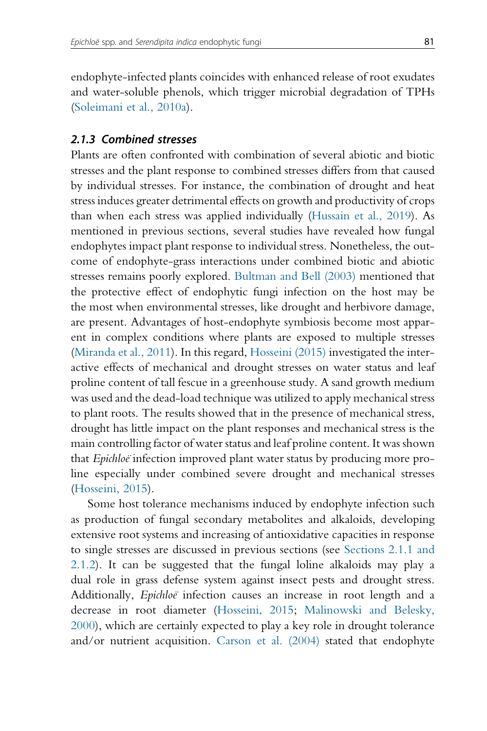endophyte-infected plants coincides with enhanced release of root exudates and water-soluble phenols, which trigger microbial degradation of TPHs (Soleimani et al., 2010a).

### 2.1.3 Combined stresses

Plants are often confronted with combination of several abiotic and biotic stresses and the plant response to combined stresses differs from that caused by individual stresses. For instance, the combination of drought and heat stress induces greater detrimental effects on growth and productivity of crops than when each stress was applied individually (Hussain et al., 2019). As mentioned in previous sections, several studies have revealed how fungal endophytes impact plant response to individual stress. Nonetheless, the outcome of endophyte-grass interactions under combined biotic and abiotic stresses remains poorly explored. Bultman and Bell (2003) mentioned that the protective effect of endophytic fungi infection on the host may be the most when environmental stresses, like drought and herbivore damage, are present. Advantages of host-endophyte symbiosis become most apparent in complex conditions where plants are exposed to multiple stresses (Miranda et al., 2011). In this regard, Hosseini (2015) investigated the interactive effects of mechanical and drought stresses on water status and leaf proline content of tall fescue in a greenhouse study. A sand growth medium was used and the dead-load technique was utilized to apply mechanical stress to plant roots. The results showed that in the presence of mechanical stress, drought has little impact on the plant responses and mechanical stress is the main controlling factor of water status and leaf proline content. It was shown that *Epichloë* infection improved plant water status by producing more proline especially under combined severe drought and mechanical stresses (Hosseini, 2015).

Some host tolerance mechanisms induced by endophyte infection such as production of fungal secondary metabolites and alkaloids, developing extensive root systems and increasing of antioxidative capacities in response to single stresses are discussed in previous sections (see Sections 2.1.1 and 2.1.2). It can be suggested that the fungal loline alkaloids may play a dual role in grass defense system against insect pests and drought stress. Additionally, *Epichloë* infection causes an increase in root length and a decrease in root diameter (Hosseini, 2015; Malinowski and Belesky, 2000), which are certainly expected to play a key role in drought tolerance and/or nutrient acquisition. Carson et al. (2004) stated that endophyte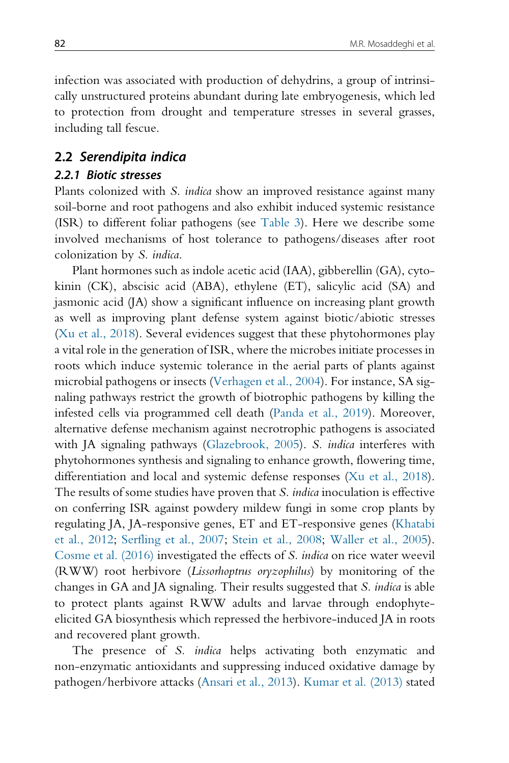infection was associated with production of dehydrins, a group of intrinsically unstructured proteins abundant during late embryogenesis, which led to protection from drought and temperature stresses in several grasses, including tall fescue.

## 2.2 *Serendipita indica*

### 2.2.1 Biotic stresses

Plants colonized with *S. indica* show an improved resistance against many soil-borne and root pathogens and also exhibit induced systemic resistance (ISR) to different foliar pathogens (see Table 3). Here we describe some involved mechanisms of host tolerance to pathogens/diseases after root colonization by *S. indica*.

Plant hormones such as indole acetic acid (IAA), gibberellin (GA), cytokinin (CK), abscisic acid (ABA), ethylene (ET), salicylic acid (SA) and jasmonic acid (JA) show a significant influence on increasing plant growth as well as improving plant defense system against biotic/abiotic stresses (Xu et al., 2018). Several evidences suggest that these phytohormones play a vital role in the generation of ISR, where the microbes initiate processes in roots which induce systemic tolerance in the aerial parts of plants against microbial pathogens or insects (Verhagen et al., 2004). For instance, SA signaling pathways restrict the growth of biotrophic pathogens by killing the infested cells via programmed cell death (Panda et al., 2019). Moreover, alternative defense mechanism against necrotrophic pathogens is associated with JA signaling pathways (Glazebrook, 2005). *S. indica* interferes with phytohormones synthesis and signaling to enhance growth, flowering time, differentiation and local and systemic defense responses (Xu et al., 2018). The results of some studies have proven that *S. indica* inoculation is effective on conferring ISR against powdery mildew fungi in some crop plants by regulating JA, JA-responsive genes, ET and ET-responsive genes (Khatabi et al., 2012; Serfling et al., 2007; Stein et al., 2008; Waller et al., 2005). Cosme et al. (2016) investigated the effects of *S. indica* on rice water weevil (RWW) root herbivore (*Lissorhoptrus oryzophilus*) by monitoring of the changes in GA and JA signaling. Their results suggested that *S. indica* is able to protect plants against RWW adults and larvae through endophyte-elicited GA biosynthesis which repressed the herbivore-induced JA in roots and recovered plant growth.

The presence of *S. indica* helps activating both enzymatic and non-enzymatic antioxidants and suppressing induced oxidative damage by pathogen/herbivore attacks (Ansari et al., 2013). Kumar et al. (2013) stated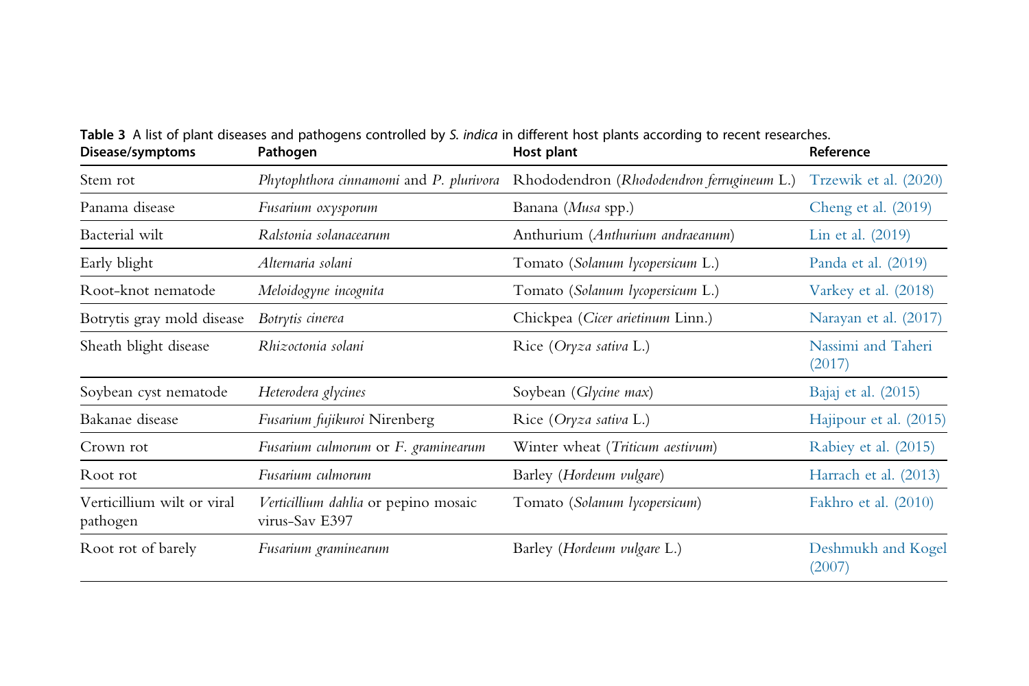**Table 3** A list of plant diseases and pathogens controlled by *S. indica* in different host plants according to recent researches.

| Disease/symptoms | Pathogen | Host plant | Reference |
|---|---|---|---|
| Stem rot | *Phytophthora cinnamomi* and *P. plurivora* | Rhododendron (*Rhododendron ferrugineum* L.) | Trzewik et al. (2020) |
| Panama disease | *Fusarium oxysporum* | Banana (*Musa* spp.) | Cheng et al. (2019) |
| Bacterial wilt | *Ralstonia solanacearum* | Anthurium (*Anthurium andraeanum*) | Lin et al. (2019) |
| Early blight | *Alternaria solani* | Tomato (*Solanum lycopersicum* L.) | Panda et al. (2019) |
| Root-knot nematode | *Meloidogyne incognita* | Tomato (*Solanum lycopersicum* L.) | Varkey et al. (2018) |
| Botrytis gray mold disease | *Botrytis cinerea* | Chickpea (*Cicer arietinum* Linn.) | Narayan et al. (2017) |
| Sheath blight disease | *Rhizoctonia solani* | Rice (*Oryza sativa* L.) | Nassimi and Taheri (2017) |
| Soybean cyst nematode | *Heterodera glycines* | Soybean (*Glycine max*) | Bajaj et al. (2015) |
| Bakanae disease | *Fusarium fujikuroi* Nirenberg | Rice (*Oryza sativa* L.) | Hajipour et al. (2015) |
| Crown rot | *Fusarium culmorum* or *F. graminearum* | Winter wheat (*Triticum aestivum*) | Rabiey et al. (2015) |
| Root rot | *Fusarium culmorum* | Barley (*Hordeum vulgare*) | Harrach et al. (2013) |
| Verticillium wilt or viral pathogen | *Verticillium dahlia* or pepino mosaic virus-Sav E397 | Tomato (*Solanum lycopersicum*) | Fakhro et al. (2010) |
| Root rot of barely | *Fusarium graminearum* | Barley (*Hordeum vulgare* L.) | Deshmukh and Kogel (2007) |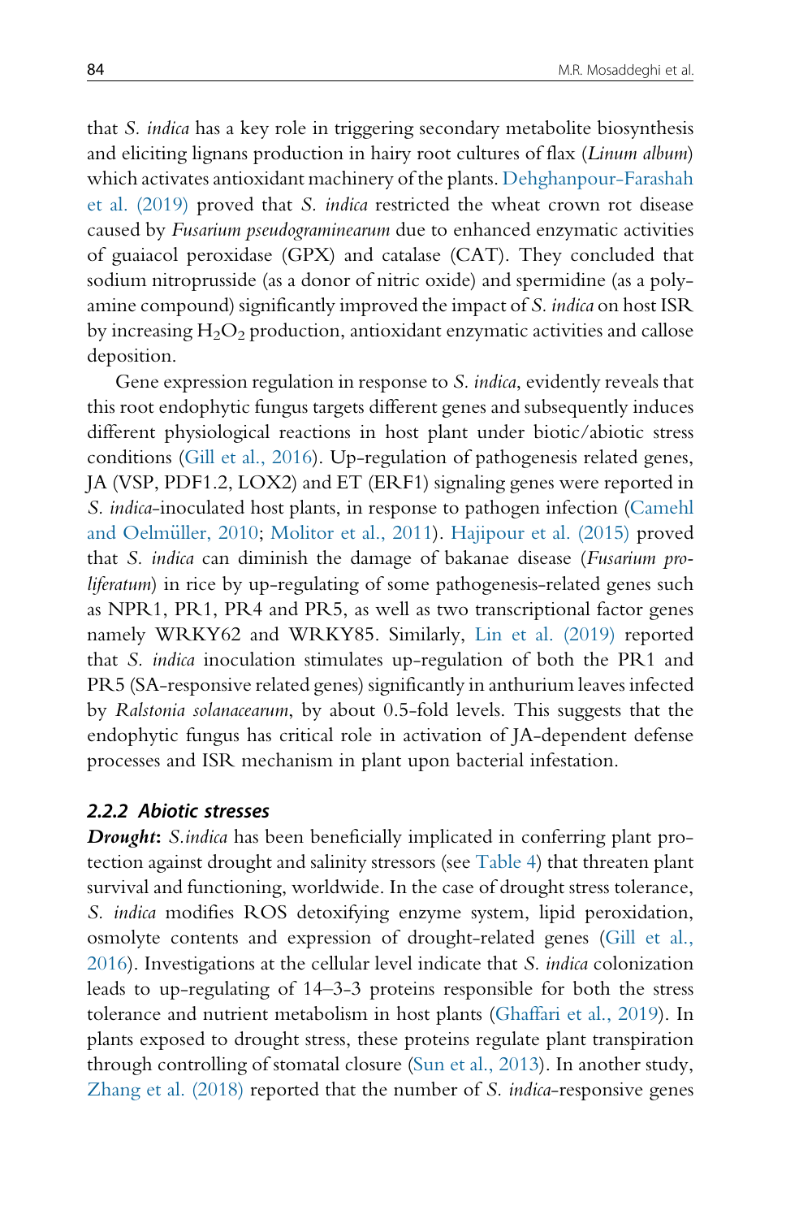that *S. indica* has a key role in triggering secondary metabolite biosynthesis and eliciting lignans production in hairy root cultures of flax (*Linum album*) which activates antioxidant machinery of the plants. Dehghanpour-Farashah et al. (2019) proved that *S. indica* restricted the wheat crown rot disease caused by *Fusarium pseudograminearum* due to enhanced enzymatic activities of guaiacol peroxidase (GPX) and catalase (CAT). They concluded that sodium nitroprusside (as a donor of nitric oxide) and spermidine (as a polyamine compound) significantly improved the impact of *S. indica* on host ISR by increasing $H_2O_2$ production, antioxidant enzymatic activities and callose deposition.

Gene expression regulation in response to *S. indica*, evidently reveals that this root endophytic fungus targets different genes and subsequently induces different physiological reactions in host plant under biotic/abiotic stress conditions (Gill et al., 2016). Up-regulation of pathogenesis related genes, JA (VSP, PDF1.2, LOX2) and ET (ERF1) signaling genes were reported in *S. indica*-inoculated host plants, in response to pathogen infection (Camehl and Oelmüller, 2010; Molitor et al., 2011). Hajipour et al. (2015) proved that *S. indica* can diminish the damage of bakanae disease (*Fusarium proliferatum*) in rice by up-regulating of some pathogenesis-related genes such as NPR1, PR1, PR4 and PR5, as well as two transcriptional factor genes namely WRKY62 and WRKY85. Similarly, Lin et al. (2019) reported that *S. indica* inoculation stimulates up-regulation of both the PR1 and PR5 (SA-responsive related genes) significantly in anthurium leaves infected by *Ralstonia solanacearum*, by about 0.5-fold levels. This suggests that the endophytic fungus has critical role in activation of JA-dependent defense processes and ISR mechanism in plant upon bacterial infestation.

### 2.2.2 Abiotic stresses

***Drought***: *S.indica* has been beneficially implicated in conferring plant protection against drought and salinity stressors (see Table 4) that threaten plant survival and functioning, worldwide. In the case of drought stress tolerance, *S. indica* modifies ROS detoxifying enzyme system, lipid peroxidation, osmolyte contents and expression of drought-related genes (Gill et al., 2016). Investigations at the cellular level indicate that *S. indica* colonization leads to up-regulating of 14–3-3 proteins responsible for both the stress tolerance and nutrient metabolism in host plants (Ghaffari et al., 2019). In plants exposed to drought stress, these proteins regulate plant transpiration through controlling of stomatal closure (Sun et al., 2013). In another study, Zhang et al. (2018) reported that the number of *S. indica*-responsive genes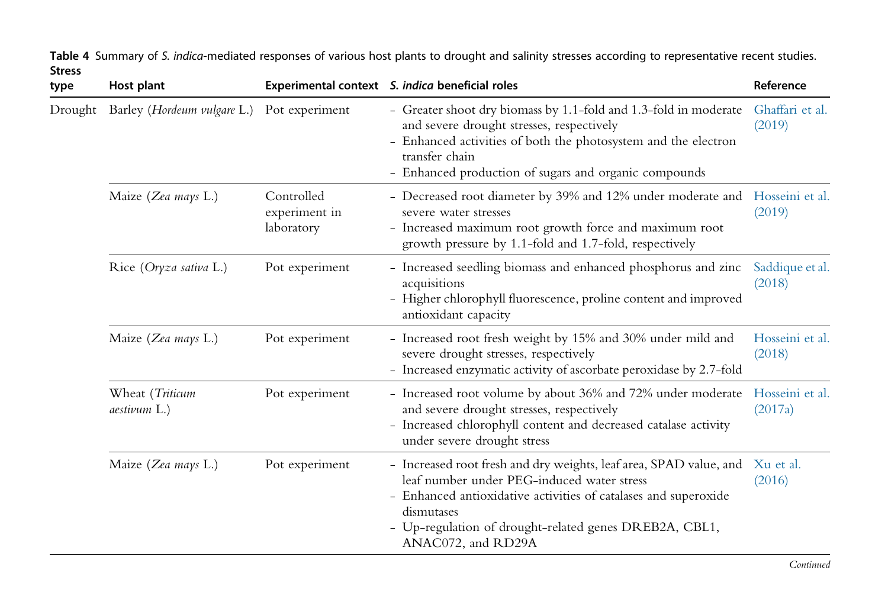**Table 4** Summary of *S. indica*-mediated responses of various host plants to drought and salinity stresses according to representative recent studies.

| Stress type | Host plant | Experimental context | *S. indica* beneficial roles | Reference |
|---|---|---|---|---|
| Drought | Barley (*Hordeum vulgare* L.) | Pot experiment | - Greater shoot dry biomass by 1.1-fold and 1.3-fold in moderate and severe drought stresses, respectively<br>- Enhanced activities of both the photosystem and the electron transfer chain<br>- Enhanced production of sugars and organic compounds | Ghaffari et al. (2019) |
| | Maize (*Zea mays* L.) | Controlled experiment in laboratory | - Decreased root diameter by 39% and 12% under moderate and severe water stresses<br>- Increased maximum root growth force and maximum root growth pressure by 1.1-fold and 1.7-fold, respectively | Hosseini et al. (2019) |
| | Rice (*Oryza sativa* L.) | Pot experiment | - Increased seedling biomass and enhanced phosphorus and zinc acquisitions<br>- Higher chlorophyll fluorescence, proline content and improved antioxidant capacity | Saddique et al. (2018) |
| | Maize (*Zea mays* L.) | Pot experiment | - Increased root fresh weight by 15% and 30% under mild and severe drought stresses, respectively<br>- Increased enzymatic activity of ascorbate peroxidase by 2.7-fold | Hosseini et al. (2018) |
| | Wheat (*Triticum aestivum* L.) | Pot experiment | - Increased root volume by about 36% and 72% under moderate and severe drought stresses, respectively<br>- Increased chlorophyll content and decreased catalase activity under severe drought stress | Hosseini et al. (2017a) |
| | Maize (*Zea mays* L.) | Pot experiment | - Increased root fresh and dry weights, leaf area, SPAD value, and leaf number under PEG-induced water stress<br>- Enhanced antioxidative activities of catalases and superoxide dismutases<br>- Up-regulation of drought-related genes DREB2A, CBL1, ANAC072, and RD29A | Xu et al. (2016) |

*Continued*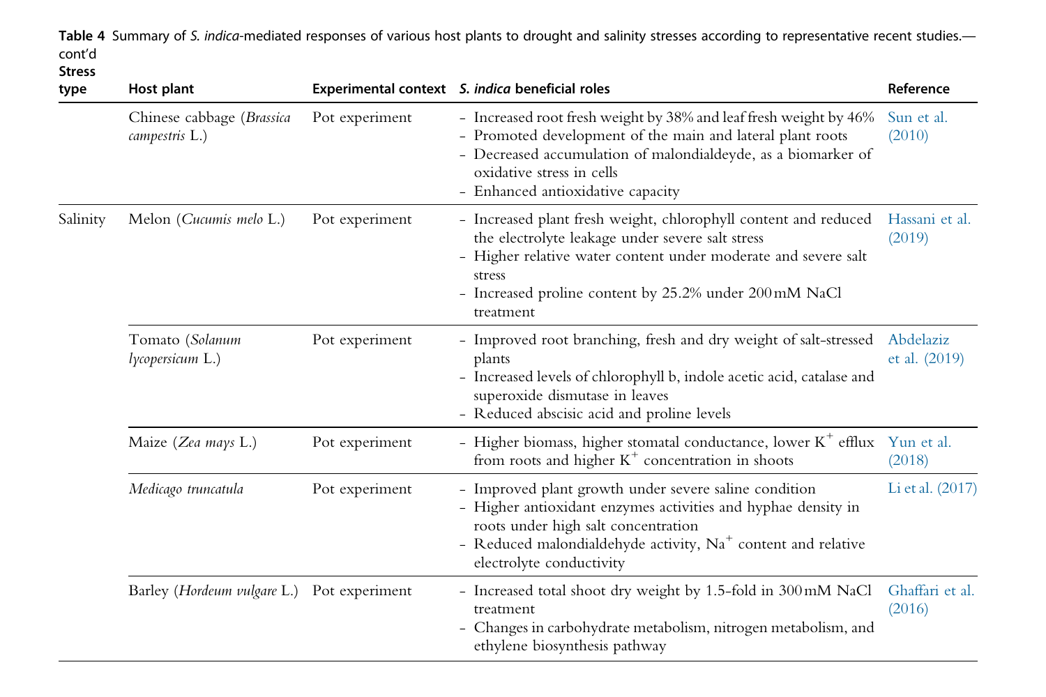**Table 4** Summary of *S. indica*-mediated responses of various host plants to drought and salinity stresses according to representative recent studies.—cont'd

| Stress type | Host plant | Experimental context | *S. indica* beneficial roles | Reference |
|---|---|---|---|---|
| | Chinese cabbage (*Brassica campestris* L.) | Pot experiment | - Increased root fresh weight by 38% and leaf fresh weight by 46%<br>- Promoted development of the main and lateral plant roots<br>- Decreased accumulation of malondialdeyde, as a biomarker of oxidative stress in cells<br>- Enhanced antioxidative capacity | Sun et al. (2010) |
| Salinity | Melon (*Cucumis melo* L.) | Pot experiment | - Increased plant fresh weight, chlorophyll content and reduced the electrolyte leakage under severe salt stress<br>- Higher relative water content under moderate and severe salt stress<br>- Increased proline content by 25.2% under 200 mM NaCl treatment | Hassani et al. (2019) |
| | Tomato (*Solanum lycopersicum* L.) | Pot experiment | - Improved root branching, fresh and dry weight of salt-stressed plants<br>- Increased levels of chlorophyll b, indole acetic acid, catalase and superoxide dismutase in leaves<br>- Reduced abscisic acid and proline levels | Abdelaziz et al. (2019) |
| | Maize (*Zea mays* L.) | Pot experiment | - Higher biomass, higher stomatal conductance, lower $K^+$ efflux from roots and higher $K^+$ concentration in shoots | Yun et al. (2018) |
| | *Medicago truncatula* | Pot experiment | - Improved plant growth under severe saline condition<br>- Higher antioxidant enzymes activities and hyphae density in roots under high salt concentration<br>- Reduced malondialdehyde activity, $Na^+$ content and relative electrolyte conductivity | Li et al. (2017) |
| | Barley (*Hordeum vulgare* L.) | Pot experiment | - Increased total shoot dry weight by 1.5-fold in 300 mM NaCl treatment<br>- Changes in carbohydrate metabolism, nitrogen metabolism, and ethylene biosynthesis pathway | Ghaffari et al. (2016) |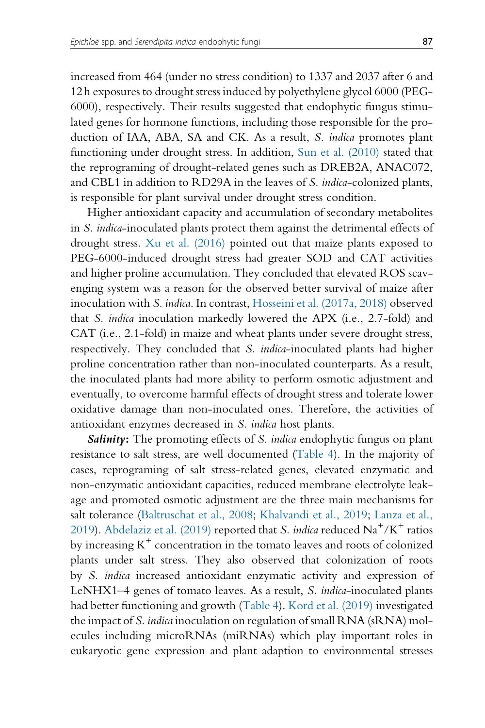increased from 464 (under no stress condition) to 1337 and 2037 after 6 and 12 h exposures to drought stress induced by polyethylene glycol 6000 (PEG-6000), respectively. Their results suggested that endophytic fungus stimulated genes for hormone functions, including those responsible for the production of IAA, ABA, SA and CK. As a result, *S. indica* promotes plant functioning under drought stress. In addition, Sun et al. (2010) stated that the reprograming of drought-related genes such as DREB2A, ANAC072, and CBL1 in addition to RD29A in the leaves of *S. indica*-colonized plants, is responsible for plant survival under drought stress condition.

Higher antioxidant capacity and accumulation of secondary metabolites in *S. indica*-inoculated plants protect them against the detrimental effects of drought stress. Xu et al. (2016) pointed out that maize plants exposed to PEG-6000-induced drought stress had greater SOD and CAT activities and higher proline accumulation. They concluded that elevated ROS scavenging system was a reason for the observed better survival of maize after inoculation with *S. indica*. In contrast, Hosseini et al. (2017a, 2018) observed that *S. indica* inoculation markedly lowered the APX (i.e., 2.7-fold) and CAT (i.e., 2.1-fold) in maize and wheat plants under severe drought stress, respectively. They concluded that *S. indica*-inoculated plants had higher proline concentration rather than non-inoculated counterparts. As a result, the inoculated plants had more ability to perform osmotic adjustment and eventually, to overcome harmful effects of drought stress and tolerate lower oxidative damage than non-inoculated ones. Therefore, the activities of antioxidant enzymes decreased in *S. indica* host plants.

***Salinity***: The promoting effects of *S. indica* endophytic fungus on plant resistance to salt stress, are well documented (Table 4). In the majority of cases, reprograming of salt stress-related genes, elevated enzymatic and non-enzymatic antioxidant capacities, reduced membrane electrolyte leakage and promoted osmotic adjustment are the three main mechanisms for salt tolerance (Baltruschat et al., 2008; Khalvandi et al., 2019; Lanza et al., 2019). Abdelaziz et al. (2019) reported that *S. indica* reduced $Na^{+}/K^{+}$ ratios by increasing $K^{+}$ concentration in the tomato leaves and roots of colonized plants under salt stress. They also observed that colonization of roots by *S. indica* increased antioxidant enzymatic activity and expression of LeNHX1–4 genes of tomato leaves. As a result, *S. indica*-inoculated plants had better functioning and growth (Table 4). Kord et al. (2019) investigated the impact of *S. indica* inoculation on regulation of small RNA (sRNA) molecules including microRNAs (miRNAs) which play important roles in eukaryotic gene expression and plant adaption to environmental stresses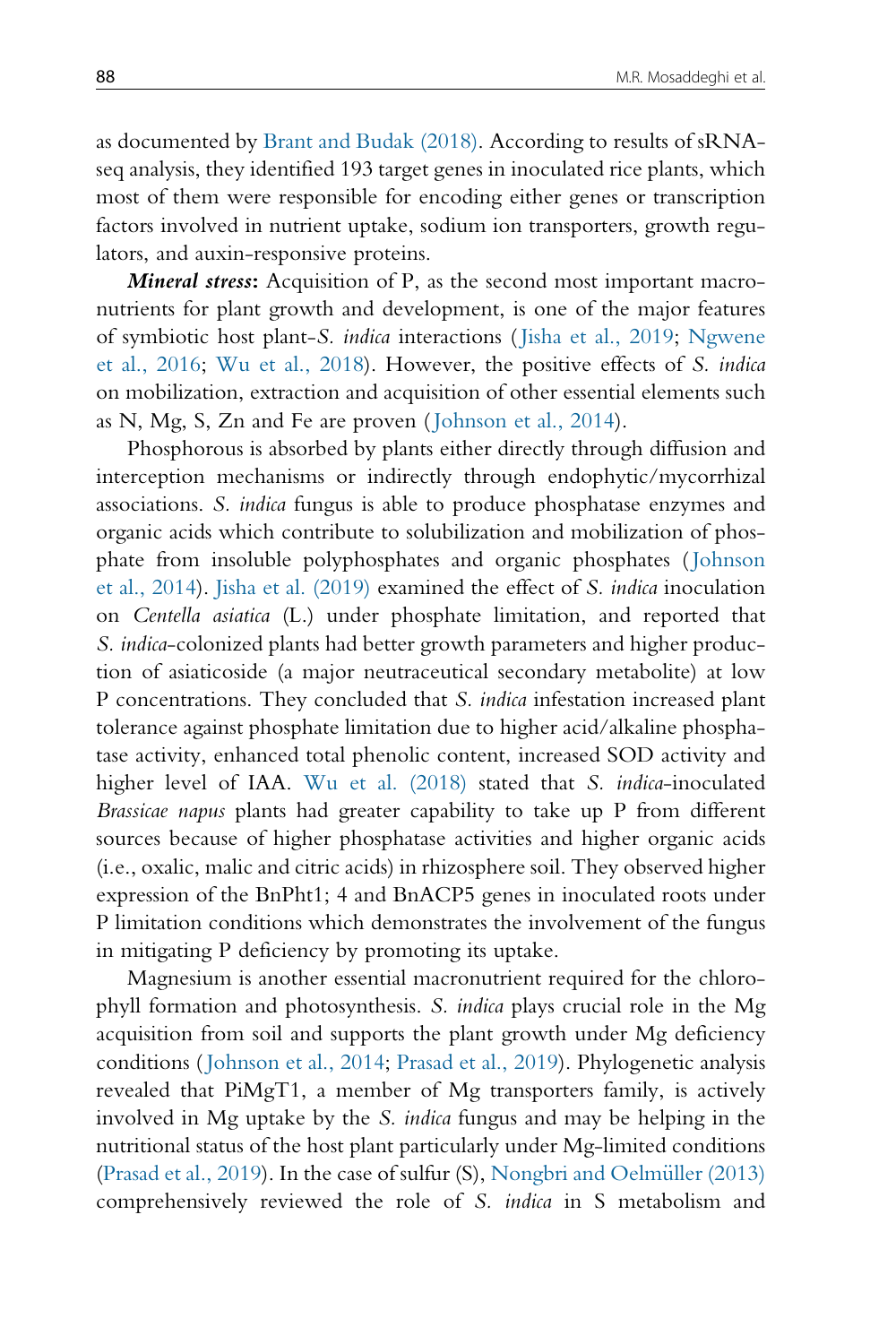as documented by Brant and Budak (2018). According to results of sRNA-seq analysis, they identified 193 target genes in inoculated rice plants, which most of them were responsible for encoding either genes or transcription factors involved in nutrient uptake, sodium ion transporters, growth regulators, and auxin-responsive proteins.

***Mineral stress*:** Acquisition of P, as the second most important macronutrients for plant growth and development, is one of the major features of symbiotic host plant-*S. indica* interactions (Jisha et al., 2019; Ngwene et al., 2016; Wu et al., 2018). However, the positive effects of *S. indica* on mobilization, extraction and acquisition of other essential elements such as N, Mg, S, Zn and Fe are proven (Johnson et al., 2014).

Phosphorous is absorbed by plants either directly through diffusion and interception mechanisms or indirectly through endophytic/mycorrhizal associations. *S. indica* fungus is able to produce phosphatase enzymes and organic acids which contribute to solubilization and mobilization of phosphate from insoluble polyphosphates and organic phosphates (Johnson et al., 2014). Jisha et al. (2019) examined the effect of *S. indica* inoculation on *Centella asiatica* (L.) under phosphate limitation, and reported that *S. indica*-colonized plants had better growth parameters and higher production of asiaticoside (a major neutraceutical secondary metabolite) at low P concentrations. They concluded that *S. indica* infestation increased plant tolerance against phosphate limitation due to higher acid/alkaline phosphatase activity, enhanced total phenolic content, increased SOD activity and higher level of IAA. Wu et al. (2018) stated that *S. indica*-inoculated *Brassicae napus* plants had greater capability to take up P from different sources because of higher phosphatase activities and higher organic acids (i.e., oxalic, malic and citric acids) in rhizosphere soil. They observed higher expression of the BnPht1; 4 and BnACP5 genes in inoculated roots under P limitation conditions which demonstrates the involvement of the fungus in mitigating P deficiency by promoting its uptake.

Magnesium is another essential macronutrient required for the chlorophyll formation and photosynthesis. *S. indica* plays crucial role in the Mg acquisition from soil and supports the plant growth under Mg deficiency conditions (Johnson et al., 2014; Prasad et al., 2019). Phylogenetic analysis revealed that PiMgT1, a member of Mg transporters family, is actively involved in Mg uptake by the *S. indica* fungus and may be helping in the nutritional status of the host plant particularly under Mg-limited conditions (Prasad et al., 2019). In the case of sulfur (S), Nongbri and Oelmüller (2013) comprehensively reviewed the role of *S. indica* in S metabolism and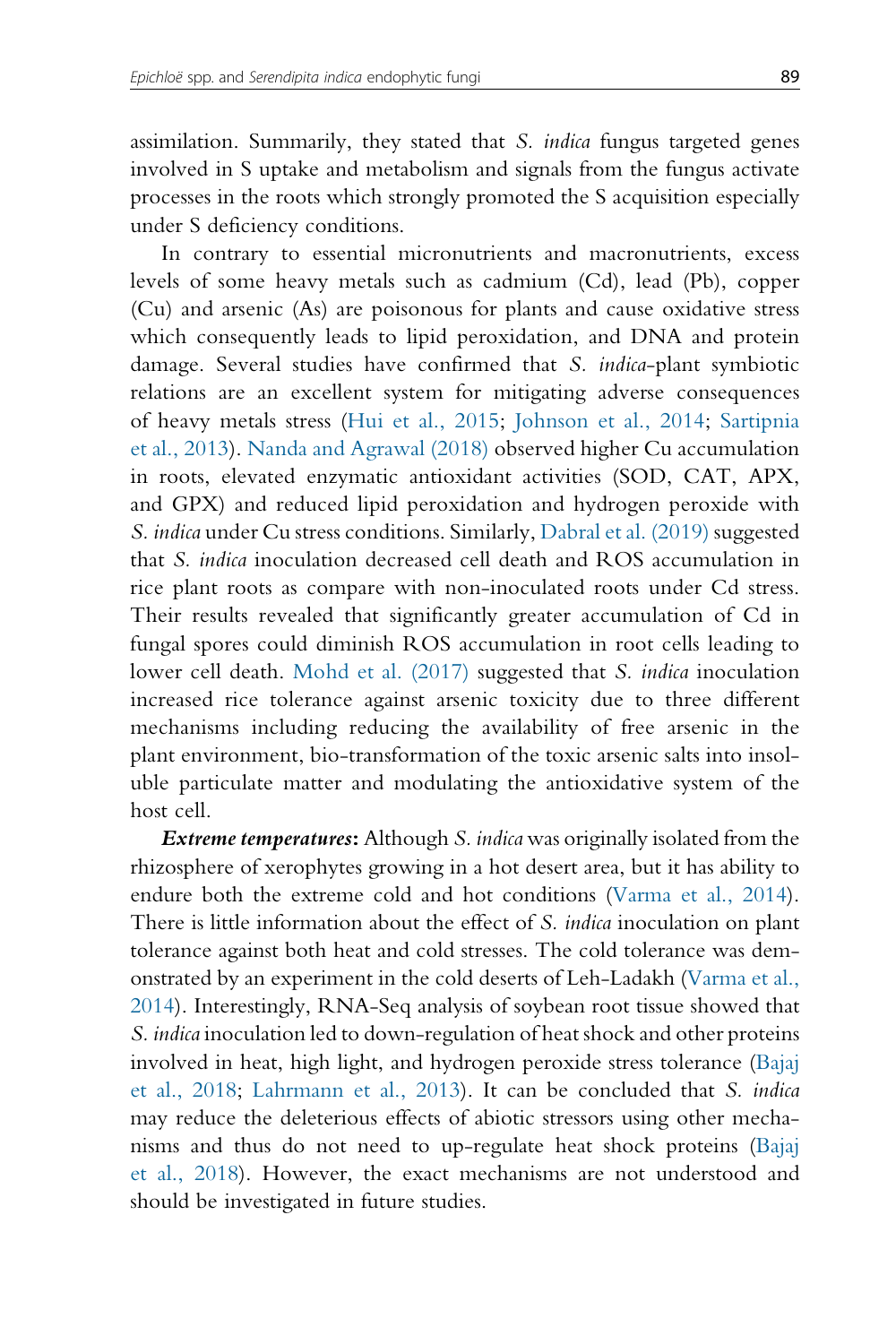assimilation. Summarily, they stated that *S. indica* fungus targeted genes involved in S uptake and metabolism and signals from the fungus activate processes in the roots which strongly promoted the S acquisition especially under S deficiency conditions.

In contrary to essential micronutrients and macronutrients, excess levels of some heavy metals such as cadmium (Cd), lead (Pb), copper (Cu) and arsenic (As) are poisonous for plants and cause oxidative stress which consequently leads to lipid peroxidation, and DNA and protein damage. Several studies have confirmed that *S. indica*-plant symbiotic relations are an excellent system for mitigating adverse consequences of heavy metals stress (Hui et al., 2015; Johnson et al., 2014; Sartipnia et al., 2013). Nanda and Agrawal (2018) observed higher Cu accumulation in roots, elevated enzymatic antioxidant activities (SOD, CAT, APX, and GPX) and reduced lipid peroxidation and hydrogen peroxide with *S. indica* under Cu stress conditions. Similarly, Dabral et al. (2019) suggested that *S. indica* inoculation decreased cell death and ROS accumulation in rice plant roots as compare with non-inoculated roots under Cd stress. Their results revealed that significantly greater accumulation of Cd in fungal spores could diminish ROS accumulation in root cells leading to lower cell death. Mohd et al. (2017) suggested that *S. indica* inoculation increased rice tolerance against arsenic toxicity due to three different mechanisms including reducing the availability of free arsenic in the plant environment, bio-transformation of the toxic arsenic salts into insoluble particulate matter and modulating the antioxidative system of the host cell.

***Extreme temperatures*:** Although *S. indica* was originally isolated from the rhizosphere of xerophytes growing in a hot desert area, but it has ability to endure both the extreme cold and hot conditions (Varma et al., 2014). There is little information about the effect of *S. indica* inoculation on plant tolerance against both heat and cold stresses. The cold tolerance was demonstrated by an experiment in the cold deserts of Leh-Ladakh (Varma et al., 2014). Interestingly, RNA-Seq analysis of soybean root tissue showed that *S. indica* inoculation led to down-regulation of heat shock and other proteins involved in heat, high light, and hydrogen peroxide stress tolerance (Bajaj et al., 2018; Lahrmann et al., 2013). It can be concluded that *S. indica* may reduce the deleterious effects of abiotic stressors using other mechanisms and thus do not need to up-regulate heat shock proteins (Bajaj et al., 2018). However, the exact mechanisms are not understood and should be investigated in future studies.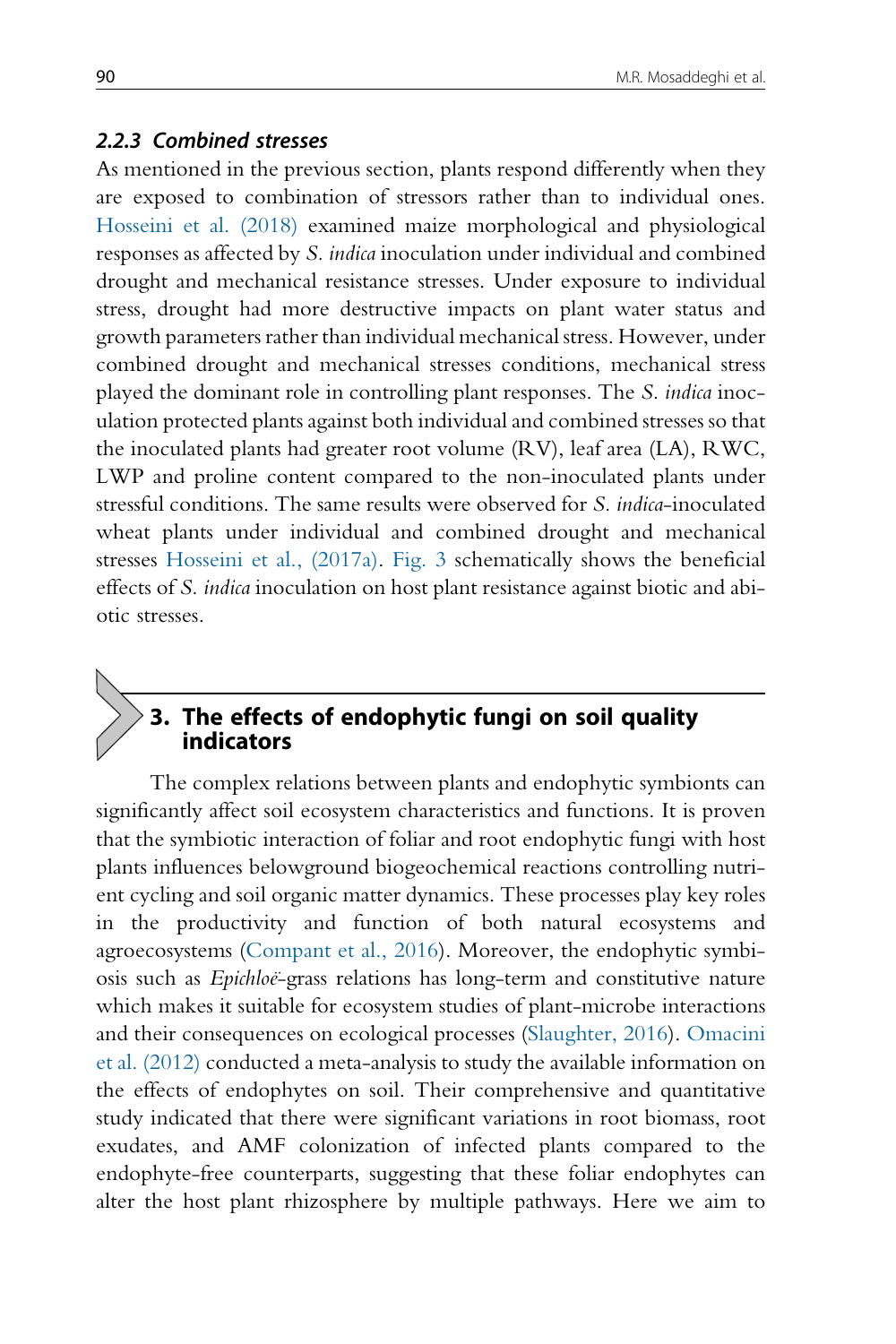### 2.2.3 Combined stresses

As mentioned in the previous section, plants respond differently when they are exposed to combination of stressors rather than to individual ones. Hosseini et al. (2018) examined maize morphological and physiological responses as affected by *S. indica* inoculation under individual and combined drought and mechanical resistance stresses. Under exposure to individual stress, drought had more destructive impacts on plant water status and growth parameters rather than individual mechanical stress. However, under combined drought and mechanical stresses conditions, mechanical stress played the dominant role in controlling plant responses. The *S. indica* inoculation protected plants against both individual and combined stresses so that the inoculated plants had greater root volume (RV), leaf area (LA), RWC, LWP and proline content compared to the non-inoculated plants under stressful conditions. The same results were observed for *S. indica*-inoculated wheat plants under individual and combined drought and mechanical stresses Hosseini et al., (2017a). Fig. 3 schematically shows the beneficial effects of *S. indica* inoculation on host plant resistance against biotic and abiotic stresses.

## 3. The effects of endophytic fungi on soil quality indicators

The complex relations between plants and endophytic symbionts can significantly affect soil ecosystem characteristics and functions. It is proven that the symbiotic interaction of foliar and root endophytic fungi with host plants influences belowground biogeochemical reactions controlling nutrient cycling and soil organic matter dynamics. These processes play key roles in the productivity and function of both natural ecosystems and agroecosystems (Compant et al., 2016). Moreover, the endophytic symbiosis such as *Epichloë*-grass relations has long-term and constitutive nature which makes it suitable for ecosystem studies of plant-microbe interactions and their consequences on ecological processes (Slaughter, 2016). Omacini et al. (2012) conducted a meta-analysis to study the available information on the effects of endophytes on soil. Their comprehensive and quantitative study indicated that there were significant variations in root biomass, root exudates, and AMF colonization of infected plants compared to the endophyte-free counterparts, suggesting that these foliar endophytes can alter the host plant rhizosphere by multiple pathways. Here we aim to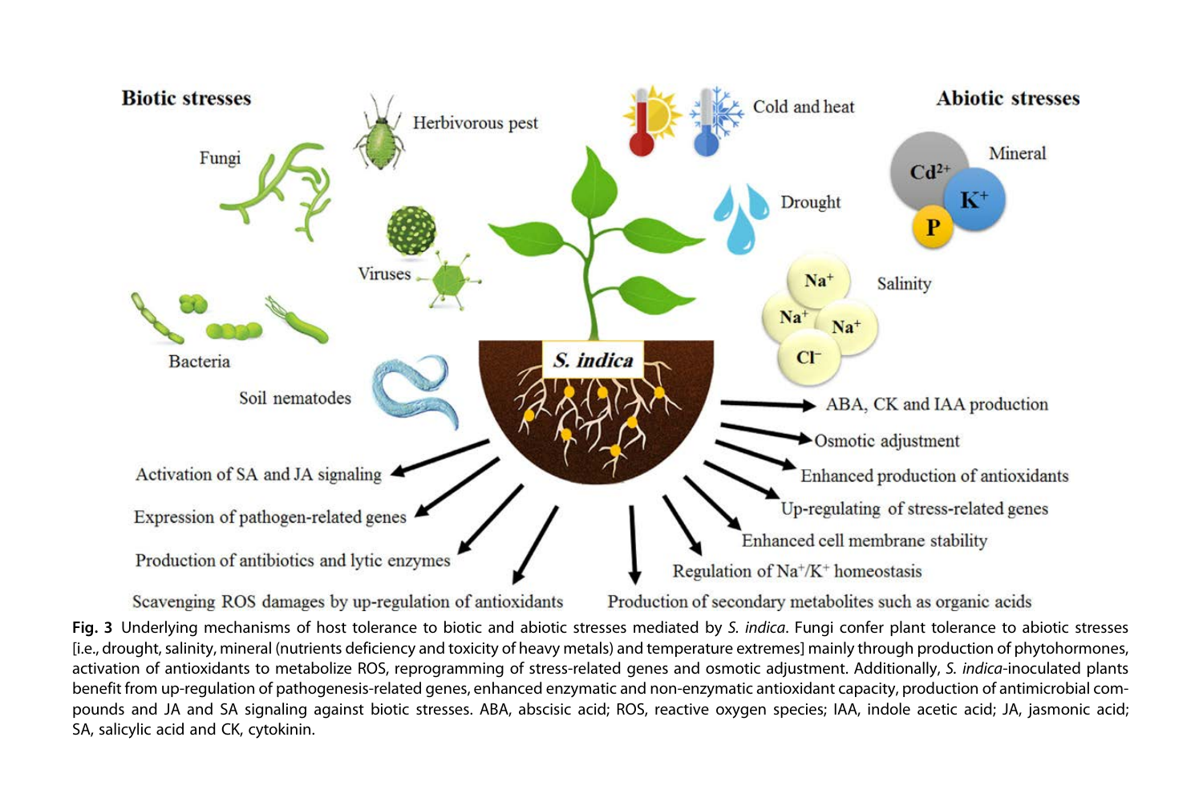**Fig. 3** Underlying mechanisms of host tolerance to biotic and abiotic stresses mediated by *S. indica*. Fungi confer plant tolerance to abiotic stresses [i.e., drought, salinity, mineral (nutrients deficiency and toxicity of heavy metals) and temperature extremes] mainly through production of phytohormones, activation of antioxidants to metabolize ROS, reprogramming of stress-related genes and osmotic adjustment. Additionally, *S. indica*-inoculated plants benefit from up-regulation of pathogenesis-related genes, enhanced enzymatic and non-enzymatic antioxidant capacity, production of antimicrobial compounds and JA and SA signaling against biotic stresses. ABA, abscisic acid; ROS, reactive oxygen species; IAA, indole acetic acid; JA, jasmonic acid; SA, salicylic acid and CK, cytokinin.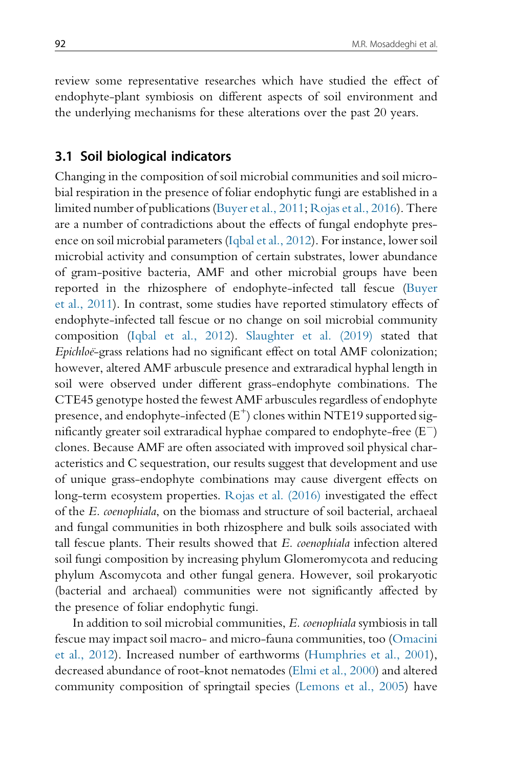review some representative researches which have studied the effect of endophyte-plant symbiosis on different aspects of soil environment and the underlying mechanisms for these alterations over the past 20 years.

## 3.1 Soil biological indicators

Changing in the composition of soil microbial communities and soil microbial respiration in the presence of foliar endophytic fungi are established in a limited number of publications (Buyer et al., 2011; Rojas et al., 2016). There are a number of contradictions about the effects of fungal endophyte presence on soil microbial parameters (Iqbal et al., 2012). For instance, lower soil microbial activity and consumption of certain substrates, lower abundance of gram-positive bacteria, AMF and other microbial groups have been reported in the rhizosphere of endophyte-infected tall fescue (Buyer et al., 2011). In contrast, some studies have reported stimulatory effects of endophyte-infected tall fescue or no change on soil microbial community composition (Iqbal et al., 2012). Slaughter et al. (2019) stated that *Epichloë*-grass relations had no significant effect on total AMF colonization; however, altered AMF arbuscule presence and extraradical hyphal length in soil were observed under different grass-endophyte combinations. The CTE45 genotype hosted the fewest AMF arbuscules regardless of endophyte presence, and endophyte-infected ($E^+$) clones within NTE19 supported significantly greater soil extraradical hyphae compared to endophyte-free ($E^-$) clones. Because AMF are often associated with improved soil physical characteristics and C sequestration, our results suggest that development and use of unique grass-endophyte combinations may cause divergent effects on long-term ecosystem properties. Rojas et al. (2016) investigated the effect of the *E. coenophiala*, on the biomass and structure of soil bacterial, archaeal and fungal communities in both rhizosphere and bulk soils associated with tall fescue plants. Their results showed that *E. coenophiala* infection altered soil fungi composition by increasing phylum Glomeromycota and reducing phylum Ascomycota and other fungal genera. However, soil prokaryotic (bacterial and archaeal) communities were not significantly affected by the presence of foliar endophytic fungi.

In addition to soil microbial communities, *E. coenophiala* symbiosis in tall fescue may impact soil macro- and micro-fauna communities, too (Omacini et al., 2012). Increased number of earthworms (Humphries et al., 2001), decreased abundance of root-knot nematodes (Elmi et al., 2000) and altered community composition of springtail species (Lemons et al., 2005) have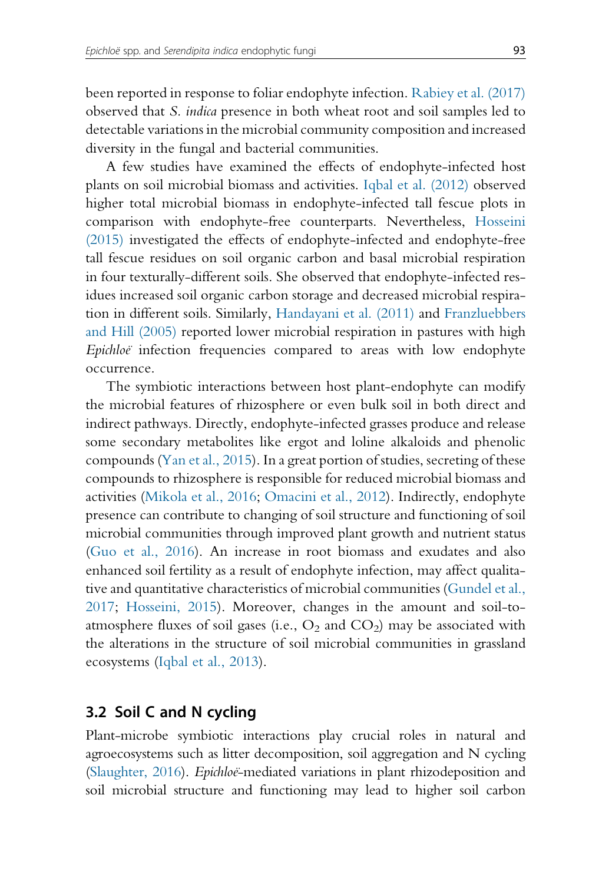been reported in response to foliar endophyte infection. Rabiey et al. (2017) observed that *S. indica* presence in both wheat root and soil samples led to detectable variations in the microbial community composition and increased diversity in the fungal and bacterial communities.

A few studies have examined the effects of endophyte-infected host plants on soil microbial biomass and activities. Iqbal et al. (2012) observed higher total microbial biomass in endophyte-infected tall fescue plots in comparison with endophyte-free counterparts. Nevertheless, Hosseini (2015) investigated the effects of endophyte-infected and endophyte-free tall fescue residues on soil organic carbon and basal microbial respiration in four texturally-different soils. She observed that endophyte-infected residues increased soil organic carbon storage and decreased microbial respiration in different soils. Similarly, Handayani et al. (2011) and Franzluebbers and Hill (2005) reported lower microbial respiration in pastures with high *Epichloë* infection frequencies compared to areas with low endophyte occurrence.

The symbiotic interactions between host plant-endophyte can modify the microbial features of rhizosphere or even bulk soil in both direct and indirect pathways. Directly, endophyte-infected grasses produce and release some secondary metabolites like ergot and loline alkaloids and phenolic compounds (Yan et al., 2015). In a great portion of studies, secreting of these compounds to rhizosphere is responsible for reduced microbial biomass and activities (Mikola et al., 2016; Omacini et al., 2012). Indirectly, endophyte presence can contribute to changing of soil structure and functioning of soil microbial communities through improved plant growth and nutrient status (Guo et al., 2016). An increase in root biomass and exudates and also enhanced soil fertility as a result of endophyte infection, may affect qualitative and quantitative characteristics of microbial communities (Gundel et al., 2017; Hosseini, 2015). Moreover, changes in the amount and soil-to-atmosphere fluxes of soil gases (i.e., $O_2$ and $CO_2$) may be associated with the alterations in the structure of soil microbial communities in grassland ecosystems (Iqbal et al., 2013).

## 3.2 Soil C and N cycling

Plant-microbe symbiotic interactions play crucial roles in natural and agroecosystems such as litter decomposition, soil aggregation and N cycling (Slaughter, 2016). *Epichloë*-mediated variations in plant rhizodeposition and soil microbial structure and functioning may lead to higher soil carbon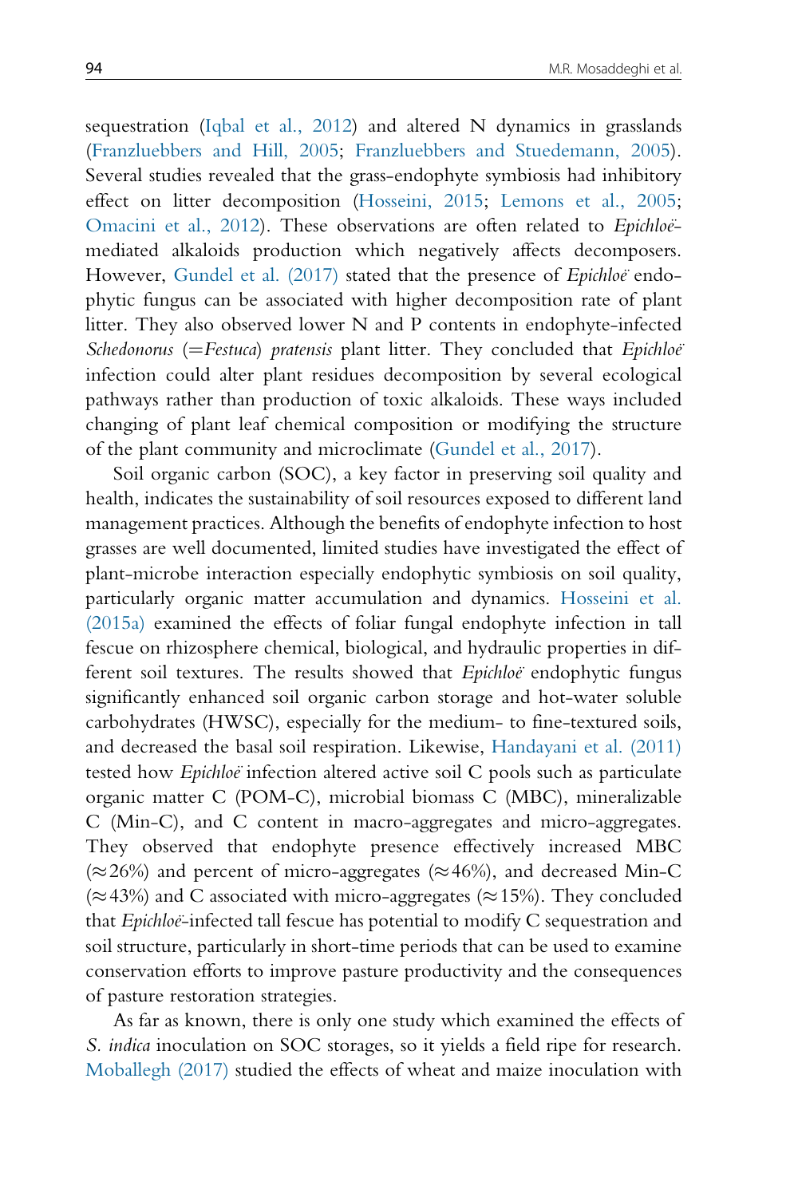sequestration (Iqbal et al., 2012) and altered N dynamics in grasslands (Franzluebbers and Hill, 2005; Franzluebbers and Stuedemann, 2005). Several studies revealed that the grass-endophyte symbiosis had inhibitory effect on litter decomposition (Hosseini, 2015; Lemons et al., 2005; Omacini et al., 2012). These observations are often related to *Epichloë*-mediated alkaloids production which negatively affects decomposers. However, Gundel et al. (2017) stated that the presence of *Epichloë* endophytic fungus can be associated with higher decomposition rate of plant litter. They also observed lower N and P contents in endophyte-infected *Schedonorus* (=*Festuca*) *pratensis* plant litter. They concluded that *Epichloë* infection could alter plant residues decomposition by several ecological pathways rather than production of toxic alkaloids. These ways included changing of plant leaf chemical composition or modifying the structure of the plant community and microclimate (Gundel et al., 2017).

Soil organic carbon (SOC), a key factor in preserving soil quality and health, indicates the sustainability of soil resources exposed to different land management practices. Although the benefits of endophyte infection to host grasses are well documented, limited studies have investigated the effect of plant-microbe interaction especially endophytic symbiosis on soil quality, particularly organic matter accumulation and dynamics. Hosseini et al. (2015a) examined the effects of foliar fungal endophyte infection in tall fescue on rhizosphere chemical, biological, and hydraulic properties in different soil textures. The results showed that *Epichloë* endophytic fungus significantly enhanced soil organic carbon storage and hot-water soluble carbohydrates (HWSC), especially for the medium- to fine-textured soils, and decreased the basal soil respiration. Likewise, Handayani et al. (2011) tested how *Epichloë* infection altered active soil C pools such as particulate organic matter C (POM-C), microbial biomass C (MBC), mineralizable C (Min-C), and C content in macro-aggregates and micro-aggregates. They observed that endophyte presence effectively increased MBC ($\approx$26%) and percent of micro-aggregates ($\approx$46%), and decreased Min-C ($\approx$43%) and C associated with micro-aggregates ($\approx$15%). They concluded that *Epichloë*-infected tall fescue has potential to modify C sequestration and soil structure, particularly in short-time periods that can be used to examine conservation efforts to improve pasture productivity and the consequences of pasture restoration strategies.

As far as known, there is only one study which examined the effects of *S. indica* inoculation on SOC storages, so it yields a field ripe for research. Moballegh (2017) studied the effects of wheat and maize inoculation with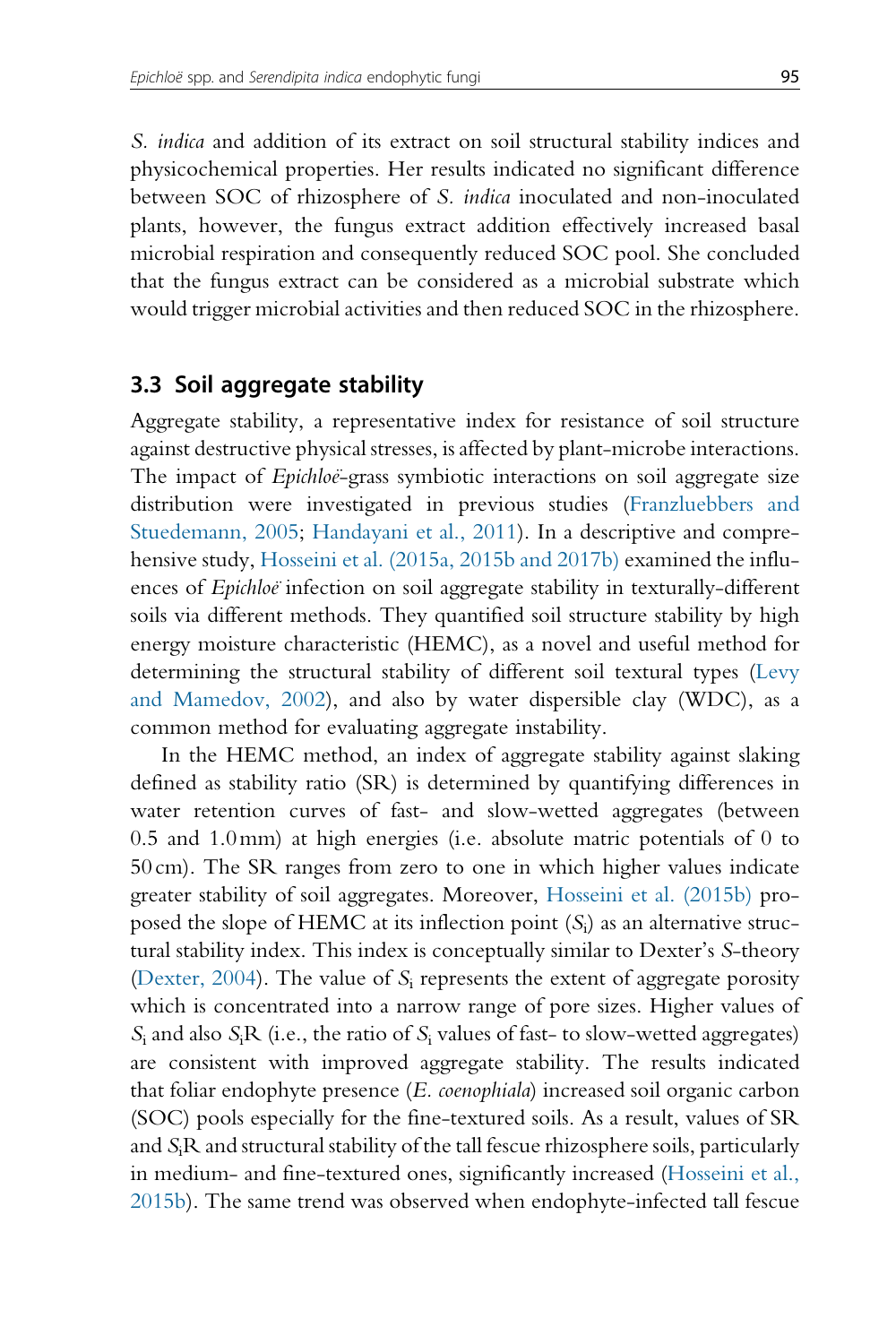*S. indica* and addition of its extract on soil structural stability indices and physicochemical properties. Her results indicated no significant difference between SOC of rhizosphere of *S. indica* inoculated and non-inoculated plants, however, the fungus extract addition effectively increased basal microbial respiration and consequently reduced SOC pool. She concluded that the fungus extract can be considered as a microbial substrate which would trigger microbial activities and then reduced SOC in the rhizosphere.

## 3.3 Soil aggregate stability

Aggregate stability, a representative index for resistance of soil structure against destructive physical stresses, is affected by plant-microbe interactions. The impact of *Epichloë*-grass symbiotic interactions on soil aggregate size distribution were investigated in previous studies (Franzluebbers and Stuedemann, 2005; Handayani et al., 2011). In a descriptive and comprehensive study, Hosseini et al. (2015a, 2015b and 2017b) examined the influences of *Epichloë* infection on soil aggregate stability in texturally-different soils via different methods. They quantified soil structure stability by high energy moisture characteristic (HEMC), as a novel and useful method for determining the structural stability of different soil textural types (Levy and Mamedov, 2002), and also by water dispersible clay (WDC), as a common method for evaluating aggregate instability.

In the HEMC method, an index of aggregate stability against slaking defined as stability ratio (SR) is determined by quantifying differences in water retention curves of fast- and slow-wetted aggregates (between 0.5 and 1.0 mm) at high energies (i.e. absolute matric potentials of 0 to 50 cm). The SR ranges from zero to one in which higher values indicate greater stability of soil aggregates. Moreover, Hosseini et al. (2015b) proposed the slope of HEMC at its inflection point ($S_i$) as an alternative structural stability index. This index is conceptually similar to Dexter's *S*-theory (Dexter, 2004). The value of $S_i$ represents the extent of aggregate porosity which is concentrated into a narrow range of pore sizes. Higher values of $S_i$ and also $S_i$R (i.e., the ratio of $S_i$ values of fast- to slow-wetted aggregates) are consistent with improved aggregate stability. The results indicated that foliar endophyte presence (*E. coenophiala*) increased soil organic carbon (SOC) pools especially for the fine-textured soils. As a result, values of SR and $S_i$R and structural stability of the tall fescue rhizosphere soils, particularly in medium- and fine-textured ones, significantly increased (Hosseini et al., 2015b). The same trend was observed when endophyte-infected tall fescue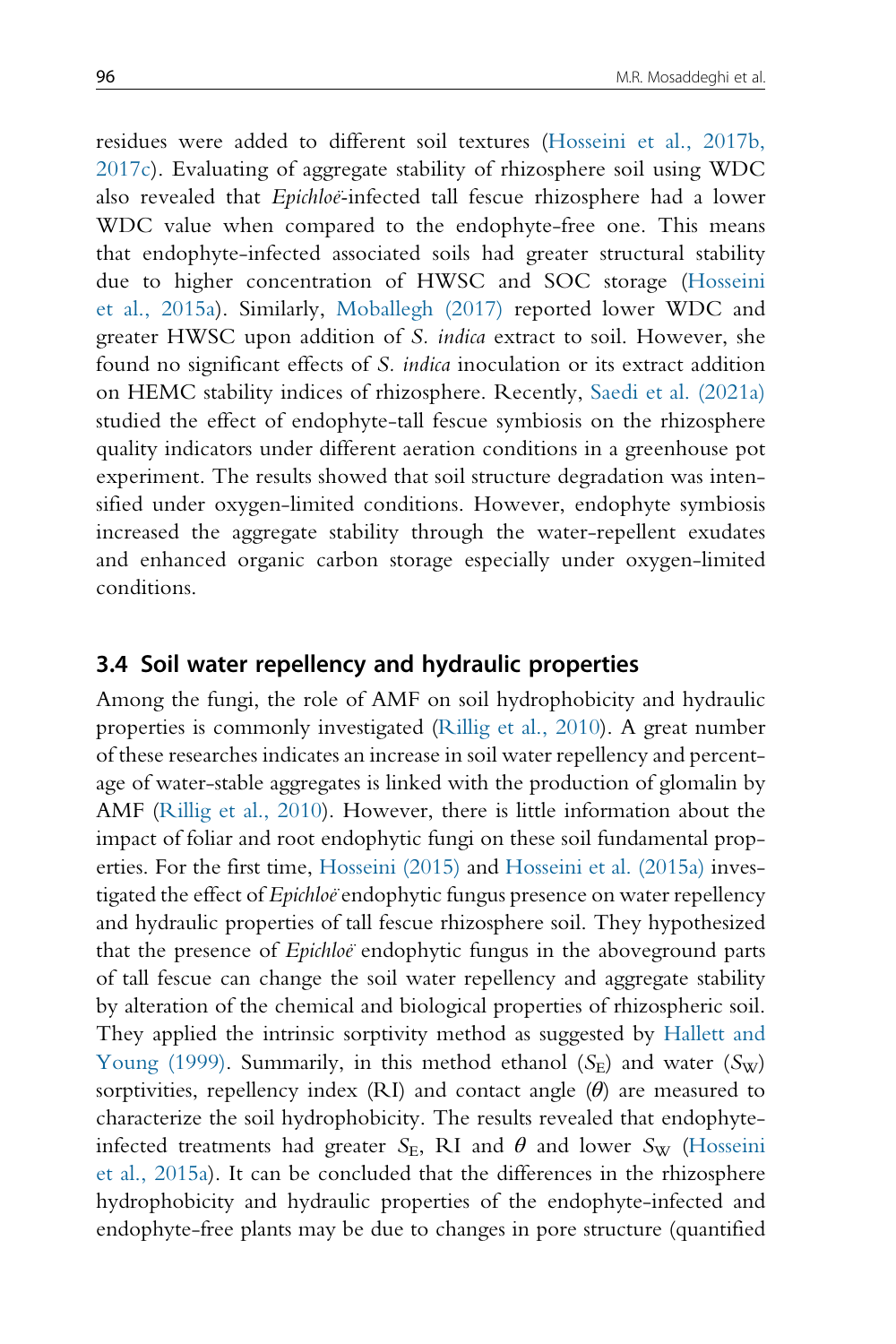residues were added to different soil textures (Hosseini et al., 2017b, 2017c). Evaluating of aggregate stability of rhizosphere soil using WDC also revealed that *Epichloë*-infected tall fescue rhizosphere had a lower WDC value when compared to the endophyte-free one. This means that endophyte-infected associated soils had greater structural stability due to higher concentration of HWSC and SOC storage (Hosseini et al., 2015a). Similarly, Moballegh (2017) reported lower WDC and greater HWSC upon addition of *S. indica* extract to soil. However, she found no significant effects of *S. indica* inoculation or its extract addition on HEMC stability indices of rhizosphere. Recently, Saedi et al. (2021a) studied the effect of endophyte-tall fescue symbiosis on the rhizosphere quality indicators under different aeration conditions in a greenhouse pot experiment. The results showed that soil structure degradation was intensified under oxygen-limited conditions. However, endophyte symbiosis increased the aggregate stability through the water-repellent exudates and enhanced organic carbon storage especially under oxygen-limited conditions.

## 3.4 Soil water repellency and hydraulic properties

Among the fungi, the role of AMF on soil hydrophobicity and hydraulic properties is commonly investigated (Rillig et al., 2010). A great number of these researches indicates an increase in soil water repellency and percentage of water-stable aggregates is linked with the production of glomalin by AMF (Rillig et al., 2010). However, there is little information about the impact of foliar and root endophytic fungi on these soil fundamental properties. For the first time, Hosseini (2015) and Hosseini et al. (2015a) investigated the effect of *Epichloë* endophytic fungus presence on water repellency and hydraulic properties of tall fescue rhizosphere soil. They hypothesized that the presence of *Epichloë* endophytic fungus in the aboveground parts of tall fescue can change the soil water repellency and aggregate stability by alteration of the chemical and biological properties of rhizospheric soil. They applied the intrinsic sorptivity method as suggested by Hallett and Young (1999). Summarily, in this method ethanol ($S_E$) and water ($S_W$) sorptivities, repellency index (RI) and contact angle ($\theta$) are measured to characterize the soil hydrophobicity. The results revealed that endophyte-infected treatments had greater $S_E$, RI and $\theta$ and lower $S_W$ (Hosseini et al., 2015a). It can be concluded that the differences in the rhizosphere hydrophobicity and hydraulic properties of the endophyte-infected and endophyte-free plants may be due to changes in pore structure (quantified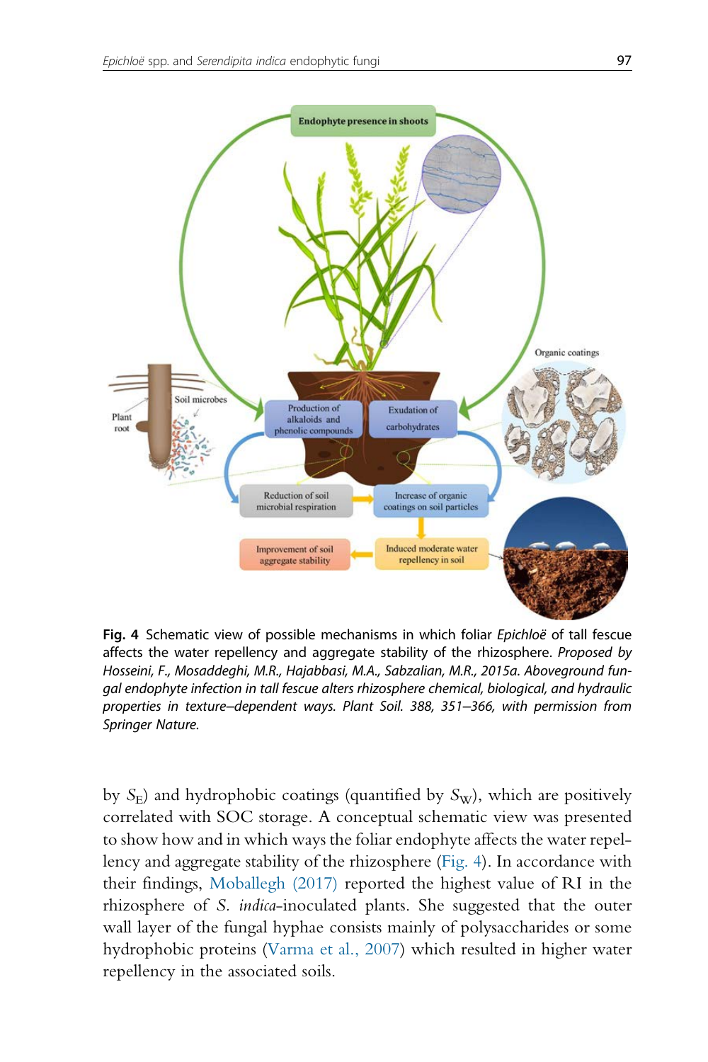**Fig. 4** Schematic view of possible mechanisms in which foliar *Epichloë* of tall fescue affects the water repellency and aggregate stability of the rhizosphere. *Proposed by Hosseini, F., Mosaddeghi, M.R., Hajabbasi, M.A., Sabzalian, M.R., 2015a. Aboveground fungal endophyte infection in tall fescue alters rhizosphere chemical, biological, and hydraulic properties in texture–dependent ways. Plant Soil. 388, 351–366, with permission from Springer Nature.*

by $S_E$) and hydrophobic coatings (quantified by $S_W$), which are positively correlated with SOC storage. A conceptual schematic view was presented to show how and in which ways the foliar endophyte affects the water repellency and aggregate stability of the rhizosphere (Fig. 4). In accordance with their findings, Moballegh (2017) reported the highest value of RI in the rhizosphere of *S. indica*-inoculated plants. She suggested that the outer wall layer of the fungal hyphae consists mainly of polysaccharides or some hydrophobic proteins (Varma et al., 2007) which resulted in higher water repellency in the associated soils.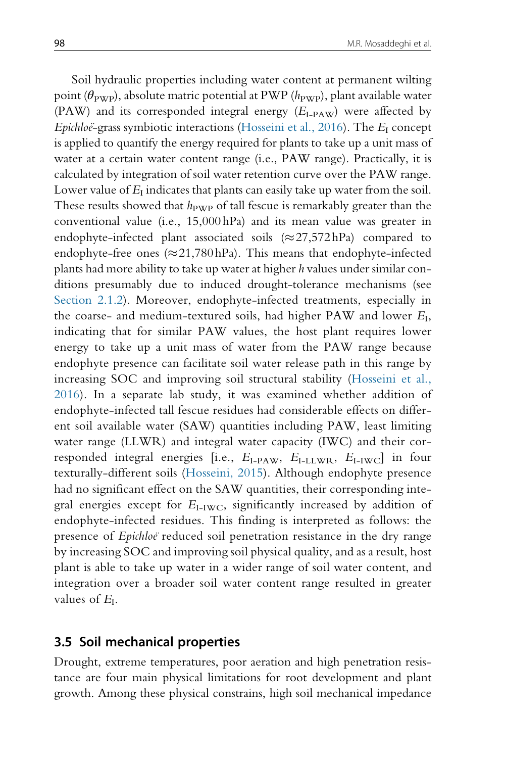Soil hydraulic properties including water content at permanent wilting point ($\theta_{PWP}$), absolute matric potential at PWP ($h_{PWP}$), plant available water (PAW) and its corresponded integral energy ($E_{I\text{-}PAW}$) were affected by *Epichloë*-grass symbiotic interactions (Hosseini et al., 2016). The $E_I$ concept is applied to quantify the energy required for plants to take up a unit mass of water at a certain water content range (i.e., PAW range). Practically, it is calculated by integration of soil water retention curve over the PAW range. Lower value of $E_I$ indicates that plants can easily take up water from the soil. These results showed that $h_{PWP}$ of tall fescue is remarkably greater than the conventional value (i.e., 15,000 hPa) and its mean value was greater in endophyte-infected plant associated soils (≈27,572 hPa) compared to endophyte-free ones (≈21,780 hPa). This means that endophyte-infected plants had more ability to take up water at higher $h$ values under similar conditions presumably due to induced drought-tolerance mechanisms (see Section 2.1.2). Moreover, endophyte-infected treatments, especially in the coarse- and medium-textured soils, had higher PAW and lower $E_I$, indicating that for similar PAW values, the host plant requires lower energy to take up a unit mass of water from the PAW range because endophyte presence can facilitate soil water release path in this range by increasing SOC and improving soil structural stability (Hosseini et al., 2016). In a separate lab study, it was examined whether addition of endophyte-infected tall fescue residues had considerable effects on different soil available water (SAW) quantities including PAW, least limiting water range (LLWR) and integral water capacity (IWC) and their corresponded integral energies [i.e., $E_{I\text{-}PAW}$, $E_{I\text{-}LLWR}$, $E_{I\text{-}IWC}$] in four texturally-different soils (Hosseini, 2015). Although endophyte presence had no significant effect on the SAW quantities, their corresponding integral energies except for $E_{I\text{-}IWC}$, significantly increased by addition of endophyte-infected residues. This finding is interpreted as follows: the presence of *Epichloë* reduced soil penetration resistance in the dry range by increasing SOC and improving soil physical quality, and as a result, host plant is able to take up water in a wider range of soil water content, and integration over a broader soil water content range resulted in greater values of $E_I$.

## 3.5 Soil mechanical properties

Drought, extreme temperatures, poor aeration and high penetration resistance are four main physical limitations for root development and plant growth. Among these physical constrains, high soil mechanical impedance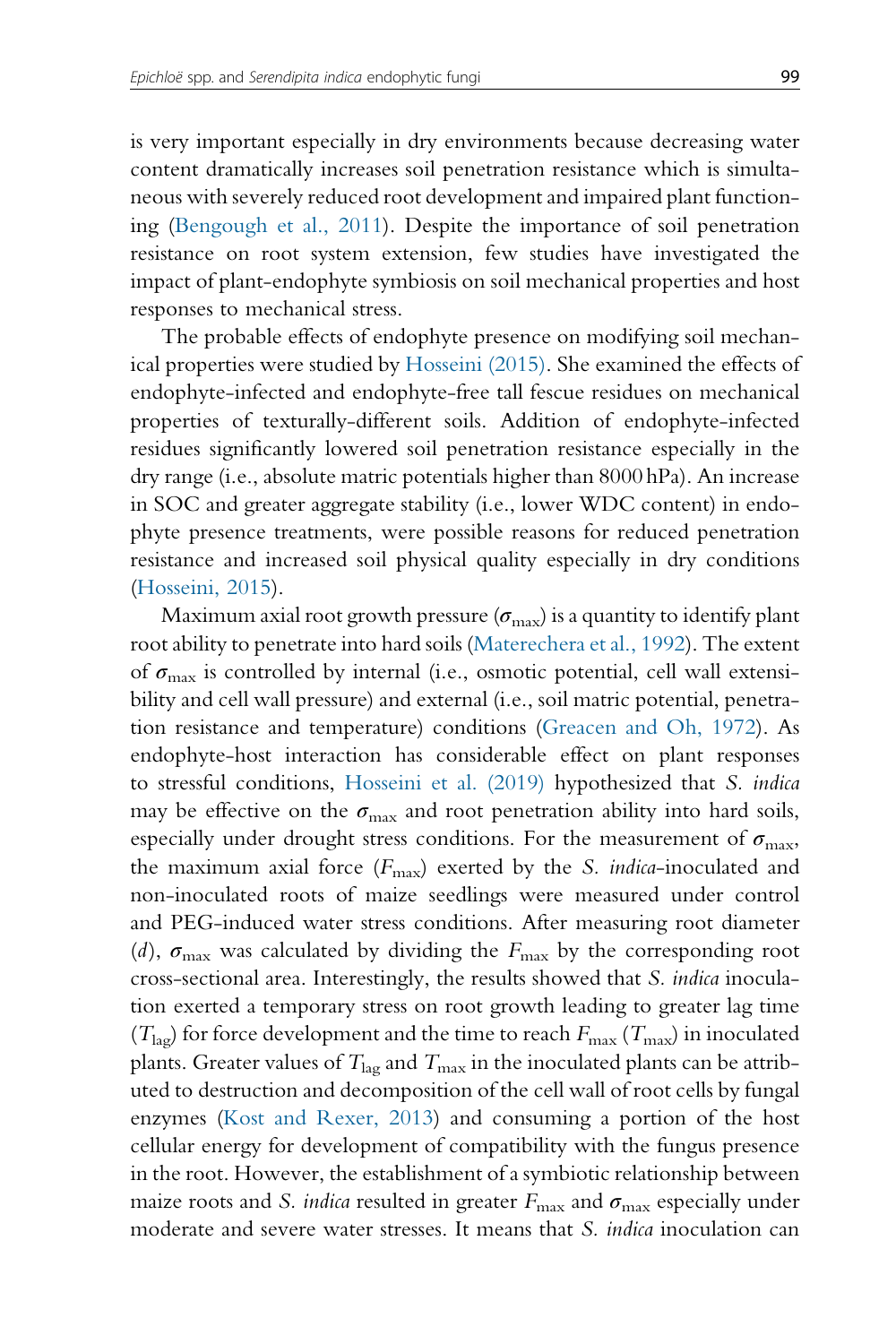is very important especially in dry environments because decreasing water content dramatically increases soil penetration resistance which is simultaneous with severely reduced root development and impaired plant functioning (Bengough et al., 2011). Despite the importance of soil penetration resistance on root system extension, few studies have investigated the impact of plant-endophyte symbiosis on soil mechanical properties and host responses to mechanical stress.

The probable effects of endophyte presence on modifying soil mechanical properties were studied by Hosseini (2015). She examined the effects of endophyte-infected and endophyte-free tall fescue residues on mechanical properties of texturally-different soils. Addition of endophyte-infected residues significantly lowered soil penetration resistance especially in the dry range (i.e., absolute matric potentials higher than 8000 hPa). An increase in SOC and greater aggregate stability (i.e., lower WDC content) in endophyte presence treatments, were possible reasons for reduced penetration resistance and increased soil physical quality especially in dry conditions (Hosseini, 2015).

Maximum axial root growth pressure ($\sigma_{max}$) is a quantity to identify plant root ability to penetrate into hard soils (Materechera et al., 1992). The extent of $\sigma_{max}$ is controlled by internal (i.e., osmotic potential, cell wall extensibility and cell wall pressure) and external (i.e., soil matric potential, penetration resistance and temperature) conditions (Greacen and Oh, 1972). As endophyte-host interaction has considerable effect on plant responses to stressful conditions, Hosseini et al. (2019) hypothesized that *S. indica* may be effective on the $\sigma_{max}$ and root penetration ability into hard soils, especially under drought stress conditions. For the measurement of $\sigma_{max}$, the maximum axial force ($F_{max}$) exerted by the *S. indica*-inoculated and non-inoculated roots of maize seedlings were measured under control and PEG-induced water stress conditions. After measuring root diameter ($d$), $\sigma_{max}$ was calculated by dividing the $F_{max}$ by the corresponding root cross-sectional area. Interestingly, the results showed that *S. indica* inoculation exerted a temporary stress on root growth leading to greater lag time ($T_{lag}$) for force development and the time to reach $F_{max}$ ($T_{max}$) in inoculated plants. Greater values of $T_{lag}$ and $T_{max}$ in the inoculated plants can be attributed to destruction and decomposition of the cell wall of root cells by fungal enzymes (Kost and Rexer, 2013) and consuming a portion of the host cellular energy for development of compatibility with the fungus presence in the root. However, the establishment of a symbiotic relationship between maize roots and *S. indica* resulted in greater $F_{max}$ and $\sigma_{max}$ especially under moderate and severe water stresses. It means that *S. indica* inoculation can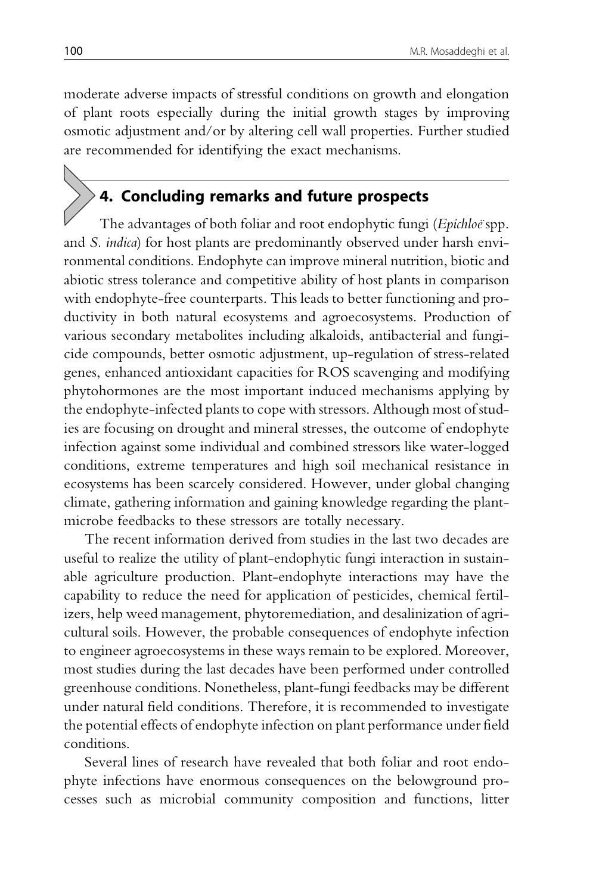moderate adverse impacts of stressful conditions on growth and elongation of plant roots especially during the initial growth stages by improving osmotic adjustment and/or by altering cell wall properties. Further studied are recommended for identifying the exact mechanisms.

## 4. Concluding remarks and future prospects

The advantages of both foliar and root endophytic fungi (*Epichloë* spp. and *S. indica*) for host plants are predominantly observed under harsh environmental conditions. Endophyte can improve mineral nutrition, biotic and abiotic stress tolerance and competitive ability of host plants in comparison with endophyte-free counterparts. This leads to better functioning and productivity in both natural ecosystems and agroecosystems. Production of various secondary metabolites including alkaloids, antibacterial and fungicide compounds, better osmotic adjustment, up-regulation of stress-related genes, enhanced antioxidant capacities for ROS scavenging and modifying phytohormones are the most important induced mechanisms applying by the endophyte-infected plants to cope with stressors. Although most of studies are focusing on drought and mineral stresses, the outcome of endophyte infection against some individual and combined stressors like water-logged conditions, extreme temperatures and high soil mechanical resistance in ecosystems has been scarcely considered. However, under global changing climate, gathering information and gaining knowledge regarding the plant-microbe feedbacks to these stressors are totally necessary.

The recent information derived from studies in the last two decades are useful to realize the utility of plant-endophytic fungi interaction in sustainable agriculture production. Plant-endophyte interactions may have the capability to reduce the need for application of pesticides, chemical fertilizers, help weed management, phytoremediation, and desalinization of agricultural soils. However, the probable consequences of endophyte infection to engineer agroecosystems in these ways remain to be explored. Moreover, most studies during the last decades have been performed under controlled greenhouse conditions. Nonetheless, plant-fungi feedbacks may be different under natural field conditions. Therefore, it is recommended to investigate the potential effects of endophyte infection on plant performance under field conditions.

Several lines of research have revealed that both foliar and root endophyte infections have enormous consequences on the belowground processes such as microbial community composition and functions, litter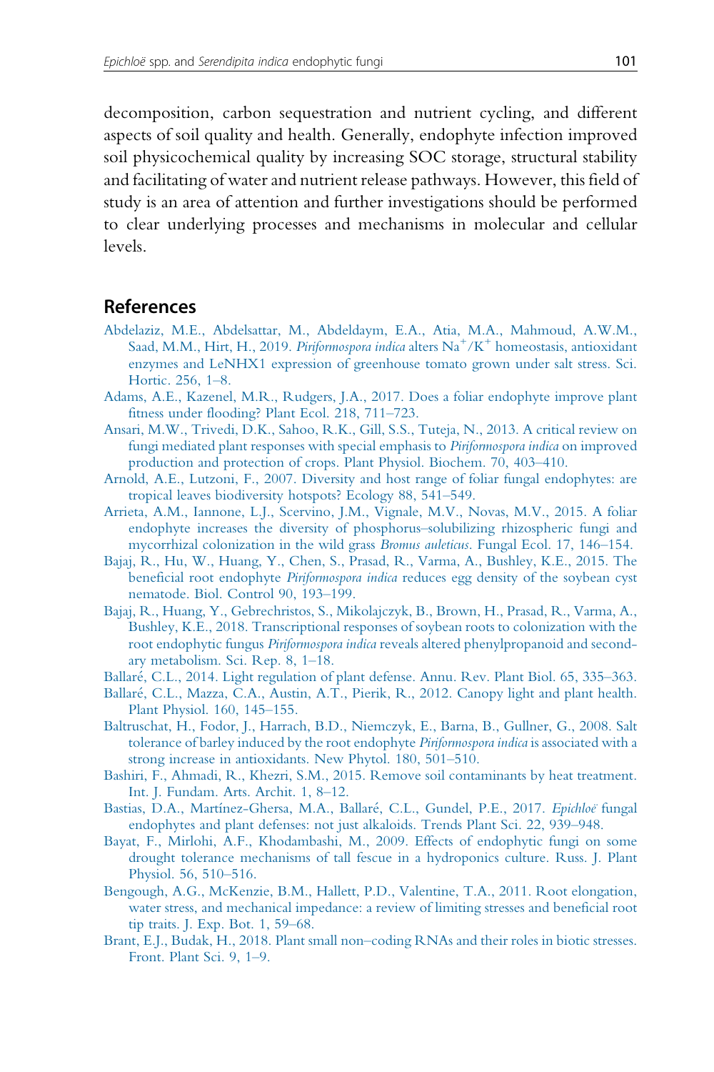decomposition, carbon sequestration and nutrient cycling, and different aspects of soil quality and health. Generally, endophyte infection improved soil physicochemical quality by increasing SOC storage, structural stability and facilitating of water and nutrient release pathways. However, this field of study is an area of attention and further investigations should be performed to clear underlying processes and mechanisms in molecular and cellular levels.

## References

Abdelaziz, M.E., Abdelsattar, M., Abdeldaym, E.A., Atia, M.A., Mahmoud, A.W.M., Saad, M.M., Hirt, H., 2019. *Piriformospora indica* alters $Na^{+}/K^{+}$ homeostasis, antioxidant enzymes and LeNHX1 expression of greenhouse tomato grown under salt stress. Sci. Hortic. 256, 1–8.

Adams, A.E., Kazenel, M.R., Rudgers, J.A., 2017. Does a foliar endophyte improve plant fitness under flooding? Plant Ecol. 218, 711–723.

Ansari, M.W., Trivedi, D.K., Sahoo, R.K., Gill, S.S., Tuteja, N., 2013. A critical review on fungi mediated plant responses with special emphasis to *Piriformospora indica* on improved production and protection of crops. Plant Physiol. Biochem. 70, 403–410.

Arnold, A.E., Lutzoni, F., 2007. Diversity and host range of foliar fungal endophytes: are tropical leaves biodiversity hotspots? Ecology 88, 541–549.

Arrieta, A.M., Iannone, L.J., Scervino, J.M., Vignale, M.V., Novas, M.V., 2015. A foliar endophyte increases the diversity of phosphorus–solubilizing rhizospheric fungi and mycorrhizal colonization in the wild grass *Bromus auleticus*. Fungal Ecol. 17, 146–154.

Bajaj, R., Hu, W., Huang, Y., Chen, S., Prasad, R., Varma, A., Bushley, K.E., 2015. The beneficial root endophyte *Piriformospora indica* reduces egg density of the soybean cyst nematode. Biol. Control 90, 193–199.

Bajaj, R., Huang, Y., Gebrechristos, S., Mikolajczyk, B., Brown, H., Prasad, R., Varma, A., Bushley, K.E., 2018. Transcriptional responses of soybean roots to colonization with the root endophytic fungus *Piriformospora indica* reveals altered phenylpropanoid and secondary metabolism. Sci. Rep. 8, 1–18.

Ballaré, C.L., 2014. Light regulation of plant defense. Annu. Rev. Plant Biol. 65, 335–363.

Ballaré, C.L., Mazza, C.A., Austin, A.T., Pierik, R., 2012. Canopy light and plant health. Plant Physiol. 160, 145–155.

Baltruschat, H., Fodor, J., Harrach, B.D., Niemczyk, E., Barna, B., Gullner, G., 2008. Salt tolerance of barley induced by the root endophyte *Piriformospora indica* is associated with a strong increase in antioxidants. New Phytol. 180, 501–510.

Bashiri, F., Ahmadi, R., Khezri, S.M., 2015. Remove soil contaminants by heat treatment. Int. J. Fundam. Arts. Archit. 1, 8–12.

Bastias, D.A., Martínez-Ghersa, M.A., Ballaré, C.L., Gundel, P.E., 2017. *Epichloë* fungal endophytes and plant defenses: not just alkaloids. Trends Plant Sci. 22, 939–948.

Bayat, F., Mirlohi, A.F., Khodambashi, M., 2009. Effects of endophytic fungi on some drought tolerance mechanisms of tall fescue in a hydroponics culture. Russ. J. Plant Physiol. 56, 510–516.

Bengough, A.G., McKenzie, B.M., Hallett, P.D., Valentine, T.A., 2011. Root elongation, water stress, and mechanical impedance: a review of limiting stresses and beneficial root tip traits. J. Exp. Bot. 1, 59–68.

Brant, E.J., Budak, H., 2018. Plant small non–coding RNAs and their roles in biotic stresses. Front. Plant Sci. 9, 1–9.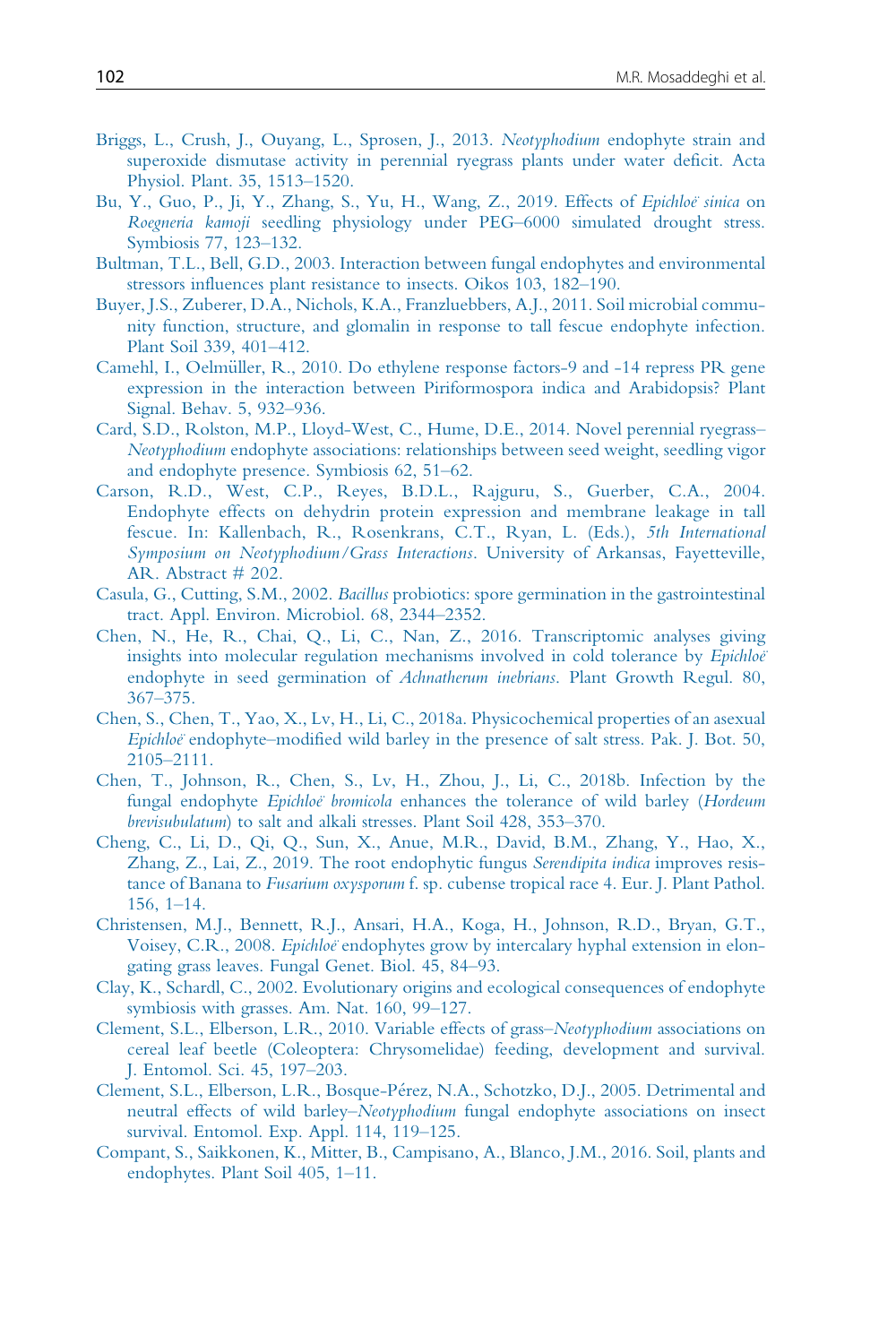Briggs, L., Crush, J., Ouyang, L., Sprosen, J., 2013. *Neotyphodium* endophyte strain and superoxide dismutase activity in perennial ryegrass plants under water deficit. Acta Physiol. Plant. 35, 1513–1520.

Bu, Y., Guo, P., Ji, Y., Zhang, S., Yu, H., Wang, Z., 2019. Effects of *Epichloë sinica* on *Roegneria kamoji* seedling physiology under PEG–6000 simulated drought stress. Symbiosis 77, 123–132.

Bultman, T.L., Bell, G.D., 2003. Interaction between fungal endophytes and environmental stressors influences plant resistance to insects. Oikos 103, 182–190.

Buyer, J.S., Zuberer, D.A., Nichols, K.A., Franzluebbers, A.J., 2011. Soil microbial community function, structure, and glomalin in response to tall fescue endophyte infection. Plant Soil 339, 401–412.

Camehl, I., Oelmüller, R., 2010. Do ethylene response factors-9 and -14 repress PR gene expression in the interaction between Piriformospora indica and Arabidopsis? Plant Signal. Behav. 5, 932–936.

Card, S.D., Rolston, M.P., Lloyd-West, C., Hume, D.E., 2014. Novel perennial ryegrass–*Neotyphodium* endophyte associations: relationships between seed weight, seedling vigor and endophyte presence. Symbiosis 62, 51–62.

Carson, R.D., West, C.P., Reyes, B.D.L., Rajguru, S., Guerber, C.A., 2004. Endophyte effects on dehydrin protein expression and membrane leakage in tall fescue. In: Kallenbach, R., Rosenkrans, C.T., Ryan, L. (Eds.), *5th International Symposium on Neotyphodium/Grass Interactions*. University of Arkansas, Fayetteville, AR. Abstract # 202.

Casula, G., Cutting, S.M., 2002. *Bacillus* probiotics: spore germination in the gastrointestinal tract. Appl. Environ. Microbiol. 68, 2344–2352.

Chen, N., He, R., Chai, Q., Li, C., Nan, Z., 2016. Transcriptomic analyses giving insights into molecular regulation mechanisms involved in cold tolerance by *Epichloë* endophyte in seed germination of *Achnatherum inebrians*. Plant Growth Regul. 80, 367–375.

Chen, S., Chen, T., Yao, X., Lv, H., Li, C., 2018a. Physicochemical properties of an asexual *Epichloë* endophyte–modified wild barley in the presence of salt stress. Pak. J. Bot. 50, 2105–2111.

Chen, T., Johnson, R., Chen, S., Lv, H., Zhou, J., Li, C., 2018b. Infection by the fungal endophyte *Epichloë bromicola* enhances the tolerance of wild barley (*Hordeum brevisubulatum*) to salt and alkali stresses. Plant Soil 428, 353–370.

Cheng, C., Li, D., Qi, Q., Sun, X., Anue, M.R., David, B.M., Zhang, Y., Hao, X., Zhang, Z., Lai, Z., 2019. The root endophytic fungus *Serendipita indica* improves resistance of Banana to *Fusarium oxysporum* f. sp. cubense tropical race 4. Eur. J. Plant Pathol. 156, 1–14.

Christensen, M.J., Bennett, R.J., Ansari, H.A., Koga, H., Johnson, R.D., Bryan, G.T., Voisey, C.R., 2008. *Epichloë* endophytes grow by intercalary hyphal extension in elongating grass leaves. Fungal Genet. Biol. 45, 84–93.

Clay, K., Schardl, C., 2002. Evolutionary origins and ecological consequences of endophyte symbiosis with grasses. Am. Nat. 160, 99–127.

Clement, S.L., Elberson, L.R., 2010. Variable effects of grass–*Neotyphodium* associations on cereal leaf beetle (Coleoptera: Chrysomelidae) feeding, development and survival. J. Entomol. Sci. 45, 197–203.

Clement, S.L., Elberson, L.R., Bosque-Pérez, N.A., Schotzko, D.J., 2005. Detrimental and neutral effects of wild barley–*Neotyphodium* fungal endophyte associations on insect survival. Entomol. Exp. Appl. 114, 119–125.

Compant, S., Saikkonen, K., Mitter, B., Campisano, A., Blanco, J.M., 2016. Soil, plants and endophytes. Plant Soil 405, 1–11.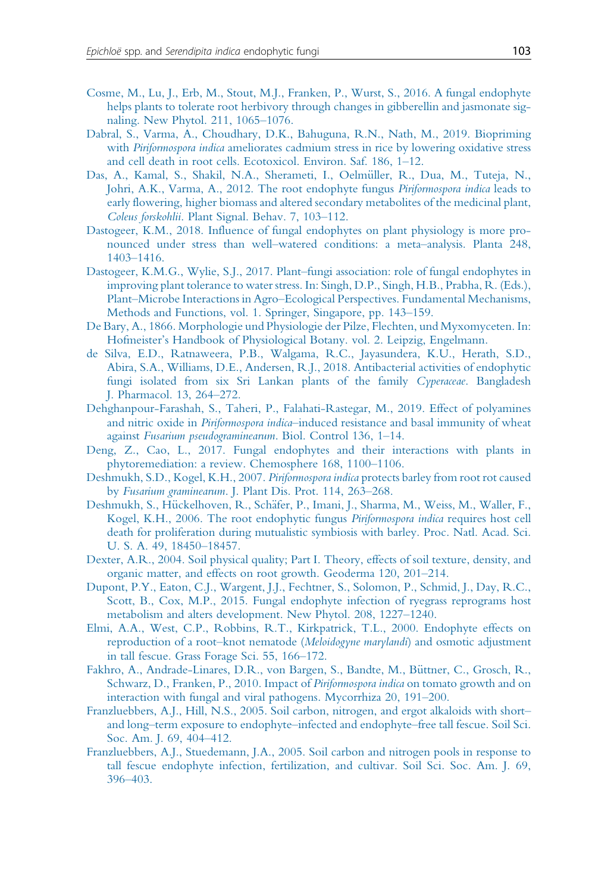Cosme, M., Lu, J., Erb, M., Stout, M.J., Franken, P., Wurst, S., 2016. A fungal endophyte helps plants to tolerate root herbivory through changes in gibberellin and jasmonate signaling. New Phytol. 211, 1065–1076.

Dabral, S., Varma, A., Choudhary, D.K., Bahuguna, R.N., Nath, M., 2019. Biopriming with *Piriformospora indica* ameliorates cadmium stress in rice by lowering oxidative stress and cell death in root cells. Ecotoxicol. Environ. Saf. 186, 1–12.

Das, A., Kamal, S., Shakil, N.A., Sherameti, I., Oelmüller, R., Dua, M., Tuteja, N., Johri, A.K., Varma, A., 2012. The root endophyte fungus *Piriformospora indica* leads to early flowering, higher biomass and altered secondary metabolites of the medicinal plant, *Coleus forskohlii*. Plant Signal. Behav. 7, 103–112.

Dastogeer, K.M., 2018. Influence of fungal endophytes on plant physiology is more pronounced under stress than well–watered conditions: a meta–analysis. Planta 248, 1403–1416.

Dastogeer, K.M.G., Wylie, S.J., 2017. Plant–fungi association: role of fungal endophytes in improving plant tolerance to water stress. In: Singh, D.P., Singh, H.B., Prabha, R. (Eds.), Plant–Microbe Interactions in Agro–Ecological Perspectives. Fundamental Mechanisms, Methods and Functions, vol. 1. Springer, Singapore, pp. 143–159.

De Bary, A., 1866. Morphologie und Physiologie der Pilze, Flechten, und Myxomyceten. In: Hofmeister's Handbook of Physiological Botany. vol. 2. Leipzig, Engelmann.

de Silva, E.D., Ratnaweera, P.B., Walgama, R.C., Jayasundera, K.U., Herath, S.D., Abira, S.A., Williams, D.E., Andersen, R.J., 2018. Antibacterial activities of endophytic fungi isolated from six Sri Lankan plants of the family *Cyperaceae*. Bangladesh J. Pharmacol. 13, 264–272.

Dehghanpour-Farashah, S., Taheri, P., Falahati-Rastegar, M., 2019. Effect of polyamines and nitric oxide in *Piriformospora indica*–induced resistance and basal immunity of wheat against *Fusarium pseudograminearum*. Biol. Control 136, 1–14.

Deng, Z., Cao, L., 2017. Fungal endophytes and their interactions with plants in phytoremediation: a review. Chemosphere 168, 1100–1106.

Deshmukh, S.D., Kogel, K.H., 2007. *Piriformospora indica* protects barley from root rot caused by *Fusarium graminearum*. J. Plant Dis. Prot. 114, 263–268.

Deshmukh, S., Hückelhoven, R., Schäfer, P., Imani, J., Sharma, M., Weiss, M., Waller, F., Kogel, K.H., 2006. The root endophytic fungus *Piriformospora indica* requires host cell death for proliferation during mutualistic symbiosis with barley. Proc. Natl. Acad. Sci. U. S. A. 49, 18450–18457.

Dexter, A.R., 2004. Soil physical quality; Part I. Theory, effects of soil texture, density, and organic matter, and effects on root growth. Geoderma 120, 201–214.

Dupont, P.Y., Eaton, C.J., Wargent, J.J., Fechtner, S., Solomon, P., Schmid, J., Day, R.C., Scott, B., Cox, M.P., 2015. Fungal endophyte infection of ryegrass reprograms host metabolism and alters development. New Phytol. 208, 1227–1240.

Elmi, A.A., West, C.P., Robbins, R.T., Kirkpatrick, T.L., 2000. Endophyte effects on reproduction of a root–knot nematode (*Meloidogyne marylandi*) and osmotic adjustment in tall fescue. Grass Forage Sci. 55, 166–172.

Fakhro, A., Andrade-Linares, D.R., von Bargen, S., Bandte, M., Büttner, C., Grosch, R., Schwarz, D., Franken, P., 2010. Impact of *Piriformospora indica* on tomato growth and on interaction with fungal and viral pathogens. Mycorrhiza 20, 191–200.

Franzluebbers, A.J., Hill, N.S., 2005. Soil carbon, nitrogen, and ergot alkaloids with short– and long–term exposure to endophyte–infected and endophyte–free tall fescue. Soil Sci. Soc. Am. J. 69, 404–412.

Franzluebbers, A.J., Stuedemann, J.A., 2005. Soil carbon and nitrogen pools in response to tall fescue endophyte infection, fertilization, and cultivar. Soil Sci. Soc. Am. J. 69, 396–403.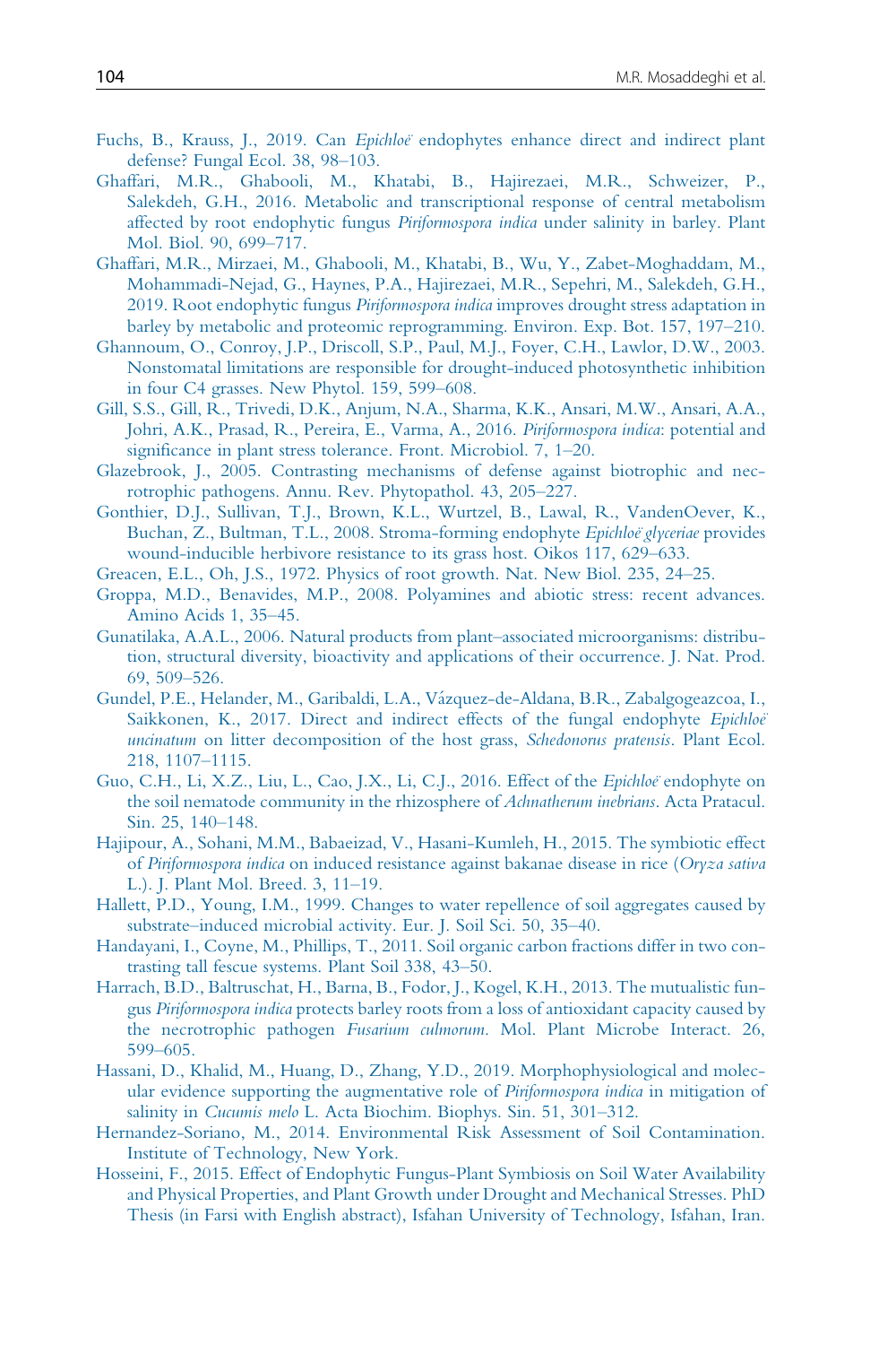Fuchs, B., Krauss, J., 2019. Can *Epichloë* endophytes enhance direct and indirect plant defense? Fungal Ecol. 38, 98–103.

Ghaffari, M.R., Ghabooli, M., Khatabi, B., Hajirezaei, M.R., Schweizer, P., Salekdeh, G.H., 2016. Metabolic and transcriptional response of central metabolism affected by root endophytic fungus *Piriformospora indica* under salinity in barley. Plant Mol. Biol. 90, 699–717.

Ghaffari, M.R., Mirzaei, M., Ghabooli, M., Khatabi, B., Wu, Y., Zabet-Moghaddam, M., Mohammadi-Nejad, G., Haynes, P.A., Hajirezaei, M.R., Sepehri, M., Salekdeh, G.H., 2019. Root endophytic fungus *Piriformospora indica* improves drought stress adaptation in barley by metabolic and proteomic reprogramming. Environ. Exp. Bot. 157, 197–210.

Ghannoum, O., Conroy, J.P., Driscoll, S.P., Paul, M.J., Foyer, C.H., Lawlor, D.W., 2003. Nonstomatal limitations are responsible for drought-induced photosynthetic inhibition in four C4 grasses. New Phytol. 159, 599–608.

Gill, S.S., Gill, R., Trivedi, D.K., Anjum, N.A., Sharma, K.K., Ansari, M.W., Ansari, A.A., Johri, A.K., Prasad, R., Pereira, E., Varma, A., 2016. *Piriformospora indica*: potential and significance in plant stress tolerance. Front. Microbiol. 7, 1–20.

Glazebrook, J., 2005. Contrasting mechanisms of defense against biotrophic and necrotrophic pathogens. Annu. Rev. Phytopathol. 43, 205–227.

Gonthier, D.J., Sullivan, T.J., Brown, K.L., Wurtzel, B., Lawal, R., VandenOever, K., Buchan, Z., Bultman, T.L., 2008. Stroma-forming endophyte *Epichloë glyceriae* provides wound-inducible herbivore resistance to its grass host. Oikos 117, 629–633.

Greacen, E.L., Oh, J.S., 1972. Physics of root growth. Nat. New Biol. 235, 24–25.

Groppa, M.D., Benavides, M.P., 2008. Polyamines and abiotic stress: recent advances. Amino Acids 1, 35–45.

Gunatilaka, A.A.L., 2006. Natural products from plant–associated microorganisms: distribution, structural diversity, bioactivity and applications of their occurrence. J. Nat. Prod. 69, 509–526.

Gundel, P.E., Helander, M., Garibaldi, L.A., Vázquez-de-Aldana, B.R., Zabalgogeazcoa, I., Saikkonen, K., 2017. Direct and indirect effects of the fungal endophyte *Epichloë uncinatum* on litter decomposition of the host grass, *Schedonorus pratensis*. Plant Ecol. 218, 1107–1115.

Guo, C.H., Li, X.Z., Liu, L., Cao, J.X., Li, C.J., 2016. Effect of the *Epichloë* endophyte on the soil nematode community in the rhizosphere of *Achnatherum inebrians*. Acta Pratacul. Sin. 25, 140–148.

Hajipour, A., Sohani, M.M., Babaeizad, V., Hasani-Kumleh, H., 2015. The symbiotic effect of *Piriformospora indica* on induced resistance against bakanae disease in rice (*Oryza sativa* L.). J. Plant Mol. Breed. 3, 11–19.

Hallett, P.D., Young, I.M., 1999. Changes to water repellence of soil aggregates caused by substrate–induced microbial activity. Eur. J. Soil Sci. 50, 35–40.

Handayani, I., Coyne, M., Phillips, T., 2011. Soil organic carbon fractions differ in two contrasting tall fescue systems. Plant Soil 338, 43–50.

Harrach, B.D., Baltruschat, H., Barna, B., Fodor, J., Kogel, K.H., 2013. The mutualistic fungus *Piriformospora indica* protects barley roots from a loss of antioxidant capacity caused by the necrotrophic pathogen *Fusarium culmorum*. Mol. Plant Microbe Interact. 26, 599–605.

Hassani, D., Khalid, M., Huang, D., Zhang, Y.D., 2019. Morphophysiological and molecular evidence supporting the augmentative role of *Piriformospora indica* in mitigation of salinity in *Cucumis melo* L. Acta Biochim. Biophys. Sin. 51, 301–312.

Hernandez-Soriano, M., 2014. Environmental Risk Assessment of Soil Contamination. Institute of Technology, New York.

Hosseini, F., 2015. Effect of Endophytic Fungus-Plant Symbiosis on Soil Water Availability and Physical Properties, and Plant Growth under Drought and Mechanical Stresses. PhD Thesis (in Farsi with English abstract), Isfahan University of Technology, Isfahan, Iran.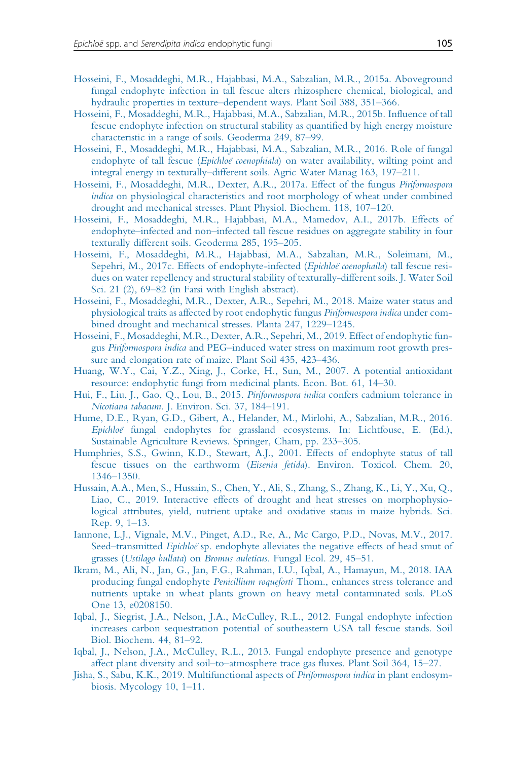Hosseini, F., Mosaddeghi, M.R., Hajabbasi, M.A., Sabzalian, M.R., 2015a. Aboveground fungal endophyte infection in tall fescue alters rhizosphere chemical, biological, and hydraulic properties in texture–dependent ways. Plant Soil 388, 351–366.

Hosseini, F., Mosaddeghi, M.R., Hajabbasi, M.A., Sabzalian, M.R., 2015b. Influence of tall fescue endophyte infection on structural stability as quantified by high energy moisture characteristic in a range of soils. Geoderma 249, 87–99.

Hosseini, F., Mosaddeghi, M.R., Hajabbasi, M.A., Sabzalian, M.R., 2016. Role of fungal endophyte of tall fescue (*Epichloë coenophiala*) on water availability, wilting point and integral energy in texturally–different soils. Agric Water Manag 163, 197–211.

Hosseini, F., Mosaddeghi, M.R., Dexter, A.R., 2017a. Effect of the fungus *Piriformospora indica* on physiological characteristics and root morphology of wheat under combined drought and mechanical stresses. Plant Physiol. Biochem. 118, 107–120.

Hosseini, F., Mosaddeghi, M.R., Hajabbasi, M.A., Mamedov, A.I., 2017b. Effects of endophyte–infected and non–infected tall fescue residues on aggregate stability in four texturally different soils. Geoderma 285, 195–205.

Hosseini, F., Mosaddeghi, M.R., Hajabbasi, M.A., Sabzalian, M.R., Soleimani, M., Sepehri, M., 2017c. Effects of endophyte-infected (*Epichloë coenophaila*) tall fescue residues on water repellency and structural stability of texturally-different soils. J. Water Soil Sci. 21 (2), 69–82 (in Farsi with English abstract).

Hosseini, F., Mosaddeghi, M.R., Dexter, A.R., Sepehri, M., 2018. Maize water status and physiological traits as affected by root endophytic fungus *Piriformospora indica* under combined drought and mechanical stresses. Planta 247, 1229–1245.

Hosseini, F., Mosaddeghi, M.R., Dexter, A.R., Sepehri, M., 2019. Effect of endophytic fungus *Piriformospora indica* and PEG–induced water stress on maximum root growth pressure and elongation rate of maize. Plant Soil 435, 423–436.

Huang, W.Y., Cai, Y.Z., Xing, J., Corke, H., Sun, M., 2007. A potential antioxidant resource: endophytic fungi from medicinal plants. Econ. Bot. 61, 14–30.

Hui, F., Liu, J., Gao, Q., Lou, B., 2015. *Piriformospora indica* confers cadmium tolerance in *Nicotiana tabacum*. J. Environ. Sci. 37, 184–191.

Hume, D.E., Ryan, G.D., Gibert, A., Helander, M., Mirlohi, A., Sabzalian, M.R., 2016. *Epichloë* fungal endophytes for grassland ecosystems. In: Lichtfouse, E. (Ed.), Sustainable Agriculture Reviews. Springer, Cham, pp. 233–305.

Humphries, S.S., Gwinn, K.D., Stewart, A.J., 2001. Effects of endophyte status of tall fescue tissues on the earthworm (*Eisenia fetida*). Environ. Toxicol. Chem. 20, 1346–1350.

Hussain, A.A., Men, S., Hussain, S., Chen, Y., Ali, S., Zhang, S., Zhang, K., Li, Y., Xu, Q., Liao, C., 2019. Interactive effects of drought and heat stresses on morphophysiological attributes, yield, nutrient uptake and oxidative status in maize hybrids. Sci. Rep. 9, 1–13.

Iannone, L.J., Vignale, M.V., Pinget, A.D., Re, A., Mc Cargo, P.D., Novas, M.V., 2017. Seed–transmitted *Epichloë* sp. endophyte alleviates the negative effects of head smut of grasses (*Ustilago bullata*) on *Bromus auleticus*. Fungal Ecol. 29, 45–51.

Ikram, M., Ali, N., Jan, G., Jan, F.G., Rahman, I.U., Iqbal, A., Hamayun, M., 2018. IAA producing fungal endophyte *Penicillium roqueforti* Thom., enhances stress tolerance and nutrients uptake in wheat plants grown on heavy metal contaminated soils. PLoS One 13, e0208150.

Iqbal, J., Siegrist, J.A., Nelson, J.A., McCulley, R.L., 2012. Fungal endophyte infection increases carbon sequestration potential of southeastern USA tall fescue stands. Soil Biol. Biochem. 44, 81–92.

Iqbal, J., Nelson, J.A., McCulley, R.L., 2013. Fungal endophyte presence and genotype affect plant diversity and soil–to–atmosphere trace gas fluxes. Plant Soil 364, 15–27.

Jisha, S., Sabu, K.K., 2019. Multifunctional aspects of *Piriformospora indica* in plant endosymbiosis. Mycology 10, 1–11.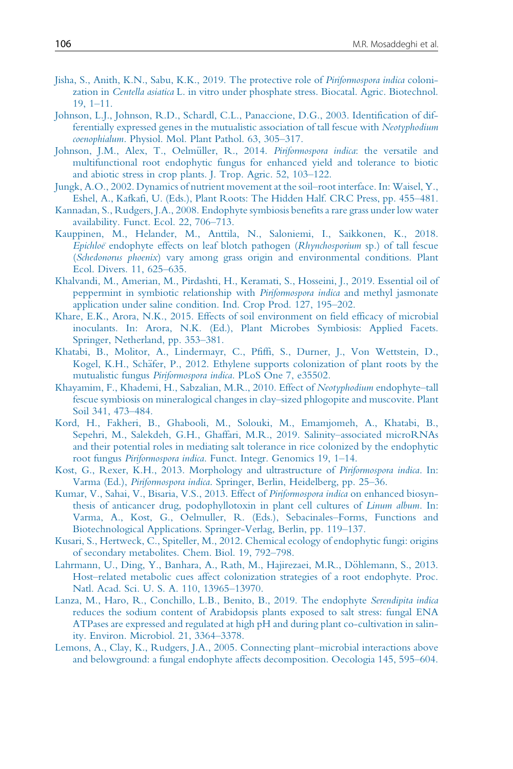Jisha, S., Anith, K.N., Sabu, K.K., 2019. The protective role of *Piriformospora indica* colonization in *Centella asiatica* L. in vitro under phosphate stress. Biocatal. Agric. Biotechnol. 19, 1–11.

Johnson, L.J., Johnson, R.D., Schardl, C.L., Panaccione, D.G., 2003. Identification of differentially expressed genes in the mutualistic association of tall fescue with *Neotyphodium coenophialum*. Physiol. Mol. Plant Pathol. 63, 305–317.

Johnson, J.M., Alex, T., Oelmüller, R., 2014. *Piriformospora indica*: the versatile and multifunctional root endophytic fungus for enhanced yield and tolerance to biotic and abiotic stress in crop plants. J. Trop. Agric. 52, 103–122.

Jungk, A.O., 2002. Dynamics of nutrient movement at the soil–root interface. In: Waisel, Y., Eshel, A., Kafkafi, U. (Eds.), Plant Roots: The Hidden Half. CRC Press, pp. 455–481.

Kannadan, S., Rudgers, J.A., 2008. Endophyte symbiosis benefits a rare grass under low water availability. Funct. Ecol. 22, 706–713.

Kauppinen, M., Helander, M., Anttila, N., Saloniemi, I., Saikkonen, K., 2018. *Epichloë* endophyte effects on leaf blotch pathogen (*Rhynchosporium* sp.) of tall fescue (*Schedonorus phoenix*) vary among grass origin and environmental conditions. Plant Ecol. Divers. 11, 625–635.

Khalvandi, M., Amerian, M., Pirdashti, H., Keramati, S., Hosseini, J., 2019. Essential oil of peppermint in symbiotic relationship with *Piriformospora indica* and methyl jasmonate application under saline condition. Ind. Crop Prod. 127, 195–202.

Khare, E.K., Arora, N.K., 2015. Effects of soil environment on field efficacy of microbial inoculants. In: Arora, N.K. (Ed.), Plant Microbes Symbiosis: Applied Facets. Springer, Netherland, pp. 353–381.

Khatabi, B., Molitor, A., Lindermayr, C., Pfiffi, S., Durner, J., Von Wettstein, D., Kogel, K.H., Schäfer, P., 2012. Ethylene supports colonization of plant roots by the mutualistic fungus *Piriformospora indica*. PLoS One 7, e35502.

Khayamim, F., Khademi, H., Sabzalian, M.R., 2010. Effect of *Neotyphodium* endophyte–tall fescue symbiosis on mineralogical changes in clay–sized phlogopite and muscovite. Plant Soil 341, 473–484.

Kord, H., Fakheri, B., Ghabooli, M., Solouki, M., Emamjomeh, A., Khatabi, B., Sepehri, M., Salekdeh, G.H., Ghaffari, M.R., 2019. Salinity–associated microRNAs and their potential roles in mediating salt tolerance in rice colonized by the endophytic root fungus *Piriformospora indica*. Funct. Integr. Genomics 19, 1–14.

Kost, G., Rexer, K.H., 2013. Morphology and ultrastructure of *Piriformospora indica*. In: Varma (Ed.), *Piriformospora indica*. Springer, Berlin, Heidelberg, pp. 25–36.

Kumar, V., Sahai, V., Bisaria, V.S., 2013. Effect of *Piriformospora indica* on enhanced biosynthesis of anticancer drug, podophyllotoxin in plant cell cultures of *Linum album*. In: Varma, A., Kost, G., Oelmuller, R. (Eds.), Sebacinales–Forms, Functions and Biotechnological Applications. Springer-Verlag, Berlin, pp. 119–137.

Kusari, S., Hertweck, C., Spiteller, M., 2012. Chemical ecology of endophytic fungi: origins of secondary metabolites. Chem. Biol. 19, 792–798.

Lahrmann, U., Ding, Y., Banhara, A., Rath, M., Hajirezaei, M.R., Döhlemann, S., 2013. Host–related metabolic cues affect colonization strategies of a root endophyte. Proc. Natl. Acad. Sci. U. S. A. 110, 13965–13970.

Lanza, M., Haro, R., Conchillo, L.B., Benito, B., 2019. The endophyte *Serendipita indica* reduces the sodium content of Arabidopsis plants exposed to salt stress: fungal ENA ATPases are expressed and regulated at high pH and during plant co-cultivation in salinity. Environ. Microbiol. 21, 3364–3378.

Lemons, A., Clay, K., Rudgers, J.A., 2005. Connecting plant–microbial interactions above and belowground: a fungal endophyte affects decomposition. Oecologia 145, 595–604.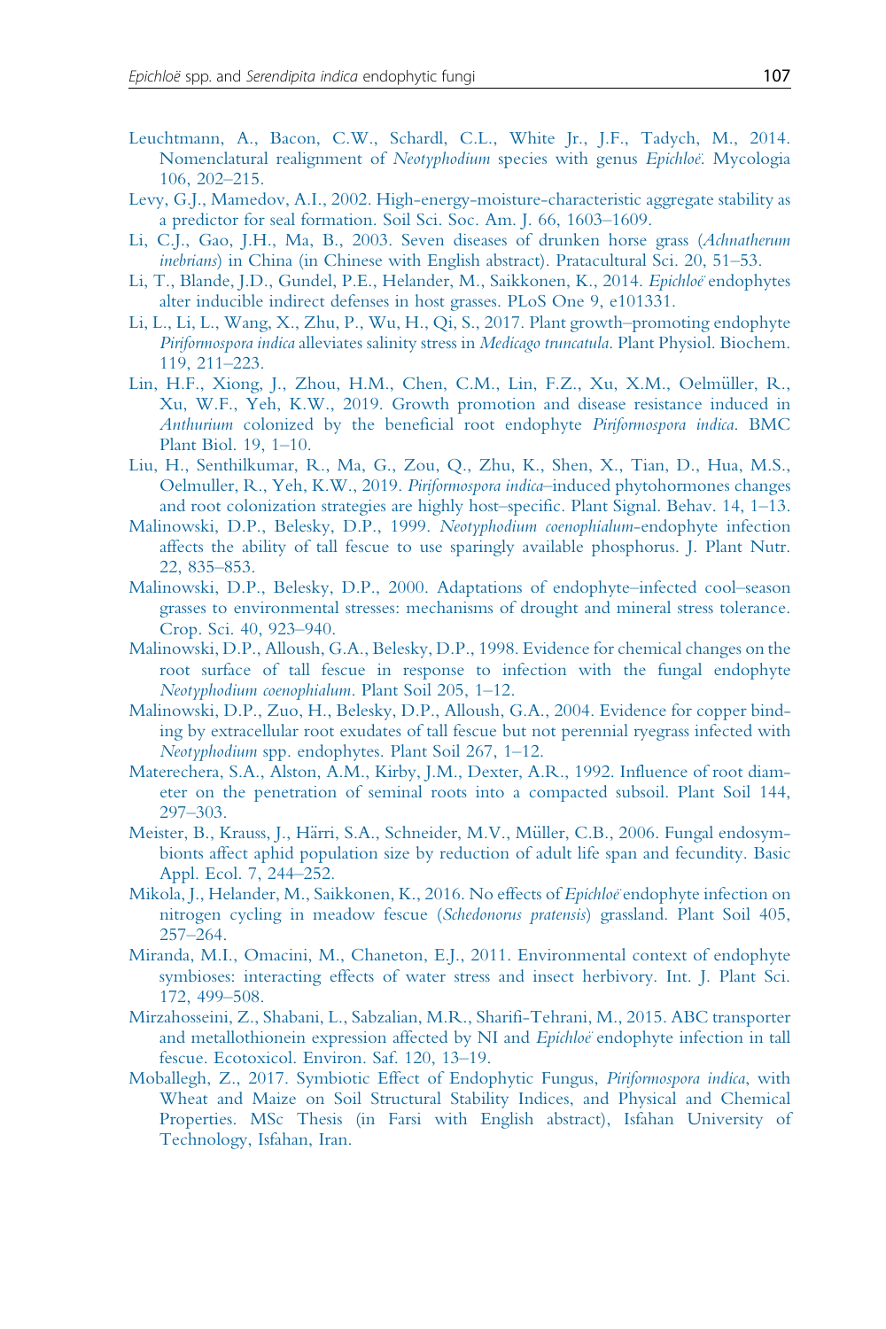Leuchtmann, A., Bacon, C.W., Schardl, C.L., White Jr., J.F., Tadych, M., 2014. Nomenclatural realignment of *Neotyphodium* species with genus *Epichloë*. Mycologia 106, 202–215.

Levy, G.J., Mamedov, A.I., 2002. High-energy-moisture-characteristic aggregate stability as a predictor for seal formation. Soil Sci. Soc. Am. J. 66, 1603–1609.

Li, C.J., Gao, J.H., Ma, B., 2003. Seven diseases of drunken horse grass (*Achnatherum inebrians*) in China (in Chinese with English abstract). Pratacultural Sci. 20, 51–53.

Li, T., Blande, J.D., Gundel, P.E., Helander, M., Saikkonen, K., 2014. *Epichloë* endophytes alter inducible indirect defenses in host grasses. PLoS One 9, e101331.

Li, L., Li, L., Wang, X., Zhu, P., Wu, H., Qi, S., 2017. Plant growth–promoting endophyte *Piriformospora indica* alleviates salinity stress in *Medicago truncatula*. Plant Physiol. Biochem. 119, 211–223.

Lin, H.F., Xiong, J., Zhou, H.M., Chen, C.M., Lin, F.Z., Xu, X.M., Oelmüller, R., Xu, W.F., Yeh, K.W., 2019. Growth promotion and disease resistance induced in *Anthurium* colonized by the beneficial root endophyte *Piriformospora indica*. BMC Plant Biol. 19, 1–10.

Liu, H., Senthilkumar, R., Ma, G., Zou, Q., Zhu, K., Shen, X., Tian, D., Hua, M.S., Oelmuller, R., Yeh, K.W., 2019. *Piriformospora indica*–induced phytohormones changes and root colonization strategies are highly host–specific. Plant Signal. Behav. 14, 1–13.

Malinowski, D.P., Belesky, D.P., 1999. *Neotyphodium coenophialum*-endophyte infection affects the ability of tall fescue to use sparingly available phosphorus. J. Plant Nutr. 22, 835–853.

Malinowski, D.P., Belesky, D.P., 2000. Adaptations of endophyte–infected cool–season grasses to environmental stresses: mechanisms of drought and mineral stress tolerance. Crop. Sci. 40, 923–940.

Malinowski, D.P., Alloush, G.A., Belesky, D.P., 1998. Evidence for chemical changes on the root surface of tall fescue in response to infection with the fungal endophyte *Neotyphodium coenophialum*. Plant Soil 205, 1–12.

Malinowski, D.P., Zuo, H., Belesky, D.P., Alloush, G.A., 2004. Evidence for copper binding by extracellular root exudates of tall fescue but not perennial ryegrass infected with *Neotyphodium* spp. endophytes. Plant Soil 267, 1–12.

Materechera, S.A., Alston, A.M., Kirby, J.M., Dexter, A.R., 1992. Influence of root diameter on the penetration of seminal roots into a compacted subsoil. Plant Soil 144, 297–303.

Meister, B., Krauss, J., Härri, S.A., Schneider, M.V., Müller, C.B., 2006. Fungal endosymbionts affect aphid population size by reduction of adult life span and fecundity. Basic Appl. Ecol. 7, 244–252.

Mikola, J., Helander, M., Saikkonen, K., 2016. No effects of *Epichloë* endophyte infection on nitrogen cycling in meadow fescue (*Schedonorus pratensis*) grassland. Plant Soil 405, 257–264.

Miranda, M.I., Omacini, M., Chaneton, E.J., 2011. Environmental context of endophyte symbioses: interacting effects of water stress and insect herbivory. Int. J. Plant Sci. 172, 499–508.

Mirzahosseini, Z., Shabani, L., Sabzalian, M.R., Sharifi-Tehrani, M., 2015. ABC transporter and metallothionein expression affected by NI and *Epichloë* endophyte infection in tall fescue. Ecotoxicol. Environ. Saf. 120, 13–19.

Moballegh, Z., 2017. Symbiotic Effect of Endophytic Fungus, *Piriformospora indica*, with Wheat and Maize on Soil Structural Stability Indices, and Physical and Chemical Properties. MSc Thesis (in Farsi with English abstract), Isfahan University of Technology, Isfahan, Iran.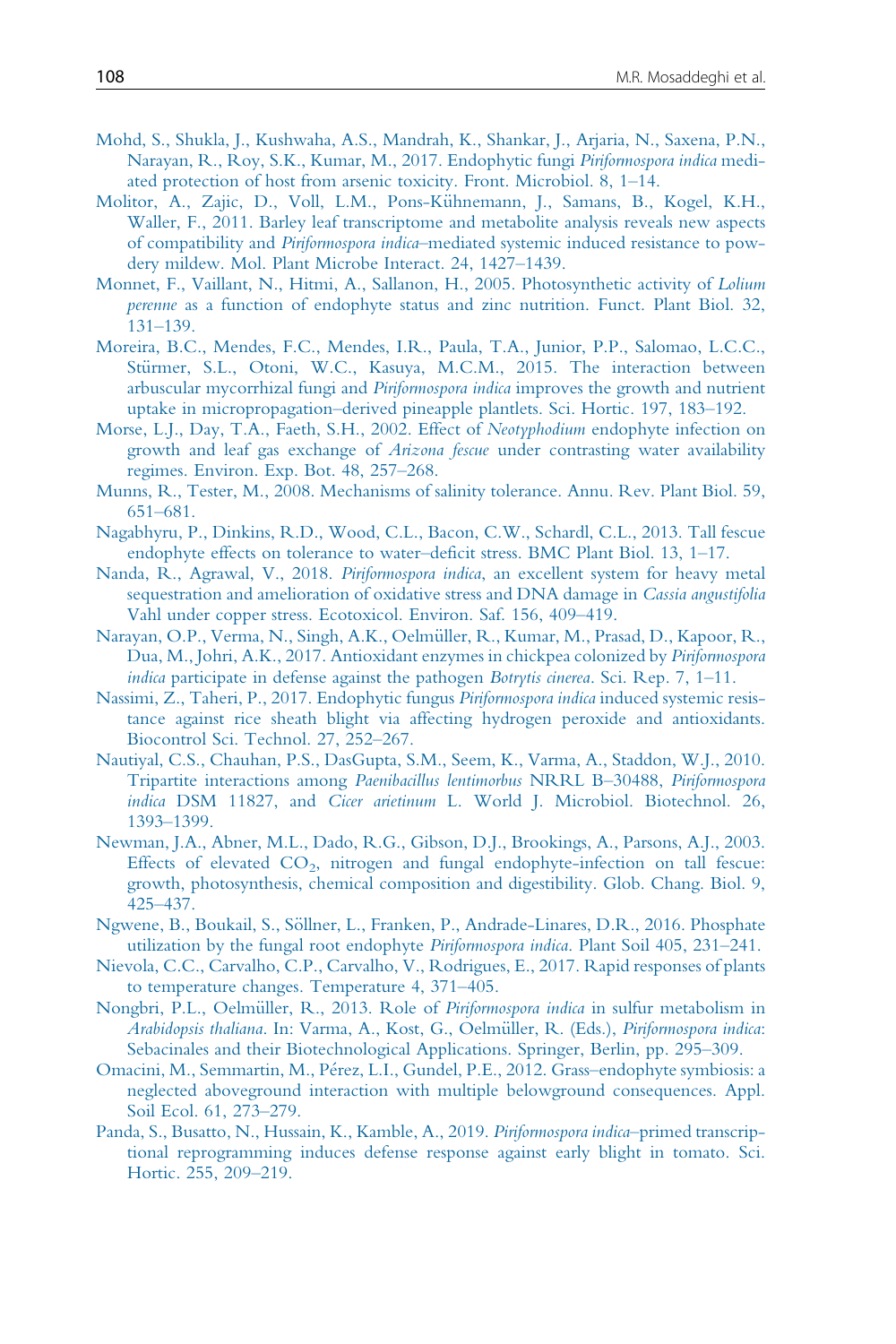Mohd, S., Shukla, J., Kushwaha, A.S., Mandrah, K., Shankar, J., Arjaria, N., Saxena, P.N., Narayan, R., Roy, S.K., Kumar, M., 2017. Endophytic fungi *Piriformospora indica* mediated protection of host from arsenic toxicity. Front. Microbiol. 8, 1–14.

Molitor, A., Zajic, D., Voll, L.M., Pons-Kühnemann, J., Samans, B., Kogel, K.H., Waller, F., 2011. Barley leaf transcriptome and metabolite analysis reveals new aspects of compatibility and *Piriformospora indica*–mediated systemic induced resistance to powdery mildew. Mol. Plant Microbe Interact. 24, 1427–1439.

Monnet, F., Vaillant, N., Hitmi, A., Sallanon, H., 2005. Photosynthetic activity of *Lolium perenne* as a function of endophyte status and zinc nutrition. Funct. Plant Biol. 32, 131–139.

Moreira, B.C., Mendes, F.C., Mendes, I.R., Paula, T.A., Junior, P.P., Salomao, L.C.C., Stürmer, S.L., Otoni, W.C., Kasuya, M.C.M., 2015. The interaction between arbuscular mycorrhizal fungi and *Piriformospora indica* improves the growth and nutrient uptake in micropropagation–derived pineapple plantlets. Sci. Hortic. 197, 183–192.

Morse, L.J., Day, T.A., Faeth, S.H., 2002. Effect of *Neotyphodium* endophyte infection on growth and leaf gas exchange of *Arizona fescue* under contrasting water availability regimes. Environ. Exp. Bot. 48, 257–268.

Munns, R., Tester, M., 2008. Mechanisms of salinity tolerance. Annu. Rev. Plant Biol. 59, 651–681.

Nagabhyru, P., Dinkins, R.D., Wood, C.L., Bacon, C.W., Schardl, C.L., 2013. Tall fescue endophyte effects on tolerance to water–deficit stress. BMC Plant Biol. 13, 1–17.

Nanda, R., Agrawal, V., 2018. *Piriformospora indica*, an excellent system for heavy metal sequestration and amelioration of oxidative stress and DNA damage in *Cassia angustifolia* Vahl under copper stress. Ecotoxicol. Environ. Saf. 156, 409–419.

Narayan, O.P., Verma, N., Singh, A.K., Oelmüller, R., Kumar, M., Prasad, D., Kapoor, R., Dua, M., Johri, A.K., 2017. Antioxidant enzymes in chickpea colonized by *Piriformospora indica* participate in defense against the pathogen *Botrytis cinerea*. Sci. Rep. 7, 1–11.

Nassimi, Z., Taheri, P., 2017. Endophytic fungus *Piriformospora indica* induced systemic resistance against rice sheath blight via affecting hydrogen peroxide and antioxidants. Biocontrol Sci. Technol. 27, 252–267.

Nautiyal, C.S., Chauhan, P.S., DasGupta, S.M., Seem, K., Varma, A., Staddon, W.J., 2010. Tripartite interactions among *Paenibacillus lentimorbus* NRRL B–30488, *Piriformospora indica* DSM 11827, and *Cicer arietinum* L. World J. Microbiol. Biotechnol. 26, 1393–1399.

Newman, J.A., Abner, M.L., Dado, R.G., Gibson, D.J., Brookings, A., Parsons, A.J., 2003. Effects of elevated $CO_2$, nitrogen and fungal endophyte-infection on tall fescue: growth, photosynthesis, chemical composition and digestibility. Glob. Chang. Biol. 9, 425–437.

Ngwene, B., Boukail, S., Söllner, L., Franken, P., Andrade-Linares, D.R., 2016. Phosphate utilization by the fungal root endophyte *Piriformospora indica*. Plant Soil 405, 231–241.

Nievola, C.C., Carvalho, C.P., Carvalho, V., Rodrigues, E., 2017. Rapid responses of plants to temperature changes. Temperature 4, 371–405.

Nongbri, P.L., Oelmüller, R., 2013. Role of *Piriformospora indica* in sulfur metabolism in *Arabidopsis thaliana*. In: Varma, A., Kost, G., Oelmüller, R. (Eds.), *Piriformospora indica*: Sebacinales and their Biotechnological Applications. Springer, Berlin, pp. 295–309.

Omacini, M., Semmartin, M., Pérez, L.I., Gundel, P.E., 2012. Grass–endophyte symbiosis: a neglected aboveground interaction with multiple belowground consequences. Appl. Soil Ecol. 61, 273–279.

Panda, S., Busatto, N., Hussain, K., Kamble, A., 2019. *Piriformospora indica*–primed transcriptional reprogramming induces defense response against early blight in tomato. Sci. Hortic. 255, 209–219.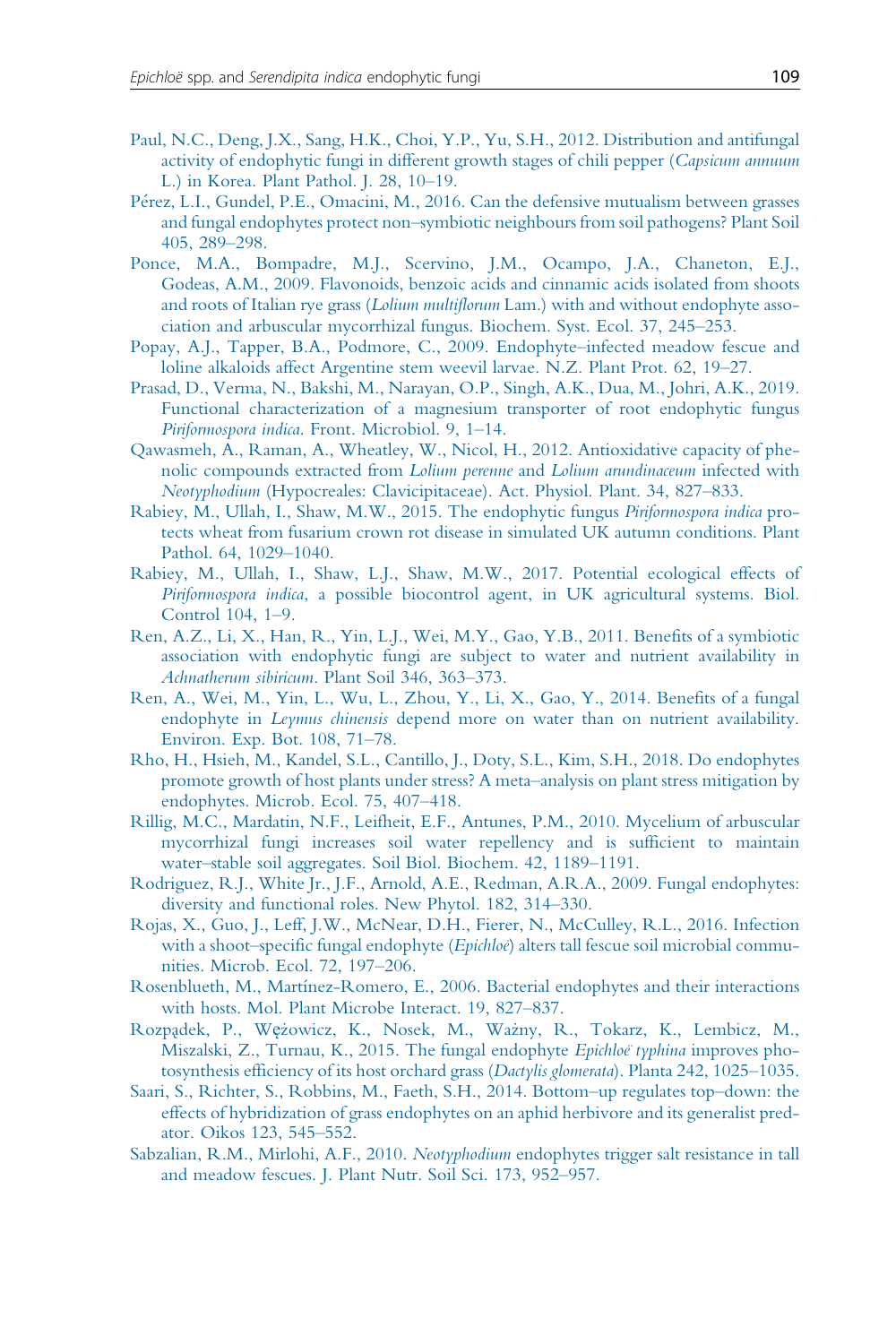Paul, N.C., Deng, J.X., Sang, H.K., Choi, Y.P., Yu, S.H., 2012. Distribution and antifungal activity of endophytic fungi in different growth stages of chili pepper (*Capsicum annuum* L.) in Korea. Plant Pathol. J. 28, 10–19.

Pérez, L.I., Gundel, P.E., Omacini, M., 2016. Can the defensive mutualism between grasses and fungal endophytes protect non–symbiotic neighbours from soil pathogens? Plant Soil 405, 289–298.

Ponce, M.A., Bompadre, M.J., Scervino, J.M., Ocampo, J.A., Chaneton, E.J., Godeas, A.M., 2009. Flavonoids, benzoic acids and cinnamic acids isolated from shoots and roots of Italian rye grass (*Lolium multiflorum* Lam.) with and without endophyte association and arbuscular mycorrhizal fungus. Biochem. Syst. Ecol. 37, 245–253.

Popay, A.J., Tapper, B.A., Podmore, C., 2009. Endophyte–infected meadow fescue and loline alkaloids affect Argentine stem weevil larvae. N.Z. Plant Prot. 62, 19–27.

Prasad, D., Verma, N., Bakshi, M., Narayan, O.P., Singh, A.K., Dua, M., Johri, A.K., 2019. Functional characterization of a magnesium transporter of root endophytic fungus *Piriformospora indica*. Front. Microbiol. 9, 1–14.

Qawasmeh, A., Raman, A., Wheatley, W., Nicol, H., 2012. Antioxidative capacity of phenolic compounds extracted from *Lolium perenne* and *Lolium arundinaceum* infected with *Neotyphodium* (Hypocreales: Clavicipitaceae). Act. Physiol. Plant. 34, 827–833.

Rabiey, M., Ullah, I., Shaw, M.W., 2015. The endophytic fungus *Piriformospora indica* protects wheat from fusarium crown rot disease in simulated UK autumn conditions. Plant Pathol. 64, 1029–1040.

Rabiey, M., Ullah, I., Shaw, L.J., Shaw, M.W., 2017. Potential ecological effects of *Piriformospora indica*, a possible biocontrol agent, in UK agricultural systems. Biol. Control 104, 1–9.

Ren, A.Z., Li, X., Han, R., Yin, L.J., Wei, M.Y., Gao, Y.B., 2011. Benefits of a symbiotic association with endophytic fungi are subject to water and nutrient availability in *Achnatherum sibiricum*. Plant Soil 346, 363–373.

Ren, A., Wei, M., Yin, L., Wu, L., Zhou, Y., Li, X., Gao, Y., 2014. Benefits of a fungal endophyte in *Leymus chinensis* depend more on water than on nutrient availability. Environ. Exp. Bot. 108, 71–78.

Rho, H., Hsieh, M., Kandel, S.L., Cantillo, J., Doty, S.L., Kim, S.H., 2018. Do endophytes promote growth of host plants under stress? A meta–analysis on plant stress mitigation by endophytes. Microb. Ecol. 75, 407–418.

Rillig, M.C., Mardatin, N.F., Leifheit, E.F., Antunes, P.M., 2010. Mycelium of arbuscular mycorrhizal fungi increases soil water repellency and is sufficient to maintain water–stable soil aggregates. Soil Biol. Biochem. 42, 1189–1191.

Rodriguez, R.J., White Jr., J.F., Arnold, A.E., Redman, A.R.A., 2009. Fungal endophytes: diversity and functional roles. New Phytol. 182, 314–330.

Rojas, X., Guo, J., Leff, J.W., McNear, D.H., Fierer, N., McCulley, R.L., 2016. Infection with a shoot–specific fungal endophyte (*Epichloë*) alters tall fescue soil microbial communities. Microb. Ecol. 72, 197–206.

Rosenblueth, M., Martínez-Romero, E., 2006. Bacterial endophytes and their interactions with hosts. Mol. Plant Microbe Interact. 19, 827–837.

Rozpądek, P., Wężowicz, K., Nosek, M., Ważny, R., Tokarz, K., Lembicz, M., Miszalski, Z., Turnau, K., 2015. The fungal endophyte *Epichloë typhina* improves photosynthesis efficiency of its host orchard grass (*Dactylis glomerata*). Planta 242, 1025–1035.

Saari, S., Richter, S., Robbins, M., Faeth, S.H., 2014. Bottom–up regulates top–down: the effects of hybridization of grass endophytes on an aphid herbivore and its generalist predator. Oikos 123, 545–552.

Sabzalian, R.M., Mirlohi, A.F., 2010. *Neotyphodium* endophytes trigger salt resistance in tall and meadow fescues. J. Plant Nutr. Soil Sci. 173, 952–957.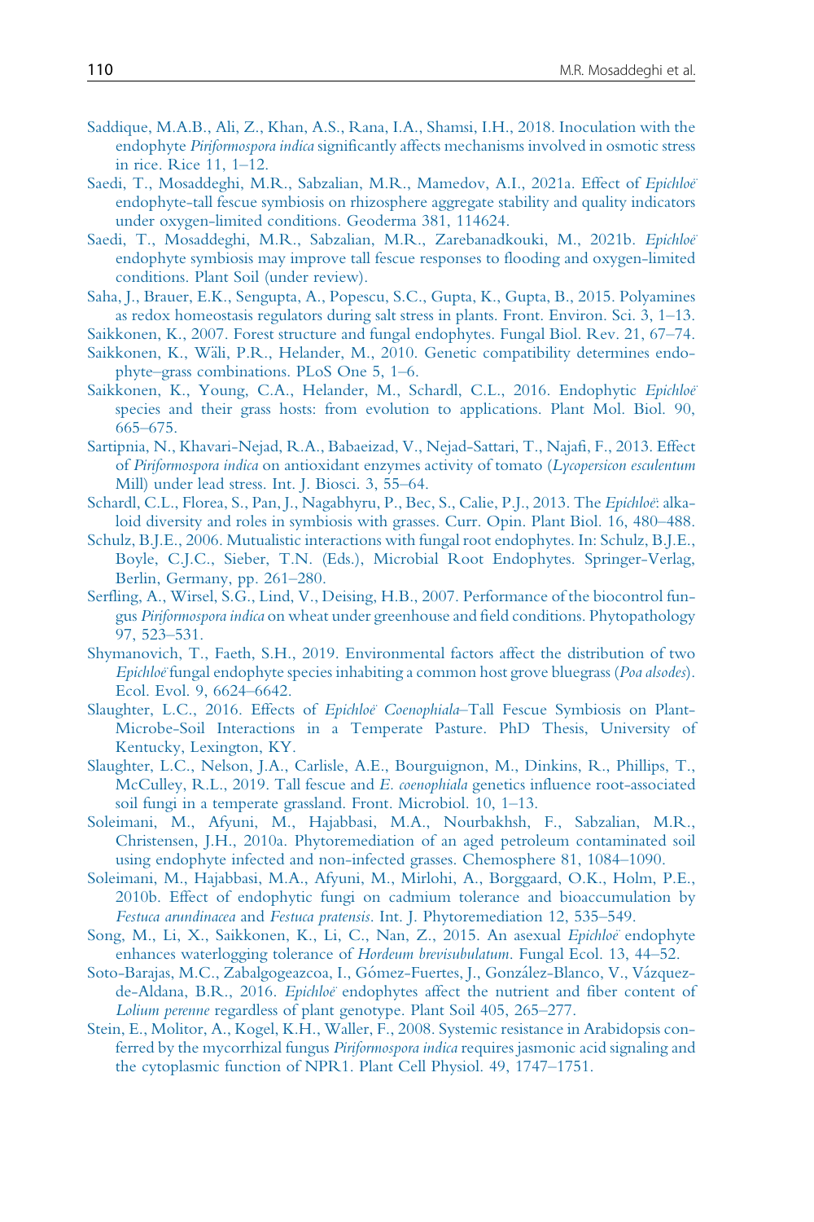Saddique, M.A.B., Ali, Z., Khan, A.S., Rana, I.A., Shamsi, I.H., 2018. Inoculation with the endophyte *Piriformospora indica* significantly affects mechanisms involved in osmotic stress in rice. Rice 11, 1–12.

Saedi, T., Mosaddeghi, M.R., Sabzalian, M.R., Mamedov, A.I., 2021a. Effect of *Epichloë* endophyte-tall fescue symbiosis on rhizosphere aggregate stability and quality indicators under oxygen-limited conditions. Geoderma 381, 114624.

Saedi, T., Mosaddeghi, M.R., Sabzalian, M.R., Zarebanadkouki, M., 2021b. *Epichloë* endophyte symbiosis may improve tall fescue responses to flooding and oxygen-limited conditions. Plant Soil (under review).

Saha, J., Brauer, E.K., Sengupta, A., Popescu, S.C., Gupta, K., Gupta, B., 2015. Polyamines as redox homeostasis regulators during salt stress in plants. Front. Environ. Sci. 3, 1–13.

Saikkonen, K., 2007. Forest structure and fungal endophytes. Fungal Biol. Rev. 21, 67–74.

Saikkonen, K., Wäli, P.R., Helander, M., 2010. Genetic compatibility determines endophyte–grass combinations. PLoS One 5, 1–6.

Saikkonen, K., Young, C.A., Helander, M., Schardl, C.L., 2016. Endophytic *Epichloë* species and their grass hosts: from evolution to applications. Plant Mol. Biol. 90, 665–675.

Sartipnia, N., Khavari-Nejad, R.A., Babaeizad, V., Nejad-Sattari, T., Najafi, F., 2013. Effect of *Piriformospora indica* on antioxidant enzymes activity of tomato (*Lycopersicon esculentum* Mill) under lead stress. Int. J. Biosci. 3, 55–64.

Schardl, C.L., Florea, S., Pan, J., Nagabhyru, P., Bec, S., Calie, P.J., 2013. The *Epichloë*: alkaloid diversity and roles in symbiosis with grasses. Curr. Opin. Plant Biol. 16, 480–488.

Schulz, B.J.E., 2006. Mutualistic interactions with fungal root endophytes. In: Schulz, B.J.E., Boyle, C.J.C., Sieber, T.N. (Eds.), Microbial Root Endophytes. Springer-Verlag, Berlin, Germany, pp. 261–280.

Serfling, A., Wirsel, S.G., Lind, V., Deising, H.B., 2007. Performance of the biocontrol fungus *Piriformospora indica* on wheat under greenhouse and field conditions. Phytopathology 97, 523–531.

Shymanovich, T., Faeth, S.H., 2019. Environmental factors affect the distribution of two *Epichloë* fungal endophyte species inhabiting a common host grove bluegrass (*Poa alsodes*). Ecol. Evol. 9, 6624–6642.

Slaughter, L.C., 2016. Effects of *Epichloë Coenophiala*–Tall Fescue Symbiosis on Plant-Microbe-Soil Interactions in a Temperate Pasture. PhD Thesis, University of Kentucky, Lexington, KY.

Slaughter, L.C., Nelson, J.A., Carlisle, A.E., Bourguignon, M., Dinkins, R., Phillips, T., McCulley, R.L., 2019. Tall fescue and *E. coenophiala* genetics influence root-associated soil fungi in a temperate grassland. Front. Microbiol. 10, 1–13.

Soleimani, M., Afyuni, M., Hajabbasi, M.A., Nourbakhsh, F., Sabzalian, M.R., Christensen, J.H., 2010a. Phytoremediation of an aged petroleum contaminated soil using endophyte infected and non-infected grasses. Chemosphere 81, 1084–1090.

Soleimani, M., Hajabbasi, M.A., Afyuni, M., Mirlohi, A., Borggaard, O.K., Holm, P.E., 2010b. Effect of endophytic fungi on cadmium tolerance and bioaccumulation by *Festuca arundinacea* and *Festuca pratensis*. Int. J. Phytoremediation 12, 535–549.

Song, M., Li, X., Saikkonen, K., Li, C., Nan, Z., 2015. An asexual *Epichloë* endophyte enhances waterlogging tolerance of *Hordeum brevisubulatum*. Fungal Ecol. 13, 44–52.

Soto-Barajas, M.C., Zabalgogeazcoa, I., Gómez-Fuertes, J., González-Blanco, V., Vázquez-de-Aldana, B.R., 2016. *Epichloë* endophytes affect the nutrient and fiber content of *Lolium perenne* regardless of plant genotype. Plant Soil 405, 265–277.

Stein, E., Molitor, A., Kogel, K.H., Waller, F., 2008. Systemic resistance in Arabidopsis conferred by the mycorrhizal fungus *Piriformospora indica* requires jasmonic acid signaling and the cytoplasmic function of NPR1. Plant Cell Physiol. 49, 1747–1751.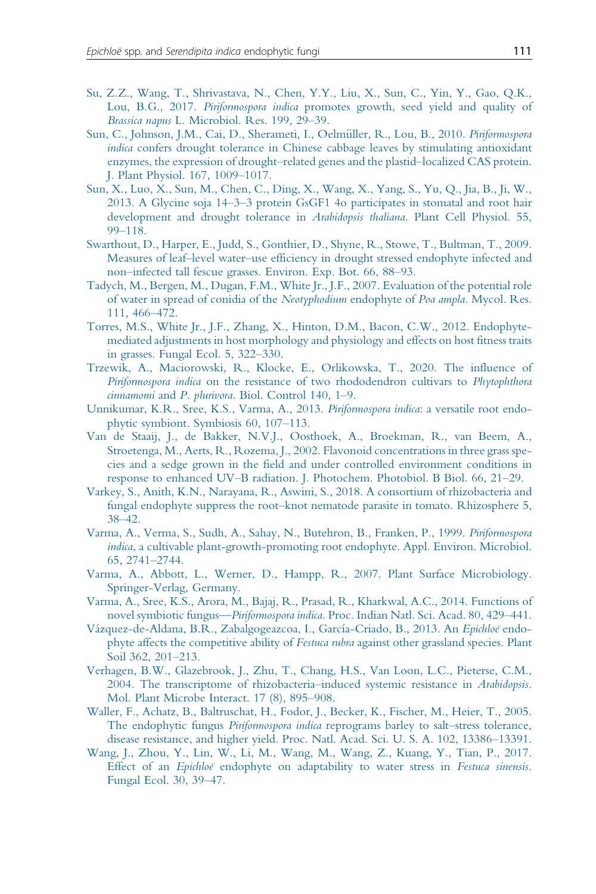Su, Z.Z., Wang, T., Shrivastava, N., Chen, Y.Y., Liu, X., Sun, C., Yin, Y., Gao, Q.K., Lou, B.G., 2017. *Piriformospora indica* promotes growth, seed yield and quality of *Brassica napus* L. Microbiol. Res. 199, 29–39.

Sun, C., Johnson, J.M., Cai, D., Sherameti, I., Oelmüller, R., Lou, B., 2010. *Piriformospora indica* confers drought tolerance in Chinese cabbage leaves by stimulating antioxidant enzymes, the expression of drought–related genes and the plastid–localized CAS protein. J. Plant Physiol. 167, 1009–1017.

Sun, X., Luo, X., Sun, M., Chen, C., Ding, X., Wang, X., Yang, S., Yu, Q., Jia, B., Ji, W., 2013. A Glycine soja 14–3–3 protein GsGF1 4o participates in stomatal and root hair development and drought tolerance in *Arabidopsis thaliana*. Plant Cell Physiol. 55, 99–118.

Swarthout, D., Harper, E., Judd, S., Gonthier, D., Shyne, R., Stowe, T., Bultman, T., 2009. Measures of leaf–level water–use efficiency in drought stressed endophyte infected and non–infected tall fescue grasses. Environ. Exp. Bot. 66, 88–93.

Tadych, M., Bergen, M., Dugan, F.M., White Jr., J.F., 2007. Evaluation of the potential role of water in spread of conidia of the *Neotyphodium* endophyte of *Poa ampla*. Mycol. Res. 111, 466–472.

Torres, M.S., White Jr., J.F., Zhang, X., Hinton, D.M., Bacon, C.W., 2012. Endophyte-mediated adjustments in host morphology and physiology and effects on host fitness traits in grasses. Fungal Ecol. 5, 322–330.

Trzewik, A., Maciorowski, R., Klocke, E., Orlikowska, T., 2020. The influence of *Piriformospora indica* on the resistance of two rhododendron cultivars to *Phytophthora cinnamomi* and *P. plurivora*. Biol. Control 140, 1–9.

Unnikumar, K.R., Sree, K.S., Varma, A., 2013. *Piriformospora indica*: a versatile root endophytic symbiont. Symbiosis 60, 107–113.

Van de Staaij, J., de Bakker, N.V.J., Oosthoek, A., Broekman, R., van Beem, A., Stroetenga, M., Aerts, R., Rozema, J., 2002. Flavonoid concentrations in three grass species and a sedge grown in the field and under controlled environment conditions in response to enhanced UV–B radiation. J. Photochem. Photobiol. B Biol. 66, 21–29.

Varkey, S., Anith, K.N., Narayana, R., Aswini, S., 2018. A consortium of rhizobacteria and fungal endophyte suppress the root–knot nematode parasite in tomato. Rhizosphere 5, 38–42.

Varma, A., Verma, S., Sudh, A., Sahay, N., Butehron, B., Franken, P., 1999. *Piriformospora indica*, a cultivable plant-growth-promoting root endophyte. Appl. Environ. Microbiol. 65, 2741–2744.

Varma, A., Abbott, L., Werner, D., Hampp, R., 2007. Plant Surface Microbiology. Springer-Verlag, Germany.

Varma, A., Sree, K.S., Arora, M., Bajaj, R., Prasad, R., Kharkwal, A.C., 2014. Functions of novel symbiotic fungus—*Piriformospora indica*. Proc. Indian Natl. Sci. Acad. 80, 429–441.

Vázquez-de-Aldana, B.R., Zabalgogeazcoa, I., García-Criado, B., 2013. An *Epichloë* endophyte affects the competitive ability of *Festuca rubra* against other grassland species. Plant Soil 362, 201–213.

Verhagen, B.W., Glazebrook, J., Zhu, T., Chang, H.S., Van Loon, L.C., Pieterse, C.M., 2004. The transcriptome of rhizobacteria–induced systemic resistance in *Arabidopsis*. Mol. Plant Microbe Interact. 17 (8), 895–908.

Waller, F., Achatz, B., Baltruschat, H., Fodor, J., Becker, K., Fischer, M., Heier, T., 2005. The endophytic fungus *Piriformospora indica* reprograms barley to salt–stress tolerance, disease resistance, and higher yield. Proc. Natl. Acad. Sci. U. S. A. 102, 13386–13391.

Wang, J., Zhou, Y., Lin, W., Li, M., Wang, M., Wang, Z., Kuang, Y., Tian, P., 2017. Effect of an *Epichloë* endophyte on adaptability to water stress in *Festuca sinensis*. Fungal Ecol. 30, 39–47.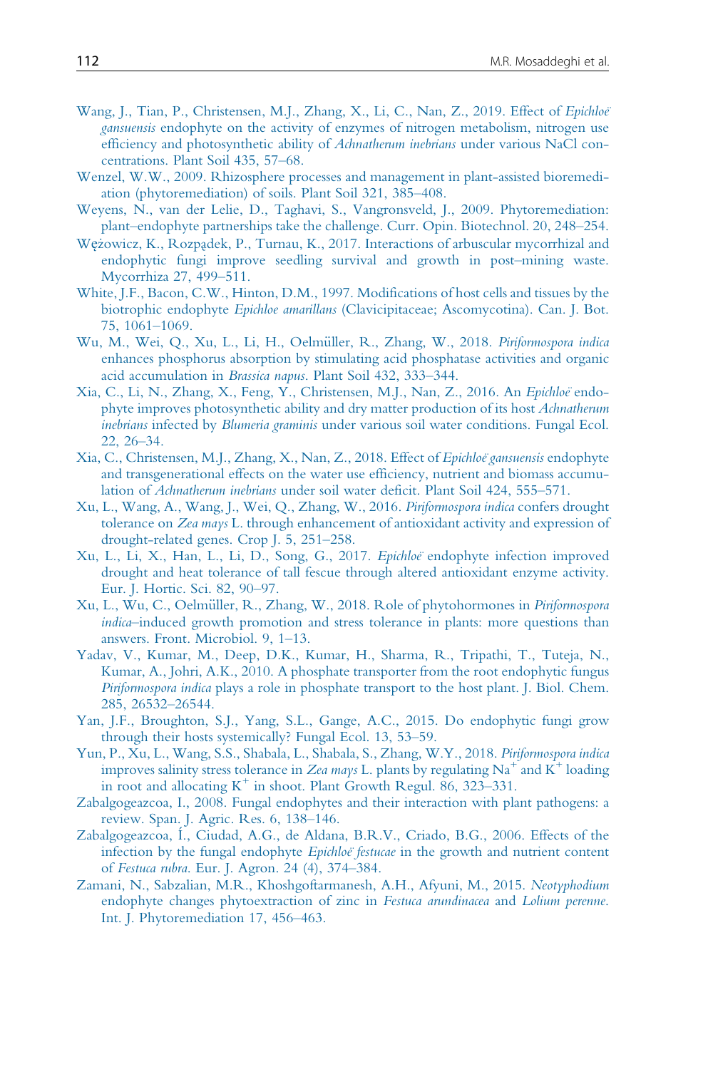Wang, J., Tian, P., Christensen, M.J., Zhang, X., Li, C., Nan, Z., 2019. Effect of *Epichloë gansuensis* endophyte on the activity of enzymes of nitrogen metabolism, nitrogen use efficiency and photosynthetic ability of *Achnatherum inebrians* under various NaCl concentrations. Plant Soil 435, 57–68.

Wenzel, W.W., 2009. Rhizosphere processes and management in plant-assisted bioremediation (phytoremediation) of soils. Plant Soil 321, 385–408.

Weyens, N., van der Lelie, D., Taghavi, S., Vangronsveld, J., 2009. Phytoremediation: plant–endophyte partnerships take the challenge. Curr. Opin. Biotechnol. 20, 248–254.

Wężowicz, K., Rozpądek, P., Turnau, K., 2017. Interactions of arbuscular mycorrhizal and endophytic fungi improve seedling survival and growth in post-mining waste. Mycorrhiza 27, 499–511.

White, J.F., Bacon, C.W., Hinton, D.M., 1997. Modifications of host cells and tissues by the biotrophic endophyte *Epichloe amarillans* (Clavicipitaceae; Ascomycotina). Can. J. Bot. 75, 1061–1069.

Wu, M., Wei, Q., Xu, L., Li, H., Oelmüller, R., Zhang, W., 2018. *Piriformospora indica* enhances phosphorus absorption by stimulating acid phosphatase activities and organic acid accumulation in *Brassica napus*. Plant Soil 432, 333–344.

Xia, C., Li, N., Zhang, X., Feng, Y., Christensen, M.J., Nan, Z., 2016. An *Epichloë* endophyte improves photosynthetic ability and dry matter production of its host *Achnatherum inebrians* infected by *Blumeria graminis* under various soil water conditions. Fungal Ecol. 22, 26–34.

Xia, C., Christensen, M.J., Zhang, X., Nan, Z., 2018. Effect of *Epichloë gansuensis* endophyte and transgenerational effects on the water use efficiency, nutrient and biomass accumulation of *Achnatherum inebrians* under soil water deficit. Plant Soil 424, 555–571.

Xu, L., Wang, A., Wang, J., Wei, Q., Zhang, W., 2016. *Piriformospora indica* confers drought tolerance on *Zea mays* L. through enhancement of antioxidant activity and expression of drought-related genes. Crop J. 5, 251–258.

Xu, L., Li, X., Han, L., Li, D., Song, G., 2017. *Epichloë* endophyte infection improved drought and heat tolerance of tall fescue through altered antioxidant enzyme activity. Eur. J. Hortic. Sci. 82, 90–97.

Xu, L., Wu, C., Oelmüller, R., Zhang, W., 2018. Role of phytohormones in *Piriformospora indica*–induced growth promotion and stress tolerance in plants: more questions than answers. Front. Microbiol. 9, 1–13.

Yadav, V., Kumar, M., Deep, D.K., Kumar, H., Sharma, R., Tripathi, T., Tuteja, N., Kumar, A., Johri, A.K., 2010. A phosphate transporter from the root endophytic fungus *Piriformospora indica* plays a role in phosphate transport to the host plant. J. Biol. Chem. 285, 26532–26544.

Yan, J.F., Broughton, S.J., Yang, S.L., Gange, A.C., 2015. Do endophytic fungi grow through their hosts systemically? Fungal Ecol. 13, 53–59.

Yun, P., Xu, L., Wang, S.S., Shabala, L., Shabala, S., Zhang, W.Y., 2018. *Piriformospora indica* improves salinity stress tolerance in *Zea mays* L. plants by regulating $Na^+$ and $K^+$ loading in root and allocating $K^+$ in shoot. Plant Growth Regul. 86, 323–331.

Zabalgogeazcoa, I., 2008. Fungal endophytes and their interaction with plant pathogens: a review. Span. J. Agric. Res. 6, 138–146.

Zabalgogeazcoa, Í., Ciudad, A.G., de Aldana, B.R.V., Criado, B.G., 2006. Effects of the infection by the fungal endophyte *Epichloë festucae* in the growth and nutrient content of *Festuca rubra*. Eur. J. Agron. 24 (4), 374–384.

Zamani, N., Sabzalian, M.R., Khoshgoftarmanesh, A.H., Afyuni, M., 2015. *Neotyphodium* endophyte changes phytoextraction of zinc in *Festuca arundinacea* and *Lolium perenne*. Int. J. Phytoremediation 17, 456–463.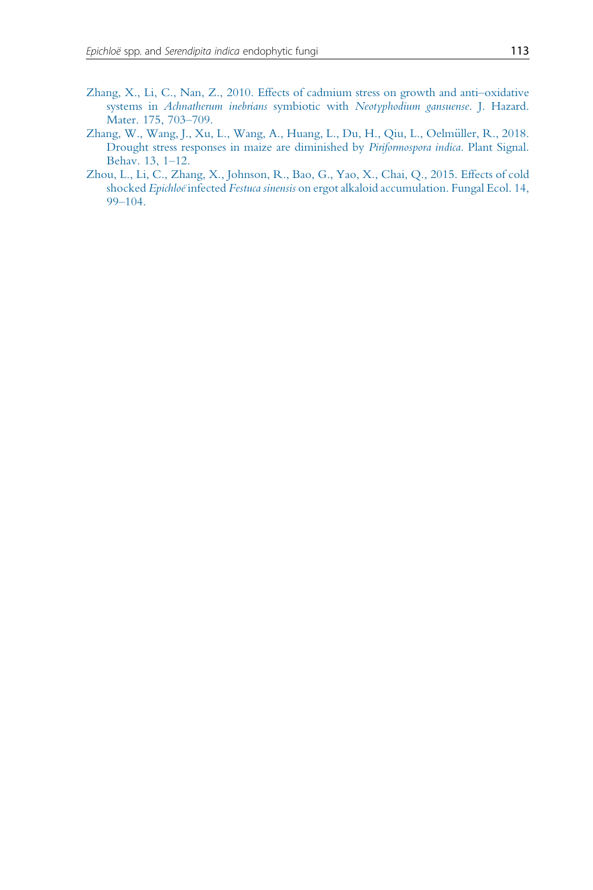Zhang, X., Li, C., Nan, Z., 2010. Effects of cadmium stress on growth and anti–oxidative systems in *Achnatherum inebrians* symbiotic with *Neotyphodium gansuense*. J. Hazard. Mater. 175, 703–709.

Zhang, W., Wang, J., Xu, L., Wang, A., Huang, L., Du, H., Qiu, L., Oelmüller, R., 2018. Drought stress responses in maize are diminished by *Piriformospora indica*. Plant Signal. Behav. 13, 1–12.

Zhou, L., Li, C., Zhang, X., Johnson, R., Bao, G., Yao, X., Chai, Q., 2015. Effects of cold shocked *Epichloë* infected *Festuca sinensis* on ergot alkaloid accumulation. Fungal Ecol. 14, 99–104.